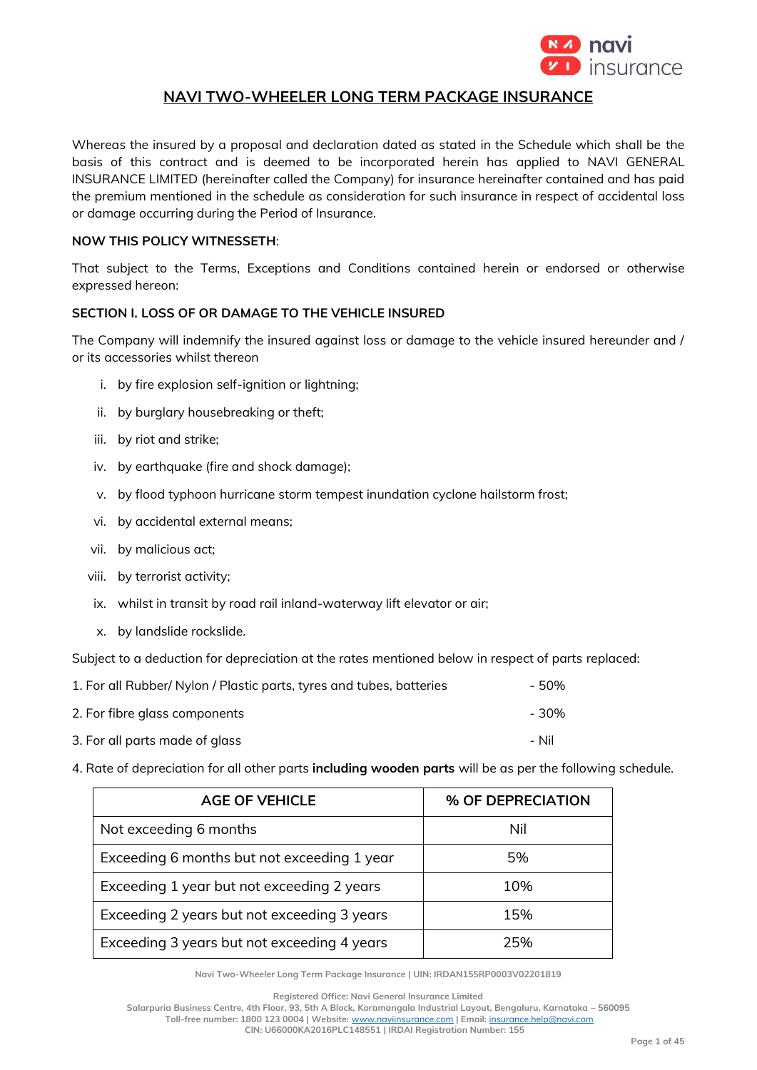# NAVI TWO-WHEELER LONG TERM PACKAGE INSURANCE

Whereas the insured by a proposal and declaration dated as stated in the Schedule which shall be the basis of this contract and is deemed to be incorporated herein has applied to NAVI GENERAL INSURANCE LIMITED (hereinafter called the Company) for insurance hereinafter contained and has paid the premium mentioned in the schedule as consideration for such insurance in respect of accidental loss or damage occurring during the Period of Insurance.

**NOW THIS POLICY WITNESSETH**:

That subject to the Terms, Exceptions and Conditions contained herein or endorsed or otherwise expressed hereon:

**SECTION I. LOSS OF OR DAMAGE TO THE VEHICLE INSURED**

The Company will indemnify the insured against loss or damage to the vehicle insured hereunder and / or its accessories whilst thereon

i. by fire explosion self-ignition or lightning;

ii. by burglary housebreaking or theft;

iii. by riot and strike;

iv. by earthquake (fire and shock damage);

v. by flood typhoon hurricane storm tempest inundation cyclone hailstorm frost;

vi. by accidental external means;

vii. by malicious act;

viii. by terrorist activity;

ix. whilst in transit by road rail inland-waterway lift elevator or air;

x. by landslide rockslide.

Subject to a deduction for depreciation at the rates mentioned below in respect of parts replaced:

1. For all Rubber/ Nylon / Plastic parts, tyres and tubes, batteries - 50%
2. For fibre glass components - 30%
3. For all parts made of glass - Nil
4. Rate of depreciation for all other parts **including wooden parts** will be as per the following schedule.

| AGE OF VEHICLE | % OF DEPRECIATION |
|---|---|
| Not exceeding 6 months | Nil |
| Exceeding 6 months but not exceeding 1 year | 5% |
| Exceeding 1 year but not exceeding 2 years | 10% |
| Exceeding 2 years but not exceeding 3 years | 15% |
| Exceeding 3 years but not exceeding 4 years | 25% |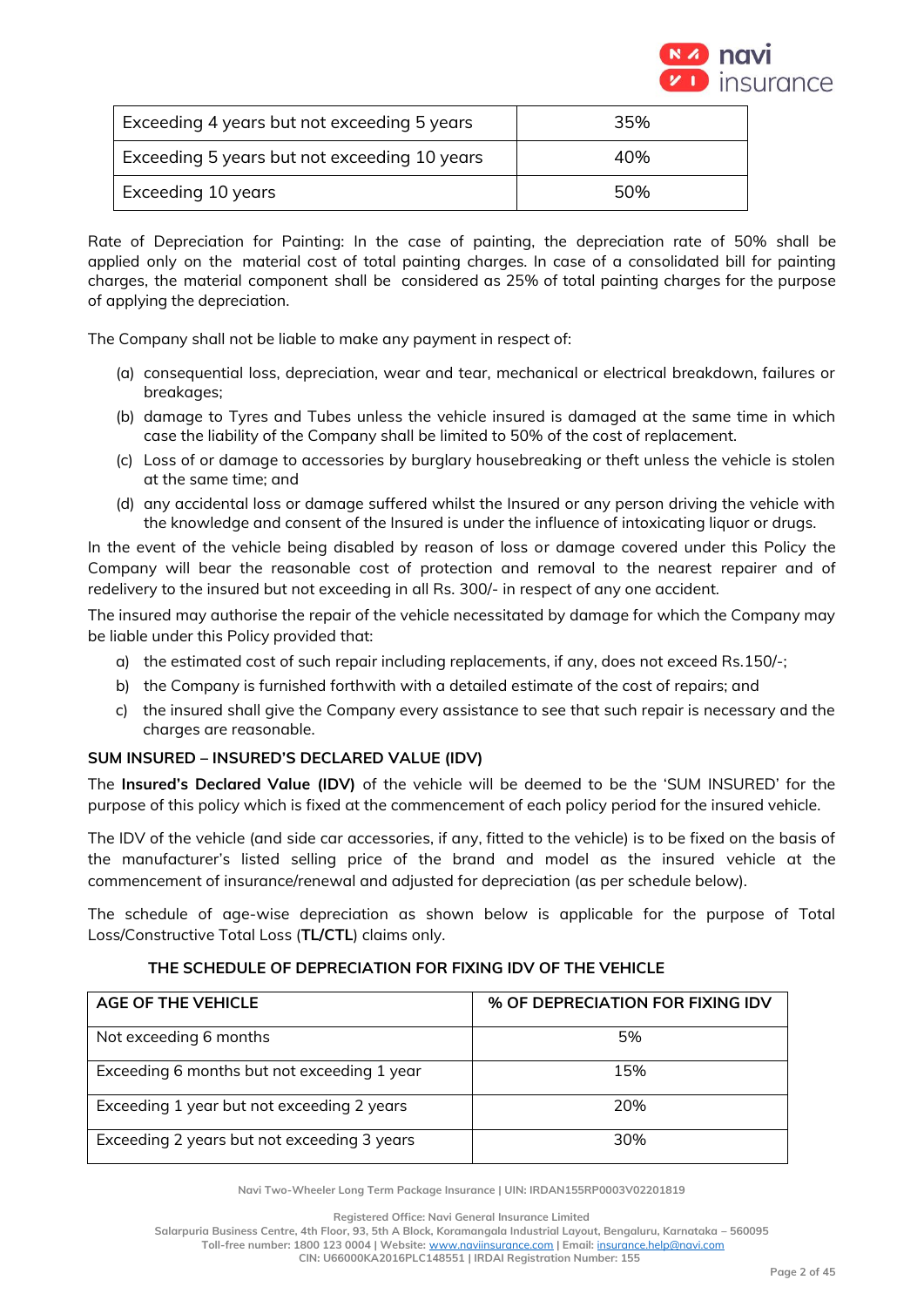| Exceeding 4 years but not exceeding 5 years | 35% |
|---|---|
| Exceeding 5 years but not exceeding 10 years | 40% |
| Exceeding 10 years | 50% |

Rate of Depreciation for Painting: In the case of painting, the depreciation rate of 50% shall be applied only on the material cost of total painting charges. In case of a consolidated bill for painting charges, the material component shall be considered as 25% of total painting charges for the purpose of applying the depreciation.

The Company shall not be liable to make any payment in respect of:

(a) consequential loss, depreciation, wear and tear, mechanical or electrical breakdown, failures or breakages;
(b) damage to Tyres and Tubes unless the vehicle insured is damaged at the same time in which case the liability of the Company shall be limited to 50% of the cost of replacement.
(c) Loss of or damage to accessories by burglary housebreaking or theft unless the vehicle is stolen at the same time; and
(d) any accidental loss or damage suffered whilst the Insured or any person driving the vehicle with the knowledge and consent of the Insured is under the influence of intoxicating liquor or drugs.

In the event of the vehicle being disabled by reason of loss or damage covered under this Policy the Company will bear the reasonable cost of protection and removal to the nearest repairer and of redelivery to the insured but not exceeding in all Rs. 300/- in respect of any one accident.

The insured may authorise the repair of the vehicle necessitated by damage for which the Company may be liable under this Policy provided that:

a) the estimated cost of such repair including replacements, if any, does not exceed Rs.150/-;
b) the Company is furnished forthwith with a detailed estimate of the cost of repairs; and
c) the insured shall give the Company every assistance to see that such repair is necessary and the charges are reasonable.

**SUM INSURED – INSURED'S DECLARED VALUE (IDV)**

The **Insured's Declared Value (IDV)** of the vehicle will be deemed to be the 'SUM INSURED' for the purpose of this policy which is fixed at the commencement of each policy period for the insured vehicle.

The IDV of the vehicle (and side car accessories, if any, fitted to the vehicle) is to be fixed on the basis of the manufacturer's listed selling price of the brand and model as the insured vehicle at the commencement of insurance/renewal and adjusted for depreciation (as per schedule below).

The schedule of age-wise depreciation as shown below is applicable for the purpose of Total Loss/Constructive Total Loss (**TL/CTL**) claims only.

**THE SCHEDULE OF DEPRECIATION FOR FIXING IDV OF THE VEHICLE**

| AGE OF THE VEHICLE | % OF DEPRECIATION FOR FIXING IDV |
|---|---|
| Not exceeding 6 months | 5% |
| Exceeding 6 months but not exceeding 1 year | 15% |
| Exceeding 1 year but not exceeding 2 years | 20% |
| Exceeding 2 years but not exceeding 3 years | 30% |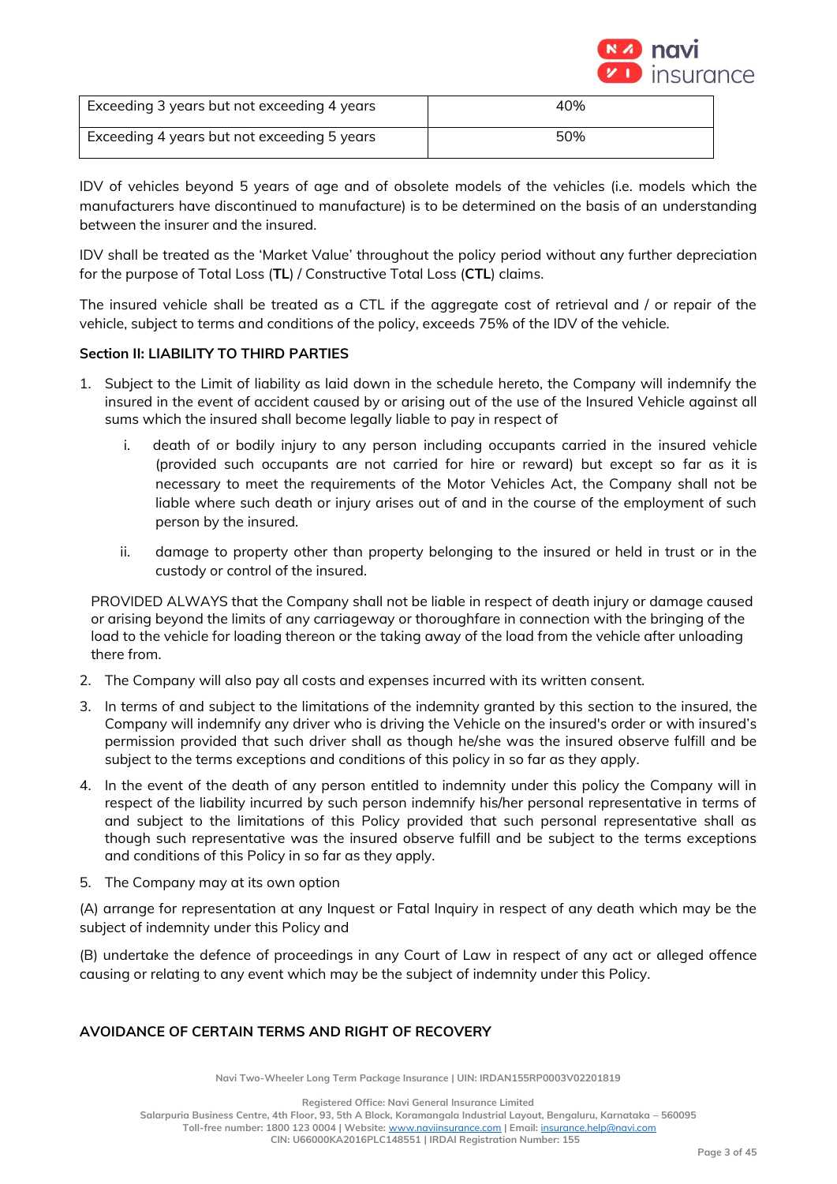| Exceeding 3 years but not exceeding 4 years | 40% |
|---|---|
| Exceeding 4 years but not exceeding 5 years | 50% |

IDV of vehicles beyond 5 years of age and of obsolete models of the vehicles (i.e. models which the manufacturers have discontinued to manufacture) is to be determined on the basis of an understanding between the insurer and the insured.

IDV shall be treated as the 'Market Value' throughout the policy period without any further depreciation for the purpose of Total Loss (**TL**) / Constructive Total Loss (**CTL**) claims.

The insured vehicle shall be treated as a CTL if the aggregate cost of retrieval and / or repair of the vehicle, subject to terms and conditions of the policy, exceeds 75% of the IDV of the vehicle.

**Section II: LIABILITY TO THIRD PARTIES**

1. Subject to the Limit of liability as laid down in the schedule hereto, the Company will indemnify the insured in the event of accident caused by or arising out of the use of the Insured Vehicle against all sums which the insured shall become legally liable to pay in respect of

   i. death of or bodily injury to any person including occupants carried in the insured vehicle (provided such occupants are not carried for hire or reward) but except so far as it is necessary to meet the requirements of the Motor Vehicles Act, the Company shall not be liable where such death or injury arises out of and in the course of the employment of such person by the insured.

   ii. damage to property other than property belonging to the insured or held in trust or in the custody or control of the insured.

   PROVIDED ALWAYS that the Company shall not be liable in respect of death injury or damage caused or arising beyond the limits of any carriageway or thoroughfare in connection with the bringing of the load to the vehicle for loading thereon or the taking away of the load from the vehicle after unloading there from.

2. The Company will also pay all costs and expenses incurred with its written consent.

3. In terms of and subject to the limitations of the indemnity granted by this section to the insured, the Company will indemnify any driver who is driving the Vehicle on the insured's order or with insured's permission provided that such driver shall as though he/she was the insured observe fulfill and be subject to the terms exceptions and conditions of this policy in so far as they apply.

4. In the event of the death of any person entitled to indemnity under this policy the Company will in respect of the liability incurred by such person indemnify his/her personal representative in terms of and subject to the limitations of this Policy provided that such personal representative shall as though such representative was the insured observe fulfill and be subject to the terms exceptions and conditions of this Policy in so far as they apply.

5. The Company may at its own option

(A) arrange for representation at any Inquest or Fatal Inquiry in respect of any death which may be the subject of indemnity under this Policy and

(B) undertake the defence of proceedings in any Court of Law in respect of any act or alleged offence causing or relating to any event which may be the subject of indemnity under this Policy.

**AVOIDANCE OF CERTAIN TERMS AND RIGHT OF RECOVERY**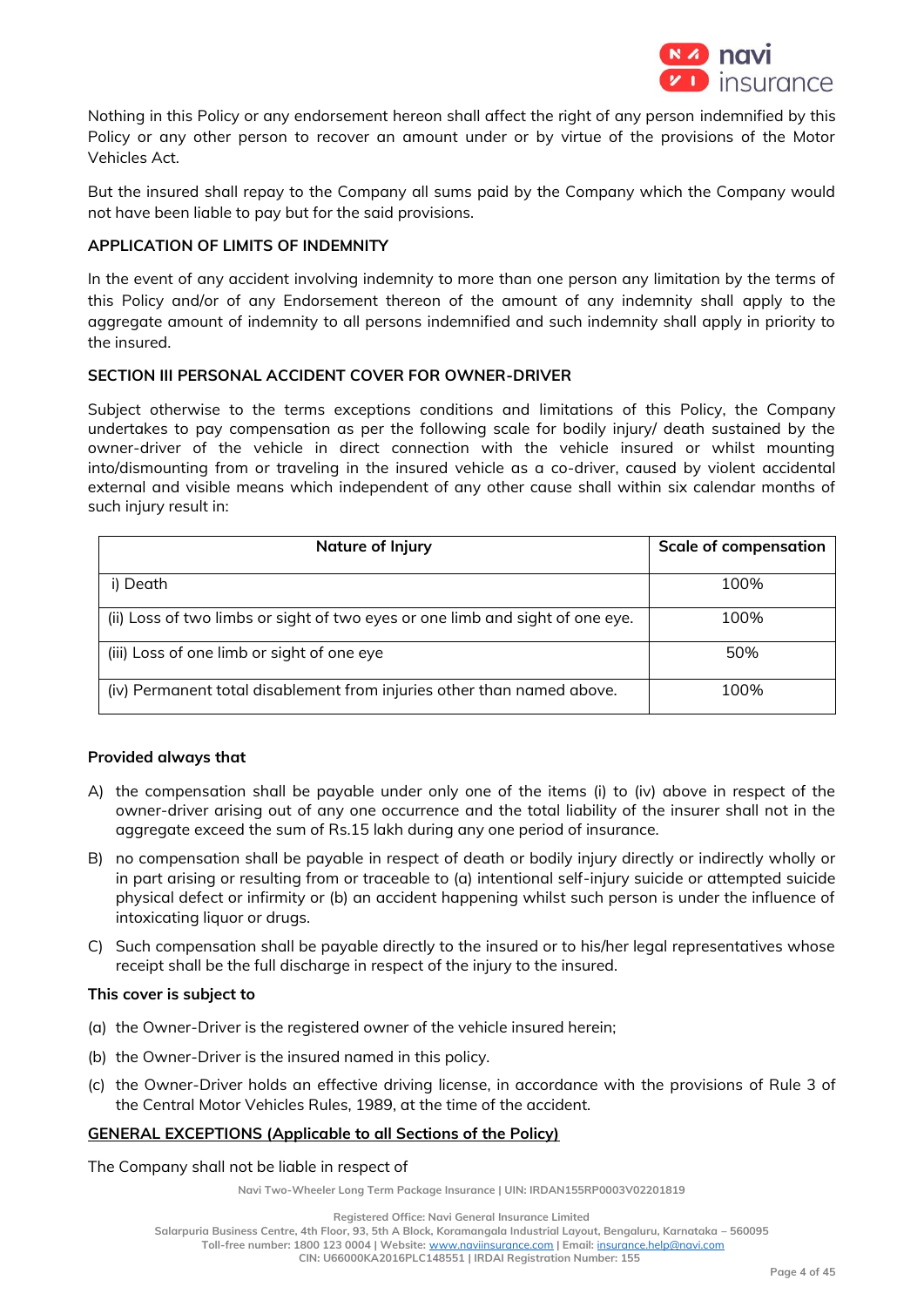Nothing in this Policy or any endorsement hereon shall affect the right of any person indemnified by this Policy or any other person to recover an amount under or by virtue of the provisions of the Motor Vehicles Act.

But the insured shall repay to the Company all sums paid by the Company which the Company would not have been liable to pay but for the said provisions.

**APPLICATION OF LIMITS OF INDEMNITY**

In the event of any accident involving indemnity to more than one person any limitation by the terms of this Policy and/or of any Endorsement thereon of the amount of any indemnity shall apply to the aggregate amount of indemnity to all persons indemnified and such indemnity shall apply in priority to the insured.

**SECTION III PERSONAL ACCIDENT COVER FOR OWNER-DRIVER**

Subject otherwise to the terms exceptions conditions and limitations of this Policy, the Company undertakes to pay compensation as per the following scale for bodily injury/ death sustained by the owner-driver of the vehicle in direct connection with the vehicle insured or whilst mounting into/dismounting from or traveling in the insured vehicle as a co-driver, caused by violent accidental external and visible means which independent of any other cause shall within six calendar months of such injury result in:

| Nature of Injury | Scale of compensation |
|---|---|
| i) Death | 100% |
| (ii) Loss of two limbs or sight of two eyes or one limb and sight of one eye. | 100% |
| (iii) Loss of one limb or sight of one eye | 50% |
| (iv) Permanent total disablement from injuries other than named above. | 100% |

**Provided always that**

A) the compensation shall be payable under only one of the items (i) to (iv) above in respect of the owner-driver arising out of any one occurrence and the total liability of the insurer shall not in the aggregate exceed the sum of Rs.15 lakh during any one period of insurance.

B) no compensation shall be payable in respect of death or bodily injury directly or indirectly wholly or in part arising or resulting from or traceable to (a) intentional self-injury suicide or attempted suicide physical defect or infirmity or (b) an accident happening whilst such person is under the influence of intoxicating liquor or drugs.

C) Such compensation shall be payable directly to the insured or to his/her legal representatives whose receipt shall be the full discharge in respect of the injury to the insured.

**This cover is subject to**

(a) the Owner-Driver is the registered owner of the vehicle insured herein;

(b) the Owner-Driver is the insured named in this policy.

(c) the Owner-Driver holds an effective driving license, in accordance with the provisions of Rule 3 of the Central Motor Vehicles Rules, 1989, at the time of the accident.

**GENERAL EXCEPTIONS (Applicable to all Sections of the Policy)**

The Company shall not be liable in respect of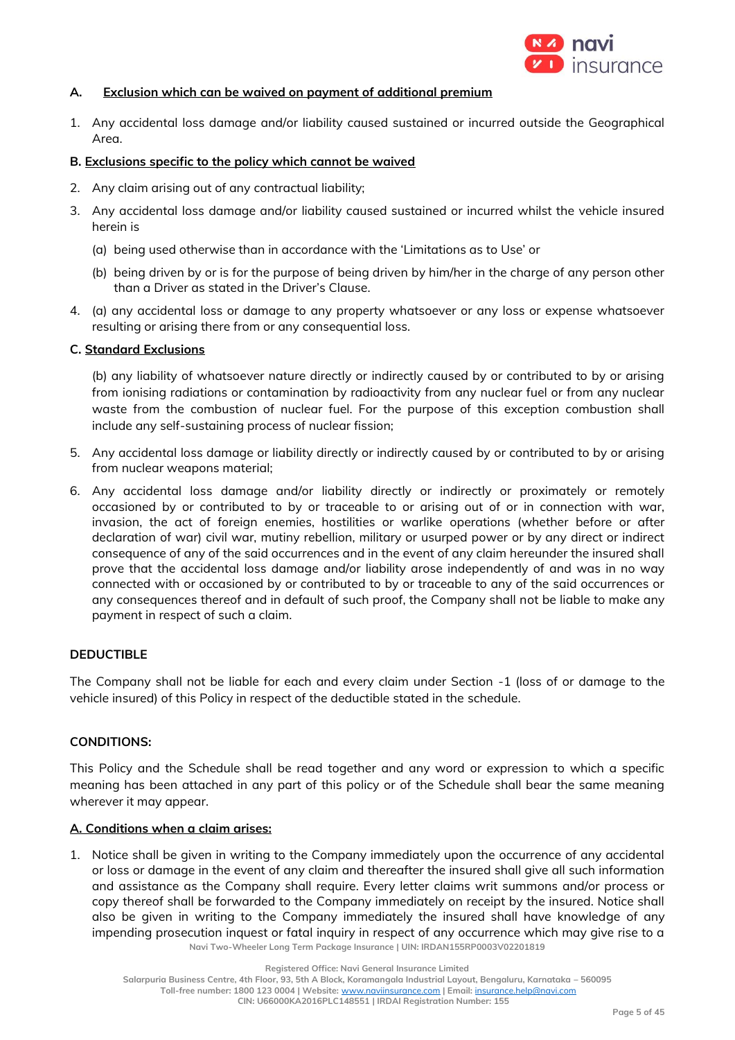**A. <u>Exclusion which can be waived on payment of additional premium</u>**

1. Any accidental loss damage and/or liability caused sustained or incurred outside the Geographical Area.

**B. <u>Exclusions specific to the policy which cannot be waived</u>**

2. Any claim arising out of any contractual liability;
3. Any accidental loss damage and/or liability caused sustained or incurred whilst the vehicle insured herein is
   (a) being used otherwise than in accordance with the 'Limitations as to Use' or
   (b) being driven by or is for the purpose of being driven by him/her in the charge of any person other than a Driver as stated in the Driver's Clause.
4. (a) any accidental loss or damage to any property whatsoever or any loss or expense whatsoever resulting or arising there from or any consequential loss.

**C. <u>Standard Exclusions</u>**

   (b) any liability of whatsoever nature directly or indirectly caused by or contributed to by or arising from ionising radiations or contamination by radioactivity from any nuclear fuel or from any nuclear waste from the combustion of nuclear fuel. For the purpose of this exception combustion shall include any self-sustaining process of nuclear fission;

5. Any accidental loss damage or liability directly or indirectly caused by or contributed to by or arising from nuclear weapons material;
6. Any accidental loss damage and/or liability directly or indirectly or proximately or remotely occasioned by or contributed to by or traceable to or arising out of or in connection with war, invasion, the act of foreign enemies, hostilities or warlike operations (whether before or after declaration of war) civil war, mutiny rebellion, military or usurped power or by any direct or indirect consequence of any of the said occurrences and in the event of any claim hereunder the insured shall prove that the accidental loss damage and/or liability arose independently of and was in no way connected with or occasioned by or contributed to by or traceable to any of the said occurrences or any consequences thereof and in default of such proof, the Company shall not be liable to make any payment in respect of such a claim.

**DEDUCTIBLE**

The Company shall not be liable for each and every claim under Section -1 (loss of or damage to the vehicle insured) of this Policy in respect of the deductible stated in the schedule.

**CONDITIONS:**

This Policy and the Schedule shall be read together and any word or expression to which a specific meaning has been attached in any part of this policy or of the Schedule shall bear the same meaning wherever it may appear.

**<u>A. Conditions when a claim arises:</u>**

1. Notice shall be given in writing to the Company immediately upon the occurrence of any accidental or loss or damage in the event of any claim and thereafter the insured shall give all such information and assistance as the Company shall require. Every letter claims writ summons and/or process or copy thereof shall be forwarded to the Company immediately on receipt by the insured. Notice shall also be given in writing to the Company immediately the insured shall have knowledge of any impending prosecution inquest or fatal inquiry in respect of any occurrence which may give rise to a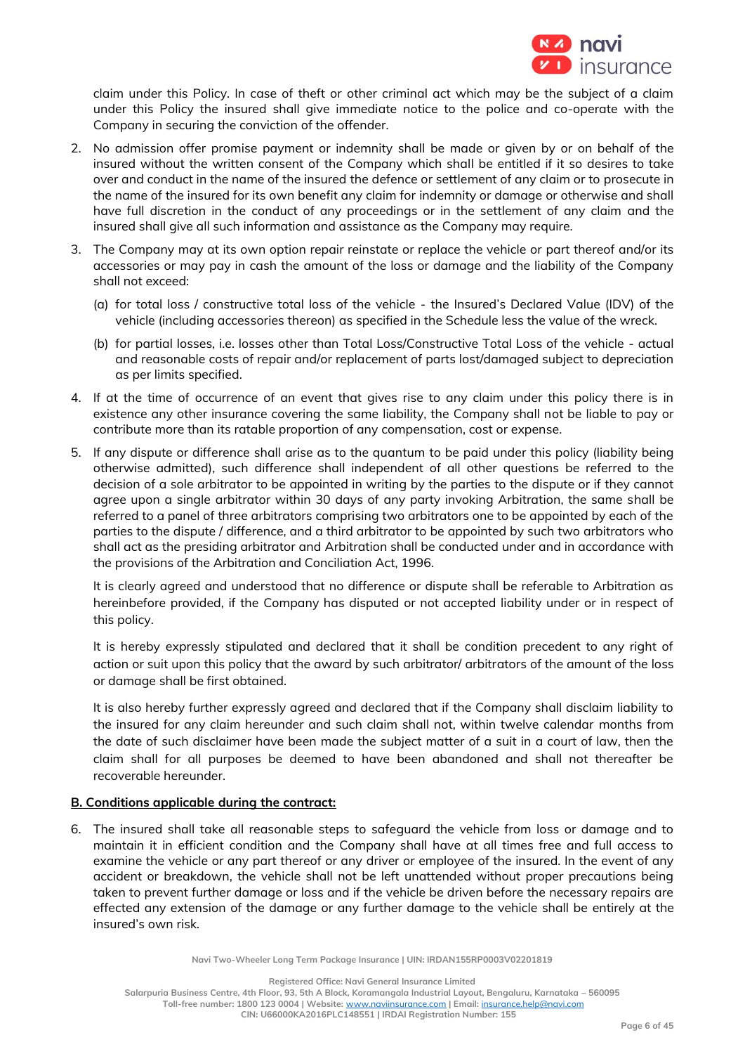claim under this Policy. In case of theft or other criminal act which may be the subject of a claim under this Policy the insured shall give immediate notice to the police and co-operate with the Company in securing the conviction of the offender.

2. No admission offer promise payment or indemnity shall be made or given by or on behalf of the insured without the written consent of the Company which shall be entitled if it so desires to take over and conduct in the name of the insured the defence or settlement of any claim or to prosecute in the name of the insured for its own benefit any claim for indemnity or damage or otherwise and shall have full discretion in the conduct of any proceedings or in the settlement of any claim and the insured shall give all such information and assistance as the Company may require.

3. The Company may at its own option repair reinstate or replace the vehicle or part thereof and/or its accessories or may pay in cash the amount of the loss or damage and the liability of the Company shall not exceed:

   (a) for total loss / constructive total loss of the vehicle - the Insured's Declared Value (IDV) of the vehicle (including accessories thereon) as specified in the Schedule less the value of the wreck.

   (b) for partial losses, i.e. losses other than Total Loss/Constructive Total Loss of the vehicle - actual and reasonable costs of repair and/or replacement of parts lost/damaged subject to depreciation as per limits specified.

4. If at the time of occurrence of an event that gives rise to any claim under this policy there is in existence any other insurance covering the same liability, the Company shall not be liable to pay or contribute more than its ratable proportion of any compensation, cost or expense.

5. If any dispute or difference shall arise as to the quantum to be paid under this policy (liability being otherwise admitted), such difference shall independent of all other questions be referred to the decision of a sole arbitrator to be appointed in writing by the parties to the dispute or if they cannot agree upon a single arbitrator within 30 days of any party invoking Arbitration, the same shall be referred to a panel of three arbitrators comprising two arbitrators one to be appointed by each of the parties to the dispute / difference, and a third arbitrator to be appointed by such two arbitrators who shall act as the presiding arbitrator and Arbitration shall be conducted under and in accordance with the provisions of the Arbitration and Conciliation Act, 1996.

   It is clearly agreed and understood that no difference or dispute shall be referable to Arbitration as hereinbefore provided, if the Company has disputed or not accepted liability under or in respect of this policy.

   It is hereby expressly stipulated and declared that it shall be condition precedent to any right of action or suit upon this policy that the award by such arbitrator/ arbitrators of the amount of the loss or damage shall be first obtained.

   It is also hereby further expressly agreed and declared that if the Company shall disclaim liability to the insured for any claim hereunder and such claim shall not, within twelve calendar months from the date of such disclaimer have been made the subject matter of a suit in a court of law, then the claim shall for all purposes be deemed to have been abandoned and shall not thereafter be recoverable hereunder.

**B. Conditions applicable during the contract:**

6. The insured shall take all reasonable steps to safeguard the vehicle from loss or damage and to maintain it in efficient condition and the Company shall have at all times free and full access to examine the vehicle or any part thereof or any driver or employee of the insured. In the event of any accident or breakdown, the vehicle shall not be left unattended without proper precautions being taken to prevent further damage or loss and if the vehicle be driven before the necessary repairs are effected any extension of the damage or any further damage to the vehicle shall be entirely at the insured's own risk.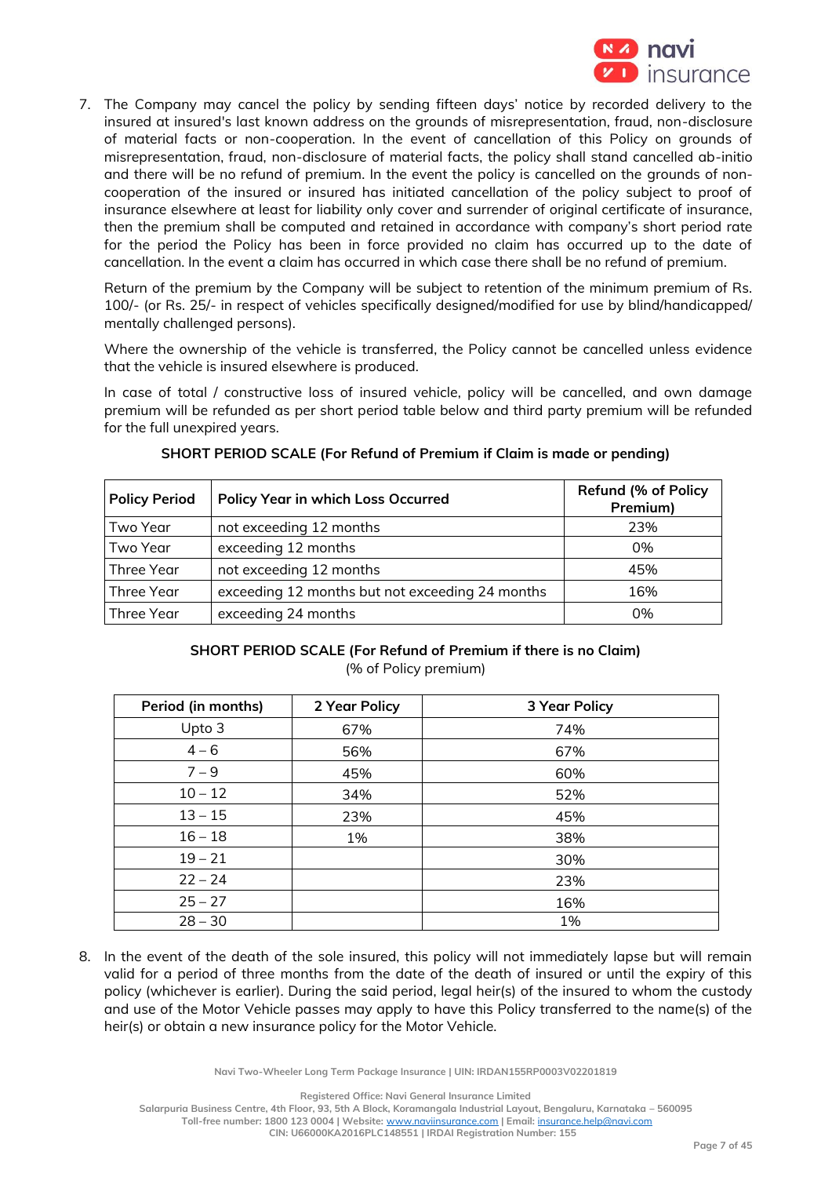7. The Company may cancel the policy by sending fifteen days' notice by recorded delivery to the insured at insured's last known address on the grounds of misrepresentation, fraud, non-disclosure of material facts or non-cooperation. In the event of cancellation of this Policy on grounds of misrepresentation, fraud, non-disclosure of material facts, the policy shall stand cancelled ab-initio and there will be no refund of premium. In the event the policy is cancelled on the grounds of non-cooperation of the insured or insured has initiated cancellation of the policy subject to proof of insurance elsewhere at least for liability only cover and surrender of original certificate of insurance, then the premium shall be computed and retained in accordance with company's short period rate for the period the Policy has been in force provided no claim has occurred up to the date of cancellation. In the event a claim has occurred in which case there shall be no refund of premium.

   Return of the premium by the Company will be subject to retention of the minimum premium of Rs. 100/- (or Rs. 25/- in respect of vehicles specifically designed/modified for use by blind/handicapped/ mentally challenged persons).

   Where the ownership of the vehicle is transferred, the Policy cannot be cancelled unless evidence that the vehicle is insured elsewhere is produced.

   In case of total / constructive loss of insured vehicle, policy will be cancelled, and own damage premium will be refunded as per short period table below and third party premium will be refunded for the full unexpired years.

   **SHORT PERIOD SCALE (For Refund of Premium if Claim is made or pending)**

| Policy Period | Policy Year in which Loss Occurred | Refund (% of Policy Premium) |
|---|---|---|
| Two Year | not exceeding 12 months | 23% |
| Two Year | exceeding 12 months | 0% |
| Three Year | not exceeding 12 months | 45% |
| Three Year | exceeding 12 months but not exceeding 24 months | 16% |
| Three Year | exceeding 24 months | 0% |

   **SHORT PERIOD SCALE (For Refund of Premium if there is no Claim)**
   (% of Policy premium)

| Period (in months) | 2 Year Policy | 3 Year Policy |
|---|---|---|
| Upto 3 | 67% | 74% |
| 4 – 6 | 56% | 67% |
| 7 – 9 | 45% | 60% |
| 10 – 12 | 34% | 52% |
| 13 – 15 | 23% | 45% |
| 16 – 18 | 1% | 38% |
| 19 – 21 | | 30% |
| 22 – 24 | | 23% |
| 25 – 27 | | 16% |
| 28 – 30 | | 1% |

8. In the event of the death of the sole insured, this policy will not immediately lapse but will remain valid for a period of three months from the date of the death of insured or until the expiry of this policy (whichever is earlier). During the said period, legal heir(s) of the insured to whom the custody and use of the Motor Vehicle passes may apply to have this Policy transferred to the name(s) of the heir(s) or obtain a new insurance policy for the Motor Vehicle.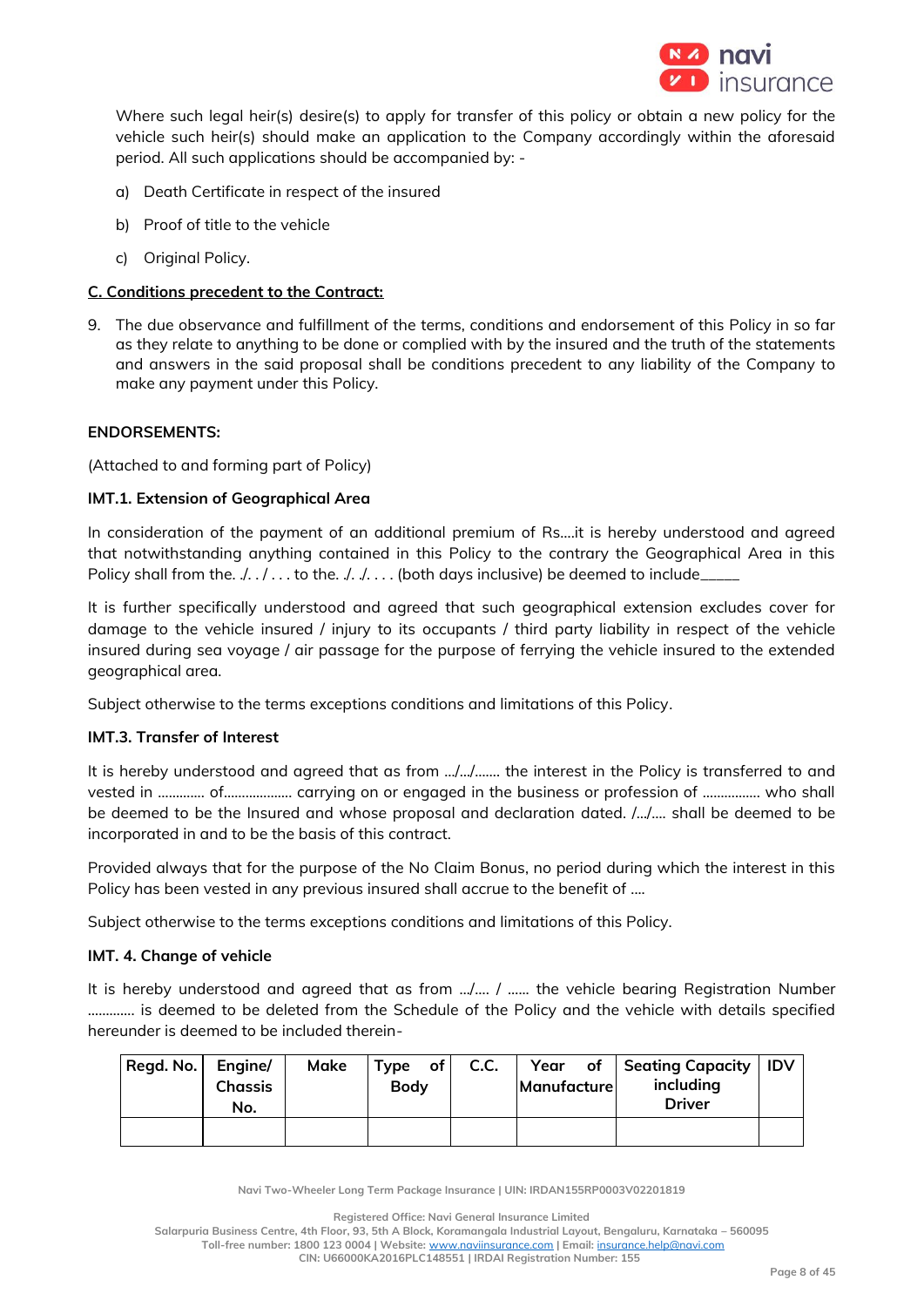Where such legal heir(s) desire(s) to apply for transfer of this policy or obtain a new policy for the vehicle such heir(s) should make an application to the Company accordingly within the aforesaid period. All such applications should be accompanied by: -

a) Death Certificate in respect of the insured

b) Proof of title to the vehicle

c) Original Policy.

**C. Conditions precedent to the Contract:**

9. The due observance and fulfillment of the terms, conditions and endorsement of this Policy in so far as they relate to anything to be done or complied with by the insured and the truth of the statements and answers in the said proposal shall be conditions precedent to any liability of the Company to make any payment under this Policy.

**ENDORSEMENTS:**

(Attached to and forming part of Policy)

**IMT.1. Extension of Geographical Area**

In consideration of the payment of an additional premium of Rs....it is hereby understood and agreed that notwithstanding anything contained in this Policy to the contrary the Geographical Area in this Policy shall from the. ./. . / . . . to the. ./. ./. . . . (both days inclusive) be deemed to include_____

It is further specifically understood and agreed that such geographical extension excludes cover for damage to the vehicle insured / injury to its occupants / third party liability in respect of the vehicle insured during sea voyage / air passage for the purpose of ferrying the vehicle insured to the extended geographical area.

Subject otherwise to the terms exceptions conditions and limitations of this Policy.

**IMT.3. Transfer of Interest**

It is hereby understood and agreed that as from .../.../....... the interest in the Policy is transferred to and vested in ............ of.................. carrying on or engaged in the business or profession of ............... who shall be deemed to be the Insured and whose proposal and declaration dated. /.../.... shall be deemed to be incorporated in and to be the basis of this contract.

Provided always that for the purpose of the No Claim Bonus, no period during which the interest in this Policy has been vested in any previous insured shall accrue to the benefit of ....

Subject otherwise to the terms exceptions conditions and limitations of this Policy.

**IMT. 4. Change of vehicle**

It is hereby understood and agreed that as from .../.... / ...... the vehicle bearing Registration Number ............ is deemed to be deleted from the Schedule of the Policy and the vehicle with details specified hereunder is deemed to be included therein-

| Regd. No. | Engine/ Chassis No. | Make | Type of Body | C.C. | Year of Manufacture | Seating Capacity including Driver | IDV |
|---|---|---|---|---|---|---|---|
| | | | | | | | |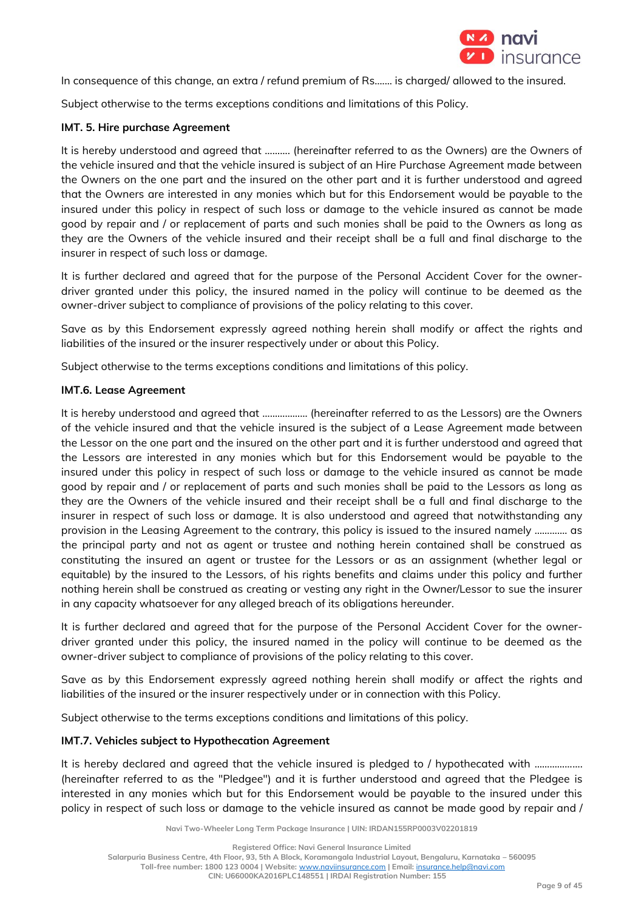In consequence of this change, an extra / refund premium of Rs....... is charged/ allowed to the insured.

Subject otherwise to the terms exceptions conditions and limitations of this Policy.

### IMT. 5. Hire purchase Agreement

It is hereby understood and agreed that .......... (hereinafter referred to as the Owners) are the Owners of the vehicle insured and that the vehicle insured is subject of an Hire Purchase Agreement made between the Owners on the one part and the insured on the other part and it is further understood and agreed that the Owners are interested in any monies which but for this Endorsement would be payable to the insured under this policy in respect of such loss or damage to the vehicle insured as cannot be made good by repair and / or replacement of parts and such monies shall be paid to the Owners as long as they are the Owners of the vehicle insured and their receipt shall be a full and final discharge to the insurer in respect of such loss or damage.

It is further declared and agreed that for the purpose of the Personal Accident Cover for the owner-driver granted under this policy, the insured named in the policy will continue to be deemed as the owner-driver subject to compliance of provisions of the policy relating to this cover.

Save as by this Endorsement expressly agreed nothing herein shall modify or affect the rights and liabilities of the insured or the insurer respectively under or about this Policy.

Subject otherwise to the terms exceptions conditions and limitations of this policy.

### IMT.6. Lease Agreement

It is hereby understood and agreed that .................. (hereinafter referred to as the Lessors) are the Owners of the vehicle insured and that the vehicle insured is the subject of a Lease Agreement made between the Lessor on the one part and the insured on the other part and it is further understood and agreed that the Lessors are interested in any monies which but for this Endorsement would be payable to the insured under this policy in respect of such loss or damage to the vehicle insured as cannot be made good by repair and / or replacement of parts and such monies shall be paid to the Lessors as long as they are the Owners of the vehicle insured and their receipt shall be a full and final discharge to the insurer in respect of such loss or damage. It is also understood and agreed that notwithstanding any provision in the Leasing Agreement to the contrary, this policy is issued to the insured namely ............ as the principal party and not as agent or trustee and nothing herein contained shall be construed as constituting the insured an agent or trustee for the Lessors or as an assignment (whether legal or equitable) by the insured to the Lessors, of his rights benefits and claims under this policy and further nothing herein shall be construed as creating or vesting any right in the Owner/Lessor to sue the insurer in any capacity whatsoever for any alleged breach of its obligations hereunder.

It is further declared and agreed that for the purpose of the Personal Accident Cover for the owner-driver granted under this policy, the insured named in the policy will continue to be deemed as the owner-driver subject to compliance of provisions of the policy relating to this cover.

Save as by this Endorsement expressly agreed nothing herein shall modify or affect the rights and liabilities of the insured or the insurer respectively under or in connection with this Policy.

Subject otherwise to the terms exceptions conditions and limitations of this policy.

### IMT.7. Vehicles subject to Hypothecation Agreement

It is hereby declared and agreed that the vehicle insured is pledged to / hypothecated with .................. (hereinafter referred to as the "Pledgee") and it is further understood and agreed that the Pledgee is interested in any monies which but for this Endorsement would be payable to the insured under this policy in respect of such loss or damage to the vehicle insured as cannot be made good by repair and /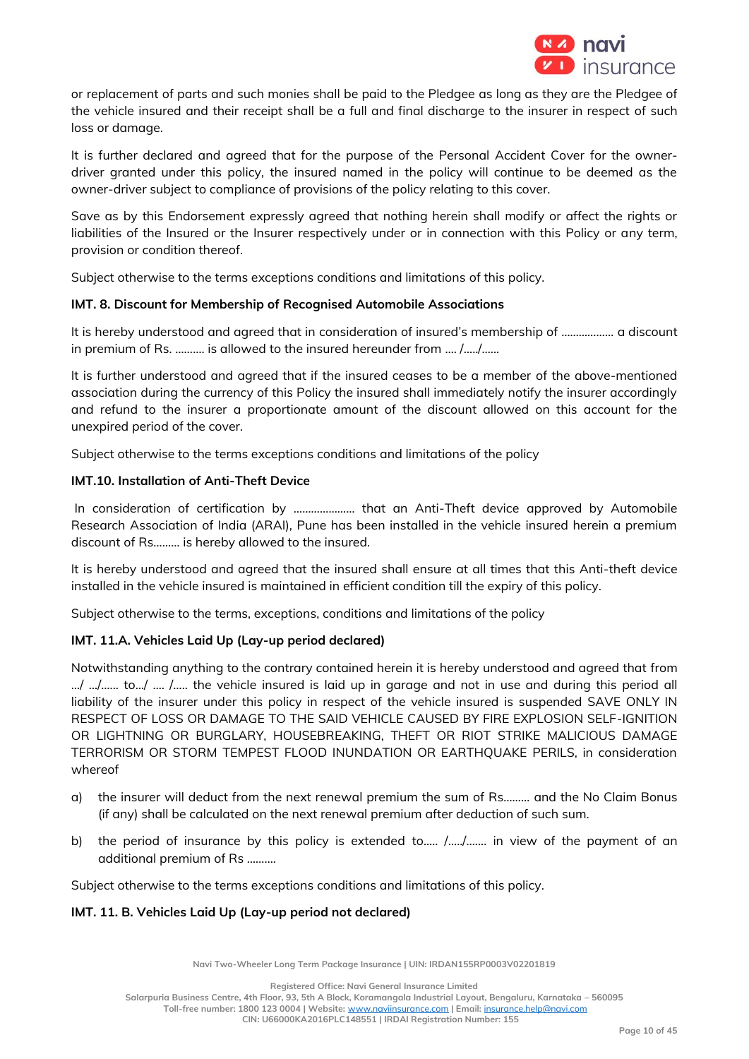or replacement of parts and such monies shall be paid to the Pledgee as long as they are the Pledgee of the vehicle insured and their receipt shall be a full and final discharge to the insurer in respect of such loss or damage.

It is further declared and agreed that for the purpose of the Personal Accident Cover for the owner-driver granted under this policy, the insured named in the policy will continue to be deemed as the owner-driver subject to compliance of provisions of the policy relating to this cover.

Save as by this Endorsement expressly agreed that nothing herein shall modify or affect the rights or liabilities of the Insured or the Insurer respectively under or in connection with this Policy or any term, provision or condition thereof.

Subject otherwise to the terms exceptions conditions and limitations of this policy.

**IMT. 8. Discount for Membership of Recognised Automobile Associations**

It is hereby understood and agreed that in consideration of insured's membership of ……………… a discount in premium of Rs. ………. is allowed to the insured hereunder from …. /…../……

It is further understood and agreed that if the insured ceases to be a member of the above-mentioned association during the currency of this Policy the insured shall immediately notify the insurer accordingly and refund to the insurer a proportionate amount of the discount allowed on this account for the unexpired period of the cover.

Subject otherwise to the terms exceptions conditions and limitations of the policy

**IMT.10. Installation of Anti-Theft Device**

In consideration of certification by ………………… that an Anti-Theft device approved by Automobile Research Association of India (ARAI), Pune has been installed in the vehicle insured herein a premium discount of Rs……… is hereby allowed to the insured.

It is hereby understood and agreed that the insured shall ensure at all times that this Anti-theft device installed in the vehicle insured is maintained in efficient condition till the expiry of this policy.

Subject otherwise to the terms, exceptions, conditions and limitations of the policy

**IMT. 11.A. Vehicles Laid Up (Lay-up period declared)**

Notwithstanding anything to the contrary contained herein it is hereby understood and agreed that from …/ …/…… to…/ …. /….. the vehicle insured is laid up in garage and not in use and during this period all liability of the insurer under this policy in respect of the vehicle insured is suspended SAVE ONLY IN RESPECT OF LOSS OR DAMAGE TO THE SAID VEHICLE CAUSED BY FIRE EXPLOSION SELF-IGNITION OR LIGHTNING OR BURGLARY, HOUSEBREAKING, THEFT OR RIOT STRIKE MALICIOUS DAMAGE TERRORISM OR STORM TEMPEST FLOOD INUNDATION OR EARTHQUAKE PERILS, in consideration whereof

a) the insurer will deduct from the next renewal premium the sum of Rs……… and the No Claim Bonus (if any) shall be calculated on the next renewal premium after deduction of such sum.

b) the period of insurance by this policy is extended to….. /…../……. in view of the payment of an additional premium of Rs ……….

Subject otherwise to the terms exceptions conditions and limitations of this policy.

**IMT. 11. B. Vehicles Laid Up (Lay-up period not declared)**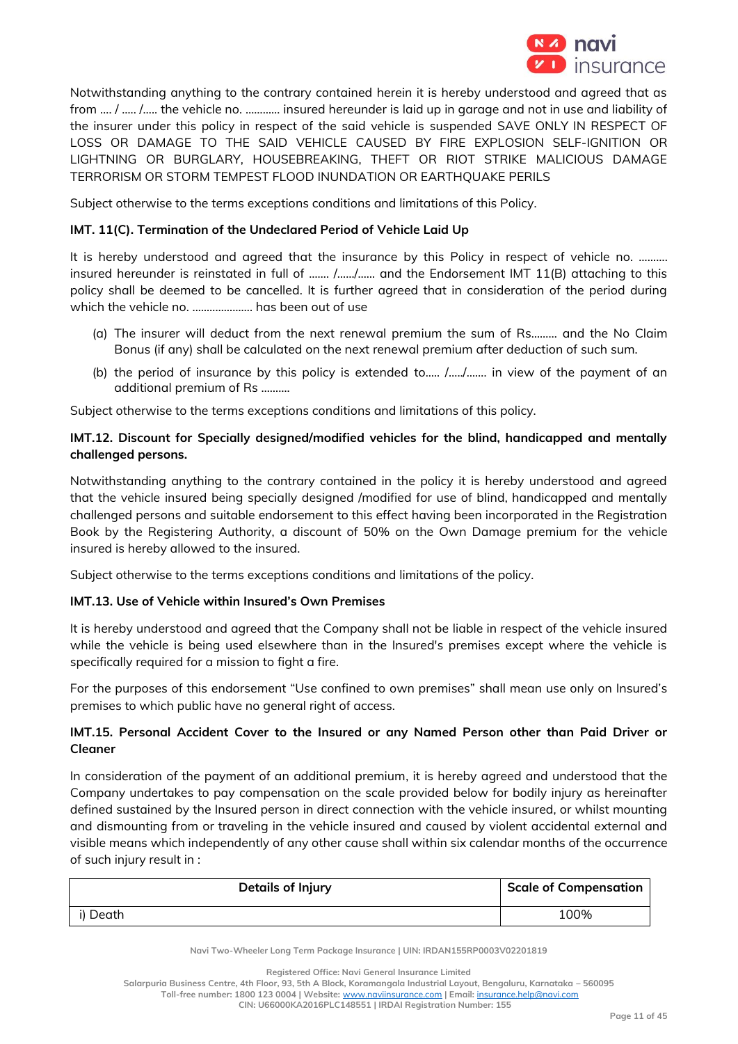Notwithstanding anything to the contrary contained herein it is hereby understood and agreed that as from .... / ..... /..... the vehicle no. ............ insured hereunder is laid up in garage and not in use and liability of the insurer under this policy in respect of the said vehicle is suspended SAVE ONLY IN RESPECT OF LOSS OR DAMAGE TO THE SAID VEHICLE CAUSED BY FIRE EXPLOSION SELF-IGNITION OR LIGHTNING OR BURGLARY, HOUSEBREAKING, THEFT OR RIOT STRIKE MALICIOUS DAMAGE TERRORISM OR STORM TEMPEST FLOOD INUNDATION OR EARTHQUAKE PERILS

Subject otherwise to the terms exceptions conditions and limitations of this Policy.

**IMT. 11(C). Termination of the Undeclared Period of Vehicle Laid Up**

It is hereby understood and agreed that the insurance by this Policy in respect of vehicle no. .......... insured hereunder is reinstated in full of ....... /....../...... and the Endorsement IMT 11(B) attaching to this policy shall be deemed to be cancelled. It is further agreed that in consideration of the period during which the vehicle no. ..................... has been out of use

(a) The insurer will deduct from the next renewal premium the sum of Rs......... and the No Claim Bonus (if any) shall be calculated on the next renewal premium after deduction of such sum.

(b) the period of insurance by this policy is extended to..... /...../....... in view of the payment of an additional premium of Rs ..........

Subject otherwise to the terms exceptions conditions and limitations of this policy.

**IMT.12. Discount for Specially designed/modified vehicles for the blind, handicapped and mentally challenged persons.**

Notwithstanding anything to the contrary contained in the policy it is hereby understood and agreed that the vehicle insured being specially designed /modified for use of blind, handicapped and mentally challenged persons and suitable endorsement to this effect having been incorporated in the Registration Book by the Registering Authority, a discount of 50% on the Own Damage premium for the vehicle insured is hereby allowed to the insured.

Subject otherwise to the terms exceptions conditions and limitations of the policy.

**IMT.13. Use of Vehicle within Insured's Own Premises**

It is hereby understood and agreed that the Company shall not be liable in respect of the vehicle insured while the vehicle is being used elsewhere than in the Insured's premises except where the vehicle is specifically required for a mission to fight a fire.

For the purposes of this endorsement "Use confined to own premises" shall mean use only on Insured's premises to which public have no general right of access.

**IMT.15. Personal Accident Cover to the Insured or any Named Person other than Paid Driver or Cleaner**

In consideration of the payment of an additional premium, it is hereby agreed and understood that the Company undertakes to pay compensation on the scale provided below for bodily injury as hereinafter defined sustained by the Insured person in direct connection with the vehicle insured, or whilst mounting and dismounting from or traveling in the vehicle insured and caused by violent accidental external and visible means which independently of any other cause shall within six calendar months of the occurrence of such injury result in :

| Details of Injury | Scale of Compensation |
|---|---|
| i) Death | 100% |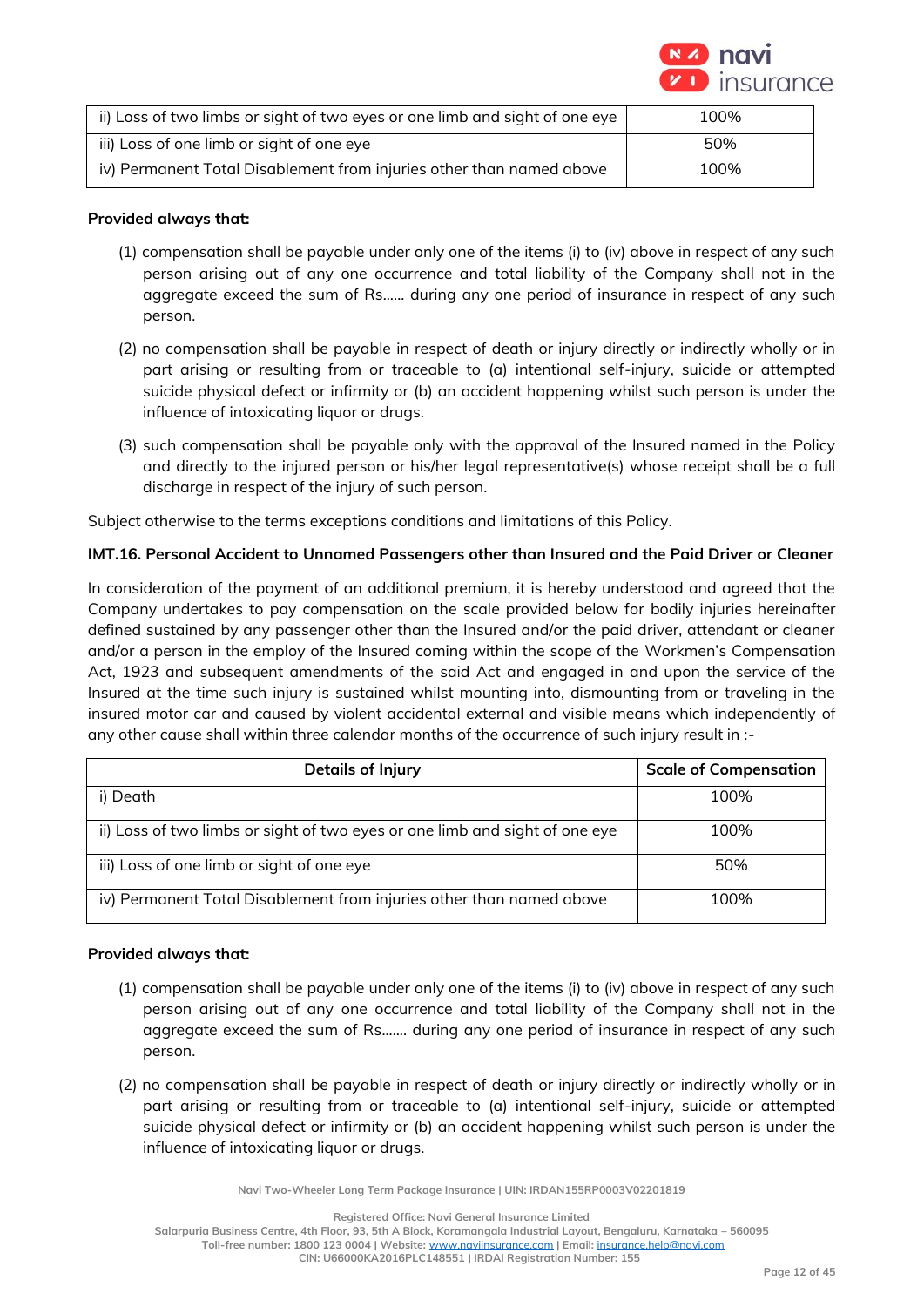| ii) Loss of two limbs or sight of two eyes or one limb and sight of one eye | 100% |
|---|---|
| iii) Loss of one limb or sight of one eye | 50% |
| iv) Permanent Total Disablement from injuries other than named above | 100% |

**Provided always that:**

(1) compensation shall be payable under only one of the items (i) to (iv) above in respect of any such person arising out of any one occurrence and total liability of the Company shall not in the aggregate exceed the sum of Rs...... during any one period of insurance in respect of any such person.

(2) no compensation shall be payable in respect of death or injury directly or indirectly wholly or in part arising or resulting from or traceable to (a) intentional self-injury, suicide or attempted suicide physical defect or infirmity or (b) an accident happening whilst such person is under the influence of intoxicating liquor or drugs.

(3) such compensation shall be payable only with the approval of the Insured named in the Policy and directly to the injured person or his/her legal representative(s) whose receipt shall be a full discharge in respect of the injury of such person.

Subject otherwise to the terms exceptions conditions and limitations of this Policy.

**IMT.16. Personal Accident to Unnamed Passengers other than Insured and the Paid Driver or Cleaner**

In consideration of the payment of an additional premium, it is hereby understood and agreed that the Company undertakes to pay compensation on the scale provided below for bodily injuries hereinafter defined sustained by any passenger other than the Insured and/or the paid driver, attendant or cleaner and/or a person in the employ of the Insured coming within the scope of the Workmen's Compensation Act, 1923 and subsequent amendments of the said Act and engaged in and upon the service of the Insured at the time such injury is sustained whilst mounting into, dismounting from or traveling in the insured motor car and caused by violent accidental external and visible means which independently of any other cause shall within three calendar months of the occurrence of such injury result in :-

| Details of Injury | Scale of Compensation |
|---|---|
| i) Death | 100% |
| ii) Loss of two limbs or sight of two eyes or one limb and sight of one eye | 100% |
| iii) Loss of one limb or sight of one eye | 50% |
| iv) Permanent Total Disablement from injuries other than named above | 100% |

**Provided always that:**

(1) compensation shall be payable under only one of the items (i) to (iv) above in respect of any such person arising out of any one occurrence and total liability of the Company shall not in the aggregate exceed the sum of Rs....... during any one period of insurance in respect of any such person.

(2) no compensation shall be payable in respect of death or injury directly or indirectly wholly or in part arising or resulting from or traceable to (a) intentional self-injury, suicide or attempted suicide physical defect or infirmity or (b) an accident happening whilst such person is under the influence of intoxicating liquor or drugs.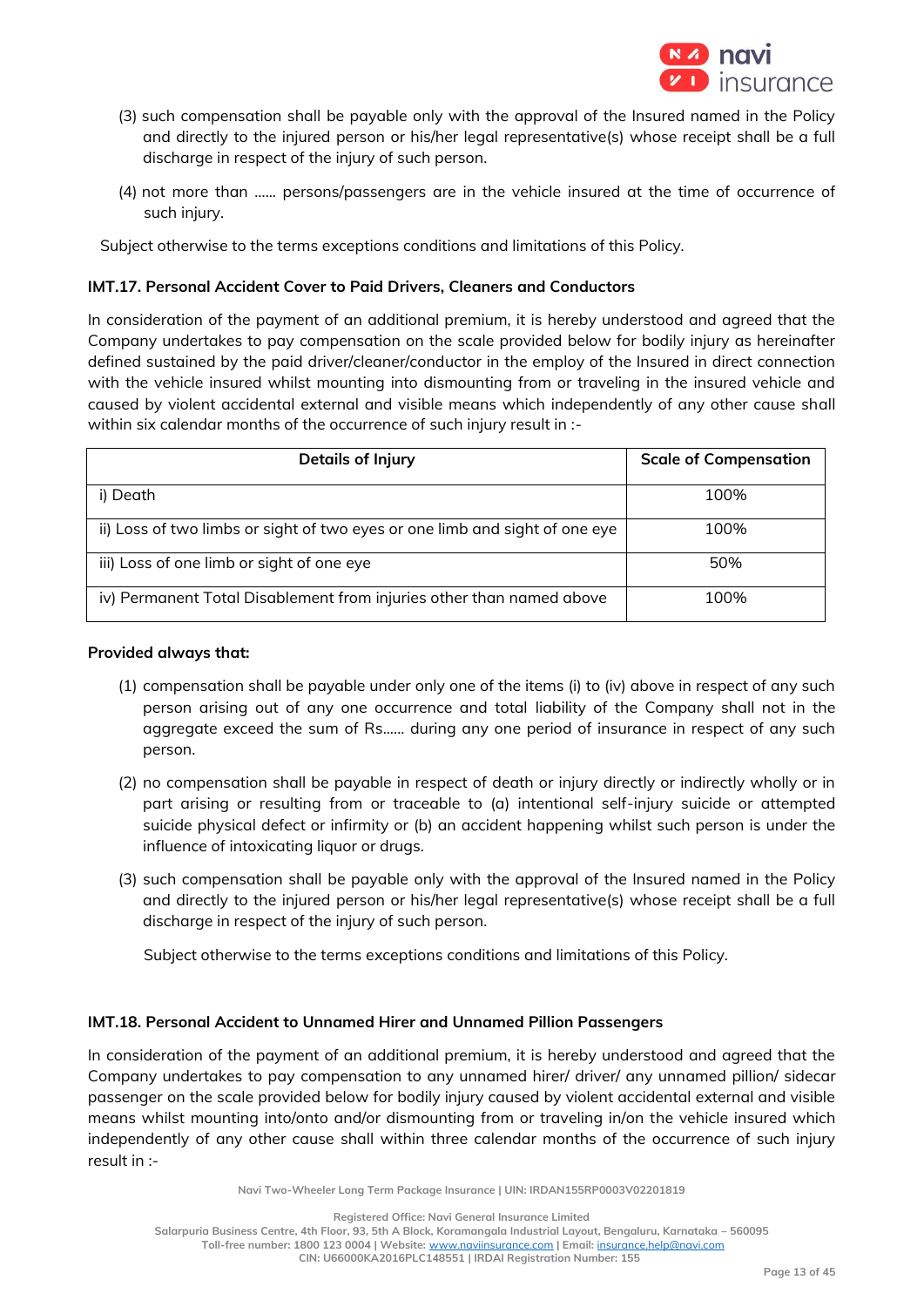(3) such compensation shall be payable only with the approval of the Insured named in the Policy and directly to the injured person or his/her legal representative(s) whose receipt shall be a full discharge in respect of the injury of such person.

(4) not more than ...... persons/passengers are in the vehicle insured at the time of occurrence of such injury.

Subject otherwise to the terms exceptions conditions and limitations of this Policy.

### IMT.17. Personal Accident Cover to Paid Drivers, Cleaners and Conductors

In consideration of the payment of an additional premium, it is hereby understood and agreed that the Company undertakes to pay compensation on the scale provided below for bodily injury as hereinafter defined sustained by the paid driver/cleaner/conductor in the employ of the Insured in direct connection with the vehicle insured whilst mounting into dismounting from or traveling in the insured vehicle and caused by violent accidental external and visible means which independently of any other cause shall within six calendar months of the occurrence of such injury result in :-

| Details of Injury | Scale of Compensation |
|---|---|
| i) Death | 100% |
| ii) Loss of two limbs or sight of two eyes or one limb and sight of one eye | 100% |
| iii) Loss of one limb or sight of one eye | 50% |
| iv) Permanent Total Disablement from injuries other than named above | 100% |

**Provided always that:**

(1) compensation shall be payable under only one of the items (i) to (iv) above in respect of any such person arising out of any one occurrence and total liability of the Company shall not in the aggregate exceed the sum of Rs...... during any one period of insurance in respect of any such person.

(2) no compensation shall be payable in respect of death or injury directly or indirectly wholly or in part arising or resulting from or traceable to (a) intentional self-injury suicide or attempted suicide physical defect or infirmity or (b) an accident happening whilst such person is under the influence of intoxicating liquor or drugs.

(3) such compensation shall be payable only with the approval of the Insured named in the Policy and directly to the injured person or his/her legal representative(s) whose receipt shall be a full discharge in respect of the injury of such person.

Subject otherwise to the terms exceptions conditions and limitations of this Policy.

### IMT.18. Personal Accident to Unnamed Hirer and Unnamed Pillion Passengers

In consideration of the payment of an additional premium, it is hereby understood and agreed that the Company undertakes to pay compensation to any unnamed hirer/ driver/ any unnamed pillion/ sidecar passenger on the scale provided below for bodily injury caused by violent accidental external and visible means whilst mounting into/onto and/or dismounting from or traveling in/on the vehicle insured which independently of any other cause shall within three calendar months of the occurrence of such injury result in :-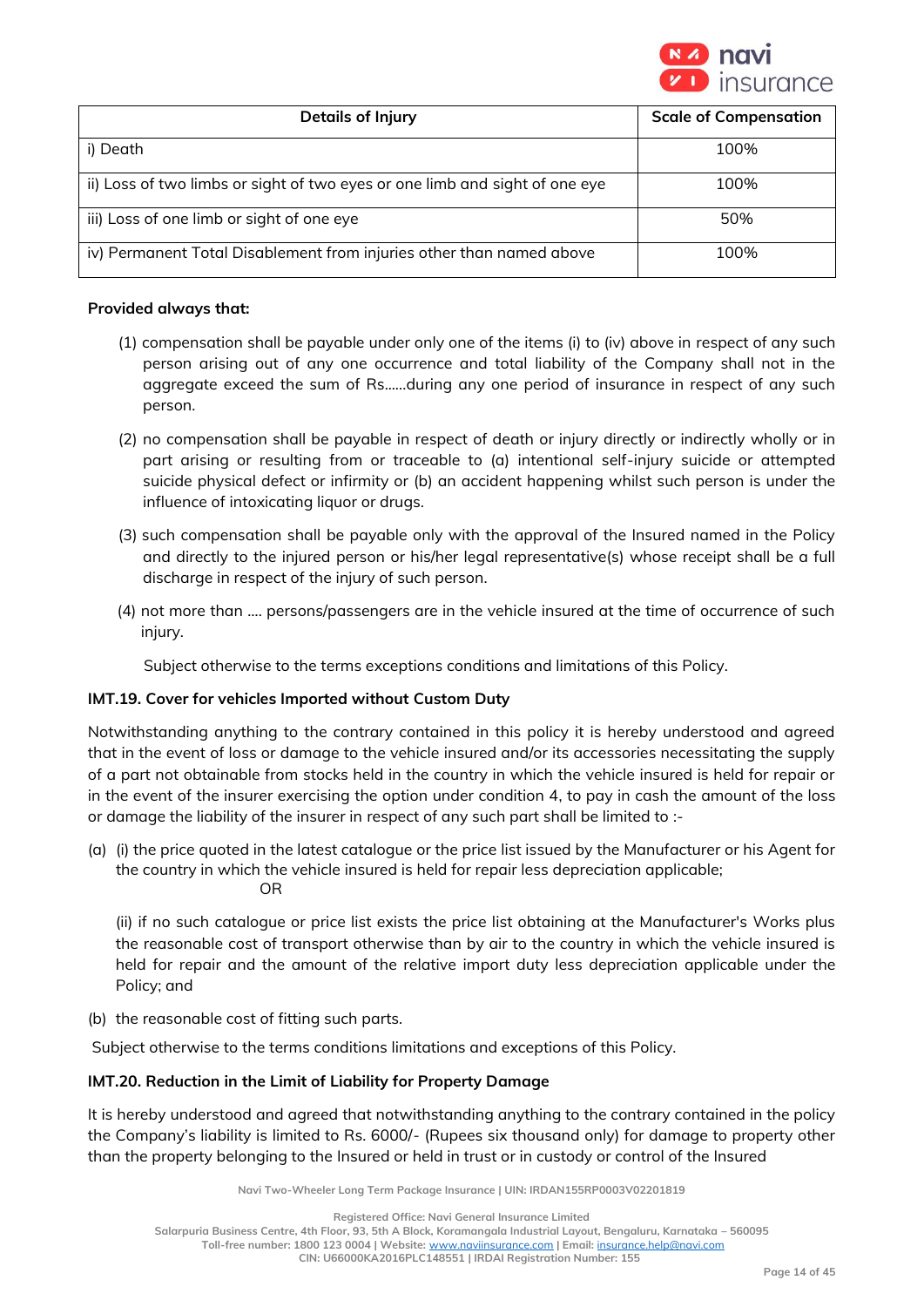| Details of Injury | Scale of Compensation |
|---|---|
| i) Death | 100% |
| ii) Loss of two limbs or sight of two eyes or one limb and sight of one eye | 100% |
| iii) Loss of one limb or sight of one eye | 50% |
| iv) Permanent Total Disablement from injuries other than named above | 100% |

**Provided always that:**

(1) compensation shall be payable under only one of the items (i) to (iv) above in respect of any such person arising out of any one occurrence and total liability of the Company shall not in the aggregate exceed the sum of Rs......during any one period of insurance in respect of any such person.

(2) no compensation shall be payable in respect of death or injury directly or indirectly wholly or in part arising or resulting from or traceable to (a) intentional self-injury suicide or attempted suicide physical defect or infirmity or (b) an accident happening whilst such person is under the influence of intoxicating liquor or drugs.

(3) such compensation shall be payable only with the approval of the Insured named in the Policy and directly to the injured person or his/her legal representative(s) whose receipt shall be a full discharge in respect of the injury of such person.

(4) not more than .... persons/passengers are in the vehicle insured at the time of occurrence of such injury.

Subject otherwise to the terms exceptions conditions and limitations of this Policy.

**IMT.19. Cover for vehicles Imported without Custom Duty**

Notwithstanding anything to the contrary contained in this policy it is hereby understood and agreed that in the event of loss or damage to the vehicle insured and/or its accessories necessitating the supply of a part not obtainable from stocks held in the country in which the vehicle insured is held for repair or in the event of the insurer exercising the option under condition 4, to pay in cash the amount of the loss or damage the liability of the insurer in respect of any such part shall be limited to :-

(a) (i) the price quoted in the latest catalogue or the price list issued by the Manufacturer or his Agent for the country in which the vehicle insured is held for repair less depreciation applicable;

OR

(ii) if no such catalogue or price list exists the price list obtaining at the Manufacturer's Works plus the reasonable cost of transport otherwise than by air to the country in which the vehicle insured is held for repair and the amount of the relative import duty less depreciation applicable under the Policy; and

(b) the reasonable cost of fitting such parts.

Subject otherwise to the terms conditions limitations and exceptions of this Policy.

**IMT.20. Reduction in the Limit of Liability for Property Damage**

It is hereby understood and agreed that notwithstanding anything to the contrary contained in the policy the Company's liability is limited to Rs. 6000/- (Rupees six thousand only) for damage to property other than the property belonging to the Insured or held in trust or in custody or control of the Insured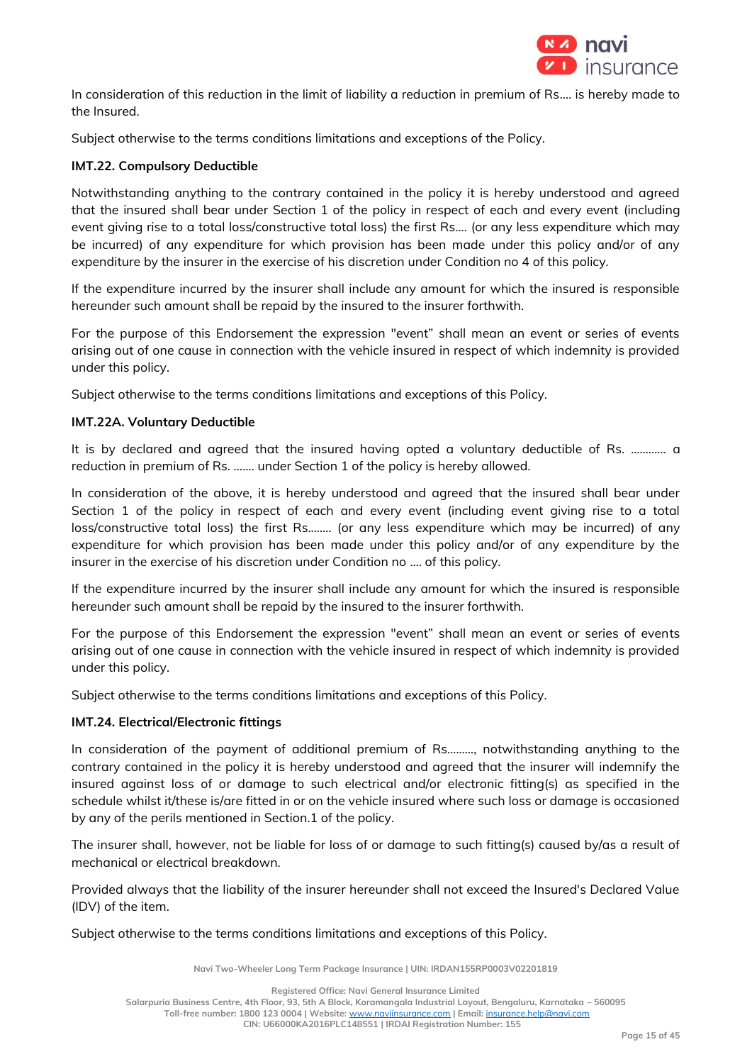In consideration of this reduction in the limit of liability a reduction in premium of Rs.... is hereby made to the Insured.

Subject otherwise to the terms conditions limitations and exceptions of the Policy.

**IMT.22. Compulsory Deductible**

Notwithstanding anything to the contrary contained in the policy it is hereby understood and agreed that the insured shall bear under Section 1 of the policy in respect of each and every event (including event giving rise to a total loss/constructive total loss) the first Rs.... (or any less expenditure which may be incurred) of any expenditure for which provision has been made under this policy and/or of any expenditure by the insurer in the exercise of his discretion under Condition no 4 of this policy.

If the expenditure incurred by the insurer shall include any amount for which the insured is responsible hereunder such amount shall be repaid by the insured to the insurer forthwith.

For the purpose of this Endorsement the expression "event" shall mean an event or series of events arising out of one cause in connection with the vehicle insured in respect of which indemnity is provided under this policy.

Subject otherwise to the terms conditions limitations and exceptions of this Policy.

**IMT.22A. Voluntary Deductible**

It is by declared and agreed that the insured having opted a voluntary deductible of Rs. ............ a reduction in premium of Rs. ....... under Section 1 of the policy is hereby allowed.

In consideration of the above, it is hereby understood and agreed that the insured shall bear under Section 1 of the policy in respect of each and every event (including event giving rise to a total loss/constructive total loss) the first Rs........ (or any less expenditure which may be incurred) of any expenditure for which provision has been made under this policy and/or of any expenditure by the insurer in the exercise of his discretion under Condition no .... of this policy.

If the expenditure incurred by the insurer shall include any amount for which the insured is responsible hereunder such amount shall be repaid by the insured to the insurer forthwith.

For the purpose of this Endorsement the expression "event" shall mean an event or series of events arising out of one cause in connection with the vehicle insured in respect of which indemnity is provided under this policy.

Subject otherwise to the terms conditions limitations and exceptions of this Policy.

**IMT.24. Electrical/Electronic fittings**

In consideration of the payment of additional premium of Rs........., notwithstanding anything to the contrary contained in the policy it is hereby understood and agreed that the insurer will indemnify the insured against loss of or damage to such electrical and/or electronic fitting(s) as specified in the schedule whilst it/these is/are fitted in or on the vehicle insured where such loss or damage is occasioned by any of the perils mentioned in Section.1 of the policy.

The insurer shall, however, not be liable for loss of or damage to such fitting(s) caused by/as a result of mechanical or electrical breakdown.

Provided always that the liability of the insurer hereunder shall not exceed the Insured's Declared Value (IDV) of the item.

Subject otherwise to the terms conditions limitations and exceptions of this Policy.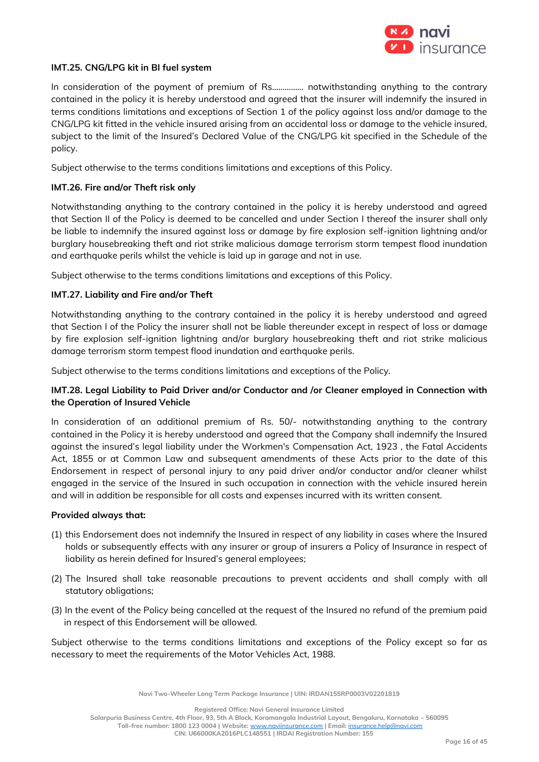**IMT.25. CNG/LPG kit in BI fuel system**

In consideration of the payment of premium of Rs............... notwithstanding anything to the contrary contained in the policy it is hereby understood and agreed that the insurer will indemnify the insured in terms conditions limitations and exceptions of Section 1 of the policy against loss and/or damage to the CNG/LPG kit fitted in the vehicle insured arising from an accidental loss or damage to the vehicle insured, subject to the limit of the Insured's Declared Value of the CNG/LPG kit specified in the Schedule of the policy.

Subject otherwise to the terms conditions limitations and exceptions of this Policy.

**IMT.26. Fire and/or Theft risk only**

Notwithstanding anything to the contrary contained in the policy it is hereby understood and agreed that Section II of the Policy is deemed to be cancelled and under Section I thereof the insurer shall only be liable to indemnify the insured against loss or damage by fire explosion self-ignition lightning and/or burglary housebreaking theft and riot strike malicious damage terrorism storm tempest flood inundation and earthquake perils whilst the vehicle is laid up in garage and not in use.

Subject otherwise to the terms conditions limitations and exceptions of this Policy.

**IMT.27. Liability and Fire and/or Theft**

Notwithstanding anything to the contrary contained in the policy it is hereby understood and agreed that Section I of the Policy the insurer shall not be liable thereunder except in respect of loss or damage by fire explosion self-ignition lightning and/or burglary housebreaking theft and riot strike malicious damage terrorism storm tempest flood inundation and earthquake perils.

Subject otherwise to the terms conditions limitations and exceptions of the Policy.

**IMT.28. Legal Liability to Paid Driver and/or Conductor and /or Cleaner employed in Connection with the Operation of Insured Vehicle**

In consideration of an additional premium of Rs. 50/- notwithstanding anything to the contrary contained in the Policy it is hereby understood and agreed that the Company shall indemnify the Insured against the insured's legal liability under the Workmen's Compensation Act, 1923 , the Fatal Accidents Act, 1855 or at Common Law and subsequent amendments of these Acts prior to the date of this Endorsement in respect of personal injury to any paid driver and/or conductor and/or cleaner whilst engaged in the service of the Insured in such occupation in connection with the vehicle insured herein and will in addition be responsible for all costs and expenses incurred with its written consent.

**Provided always that:**

(1) this Endorsement does not indemnify the Insured in respect of any liability in cases where the Insured holds or subsequently effects with any insurer or group of insurers a Policy of Insurance in respect of liability as herein defined for Insured's general employees;

(2) The Insured shall take reasonable precautions to prevent accidents and shall comply with all statutory obligations;

(3) In the event of the Policy being cancelled at the request of the Insured no refund of the premium paid in respect of this Endorsement will be allowed.

Subject otherwise to the terms conditions limitations and exceptions of the Policy except so far as necessary to meet the requirements of the Motor Vehicles Act, 1988.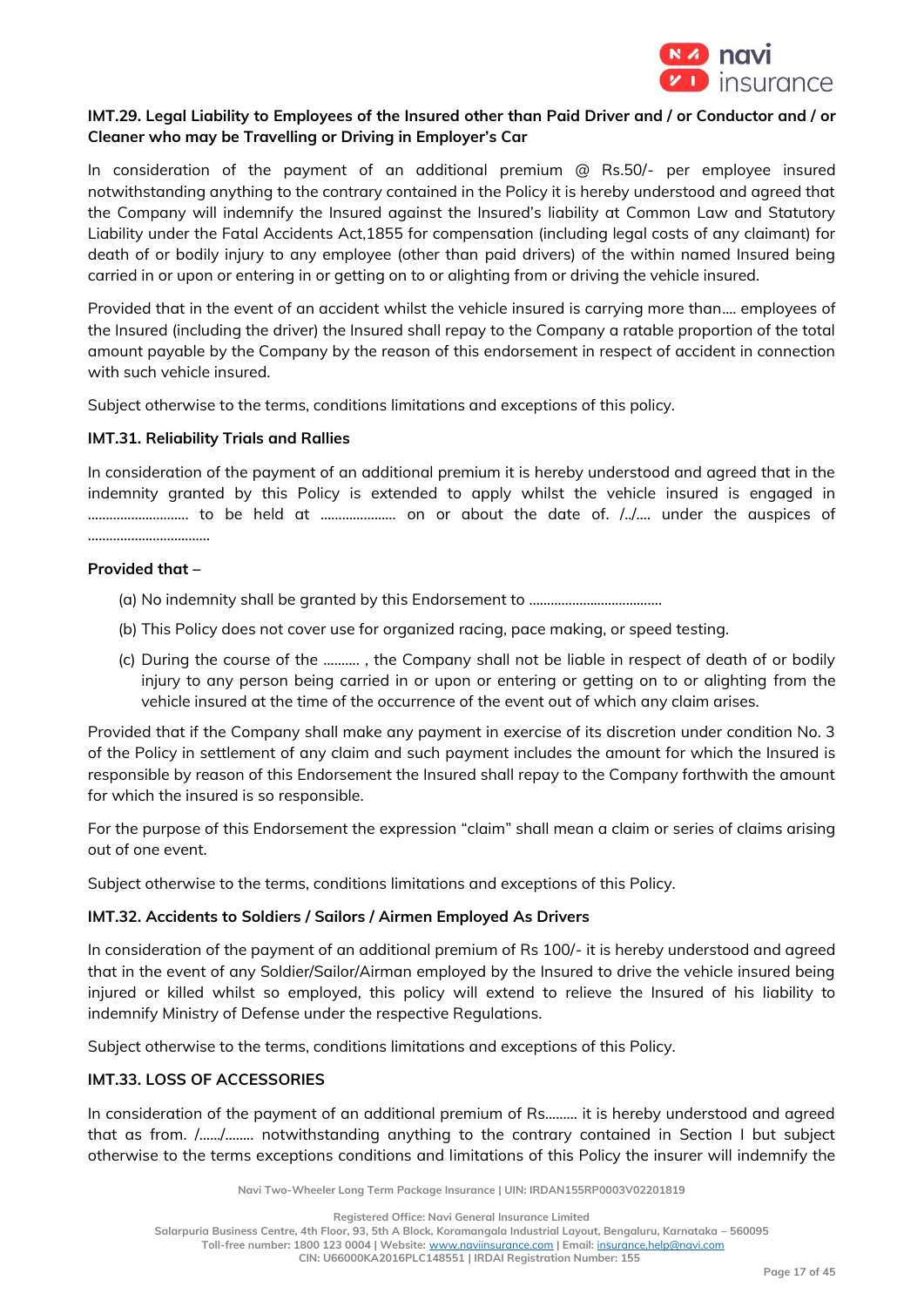**IMT.29. Legal Liability to Employees of the Insured other than Paid Driver and / or Conductor and / or Cleaner who may be Travelling or Driving in Employer's Car**

In consideration of the payment of an additional premium @ Rs.50/- per employee insured notwithstanding anything to the contrary contained in the Policy it is hereby understood and agreed that the Company will indemnify the Insured against the Insured's liability at Common Law and Statutory Liability under the Fatal Accidents Act,1855 for compensation (including legal costs of any claimant) for death of or bodily injury to any employee (other than paid drivers) of the within named Insured being carried in or upon or entering in or getting on to or alighting from or driving the vehicle insured.

Provided that in the event of an accident whilst the vehicle insured is carrying more than.... employees of the Insured (including the driver) the Insured shall repay to the Company a ratable proportion of the total amount payable by the Company by the reason of this endorsement in respect of accident in connection with such vehicle insured.

Subject otherwise to the terms, conditions limitations and exceptions of this policy.

**IMT.31. Reliability Trials and Rallies**

In consideration of the payment of an additional premium it is hereby understood and agreed that in the indemnity granted by this Policy is extended to apply whilst the vehicle insured is engaged in ……………………… to be held at ………………… on or about the date of. /../.... under the auspices of ……………………………

**Provided that –**

(a) No indemnity shall be granted by this Endorsement to ………………………………

(b) This Policy does not cover use for organized racing, pace making, or speed testing.

(c) During the course of the ………. , the Company shall not be liable in respect of death of or bodily injury to any person being carried in or upon or entering or getting on to or alighting from the vehicle insured at the time of the occurrence of the event out of which any claim arises.

Provided that if the Company shall make any payment in exercise of its discretion under condition No. 3 of the Policy in settlement of any claim and such payment includes the amount for which the Insured is responsible by reason of this Endorsement the Insured shall repay to the Company forthwith the amount for which the insured is so responsible.

For the purpose of this Endorsement the expression "claim" shall mean a claim or series of claims arising out of one event.

Subject otherwise to the terms, conditions limitations and exceptions of this Policy.

**IMT.32. Accidents to Soldiers / Sailors / Airmen Employed As Drivers**

In consideration of the payment of an additional premium of Rs 100/- it is hereby understood and agreed that in the event of any Soldier/Sailor/Airman employed by the Insured to drive the vehicle insured being injured or killed whilst so employed, this policy will extend to relieve the Insured of his liability to indemnify Ministry of Defense under the respective Regulations.

Subject otherwise to the terms, conditions limitations and exceptions of this Policy.

**IMT.33. LOSS OF ACCESSORIES**

In consideration of the payment of an additional premium of Rs……… it is hereby understood and agreed that as from. /……/…….. notwithstanding anything to the contrary contained in Section I but subject otherwise to the terms exceptions conditions and limitations of this Policy the insurer will indemnify the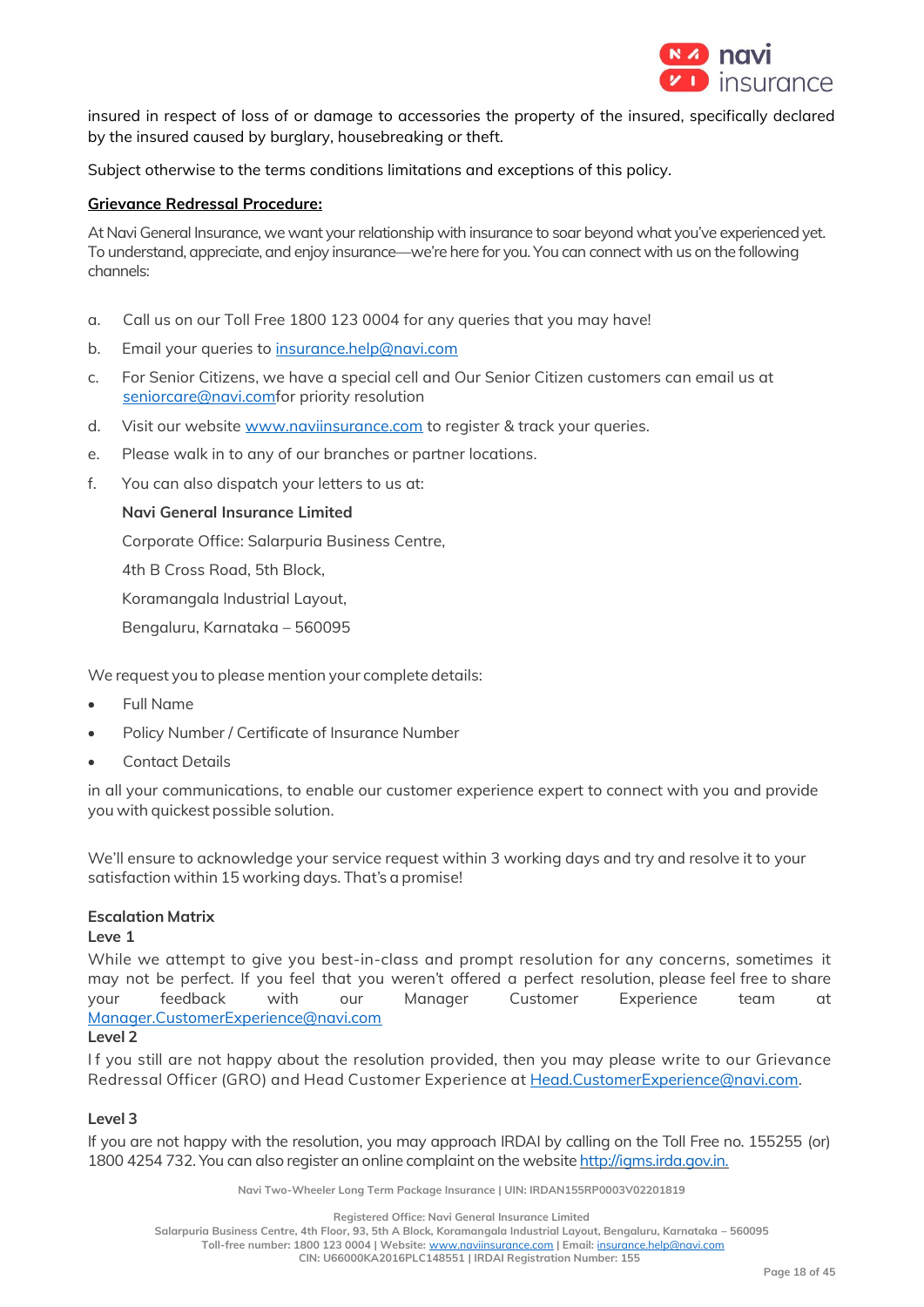insured in respect of loss of or damage to accessories the property of the insured, specifically declared by the insured caused by burglary, housebreaking or theft.

Subject otherwise to the terms conditions limitations and exceptions of this policy.

**Grievance Redressal Procedure:**

At Navi General Insurance, we want your relationship with insurance to soar beyond what you've experienced yet. To understand, appreciate, and enjoy insurance—we're here for you. You can connect with us on the following channels:

a. Call us on our Toll Free 1800 123 0004 for any queries that you may have!

b. Email your queries to insurance.help@navi.com

c. For Senior Citizens, we have a special cell and Our Senior Citizen customers can email us at seniorcare@navi.comfor priority resolution

d. Visit our website www.naviinsurance.com to register & track your queries.

e. Please walk in to any of our branches or partner locations.

f. You can also dispatch your letters to us at:

**Navi General Insurance Limited**

Corporate Office: Salarpuria Business Centre,

4th B Cross Road, 5th Block,

Koramangala Industrial Layout,

Bengaluru, Karnataka – 560095

We request you to please mention your complete details:

- Full Name
- Policy Number / Certificate of Insurance Number
- Contact Details

in all your communications, to enable our customer experience expert to connect with you and provide you with quickest possible solution.

We'll ensure to acknowledge your service request within 3 working days and try and resolve it to your satisfaction within 15 working days. That's a promise!

**Escalation Matrix**

**Leve 1**

While we attempt to give you best-in-class and prompt resolution for any concerns, sometimes it may not be perfect. If you feel that you weren't offered a perfect resolution, please feel free to share your feedback with our Manager Customer Experience team at Manager.CustomerExperience@navi.com

**Level 2**

If you still are not happy about the resolution provided, then you may please write to our Grievance Redressal Officer (GRO) and Head Customer Experience at Head.CustomerExperience@navi.com.

**Level 3**

If you are not happy with the resolution, you may approach IRDAI by calling on the Toll Free no. 155255 (or) 1800 4254 732. You can also register an online complaint on the website http://igms.irda.gov.in.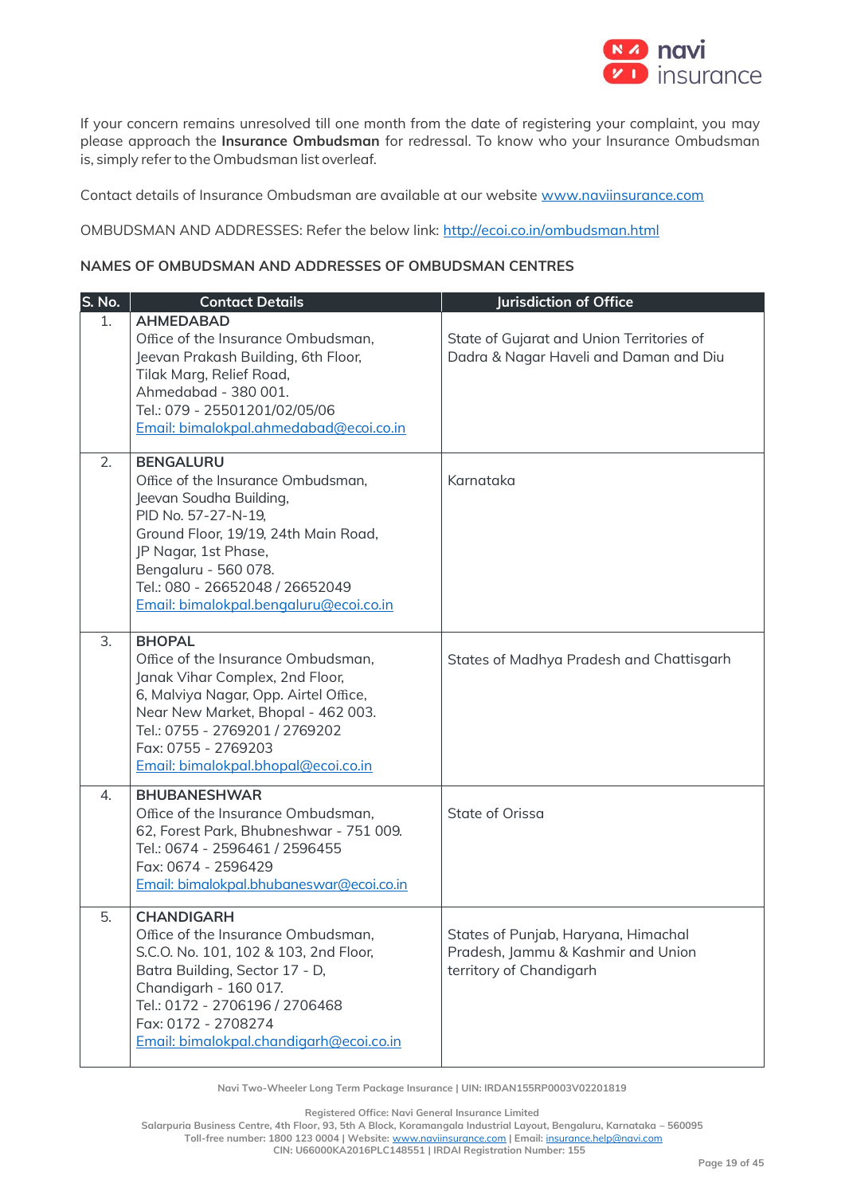If your concern remains unresolved till one month from the date of registering your complaint, you may please approach the **Insurance Ombudsman** for redressal. To know who your Insurance Ombudsman is, simply refer to the Ombudsman list overleaf.

Contact details of Insurance Ombudsman are available at our website www.naviinsurance.com

OMBUDSMAN AND ADDRESSES: Refer the below link: http://ecoi.co.in/ombudsman.html

**NAMES OF OMBUDSMAN AND ADDRESSES OF OMBUDSMAN CENTRES**

| S. No. | Contact Details | Jurisdiction of Office |
|---|---|---|
| 1. | **AHMEDABAD**<br>Office of the Insurance Ombudsman,<br>Jeevan Prakash Building, 6th Floor,<br>Tilak Marg, Relief Road,<br>Ahmedabad - 380 001.<br>Tel.: 079 - 25501201/02/05/06<br>Email: bimalokpal.ahmedabad@ecoi.co.in | State of Gujarat and Union Territories of Dadra & Nagar Haveli and Daman and Diu |
| 2. | **BENGALURU**<br>Office of the Insurance Ombudsman,<br>Jeevan Soudha Building,<br>PID No. 57-27-N-19,<br>Ground Floor, 19/19, 24th Main Road,<br>JP Nagar, 1st Phase,<br>Bengaluru - 560 078.<br>Tel.: 080 - 26652048 / 26652049<br>Email: bimalokpal.bengaluru@ecoi.co.in | Karnataka |
| 3. | **BHOPAL**<br>Office of the Insurance Ombudsman,<br>Janak Vihar Complex, 2nd Floor,<br>6, Malviya Nagar, Opp. Airtel Office,<br>Near New Market, Bhopal - 462 003.<br>Tel.: 0755 - 2769201 / 2769202<br>Fax: 0755 - 2769203<br>Email: bimalokpal.bhopal@ecoi.co.in | States of Madhya Pradesh and Chattisgarh |
| 4. | **BHUBANESHWAR**<br>Office of the Insurance Ombudsman,<br>62, Forest Park, Bhubneshwar - 751 009.<br>Tel.: 0674 - 2596461 / 2596455<br>Fax: 0674 - 2596429<br>Email: bimalokpal.bhubaneswar@ecoi.co.in | State of Orissa |
| 5. | **CHANDIGARH**<br>Office of the Insurance Ombudsman,<br>S.C.O. No. 101, 102 & 103, 2nd Floor,<br>Batra Building, Sector 17 - D,<br>Chandigarh - 160 017.<br>Tel.: 0172 - 2706196 / 2706468<br>Fax: 0172 - 2708274<br>Email: bimalokpal.chandigarh@ecoi.co.in | States of Punjab, Haryana, Himachal Pradesh, Jammu & Kashmir and Union territory of Chandigarh |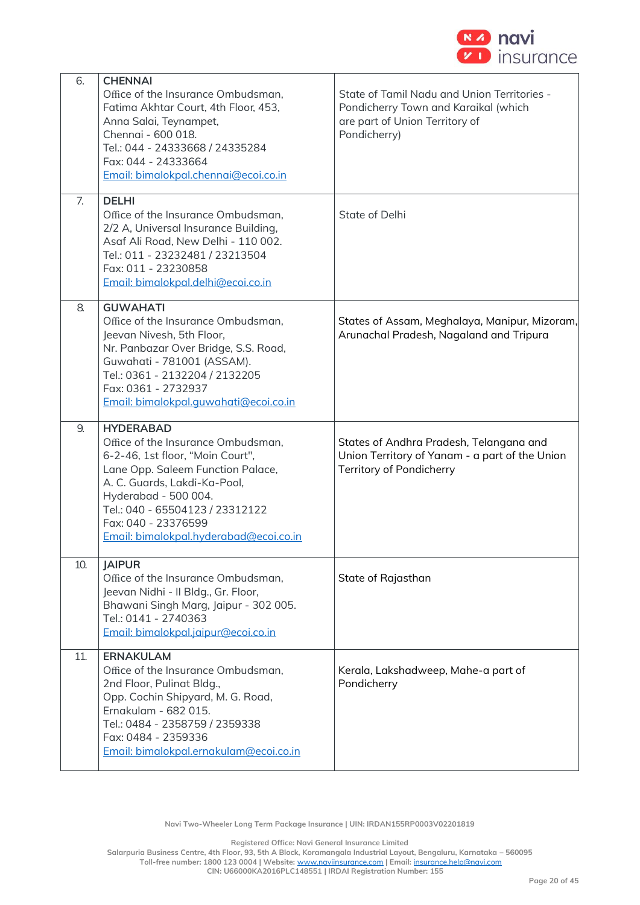| | | |
|---|---|---|
| 6. | **CHENNAI**<br>Office of the Insurance Ombudsman,<br>Fatima Akhtar Court, 4th Floor, 453,<br>Anna Salai, Teynampet,<br>Chennai - 600 018.<br>Tel.: 044 - 24333668 / 24335284<br>Fax: 044 - 24333664<br>Email: bimalokpal.chennai@ecoi.co.in | State of Tamil Nadu and Union Territories - Pondicherry Town and Karaikal (which are part of Union Territory of Pondicherry) |
| 7. | **DELHI**<br>Office of the Insurance Ombudsman,<br>2/2 A, Universal Insurance Building,<br>Asaf Ali Road, New Delhi - 110 002.<br>Tel.: 011 - 23232481 / 23213504<br>Fax: 011 - 23230858<br>Email: bimalokpal.delhi@ecoi.co.in | State of Delhi |
| 8. | **GUWAHATI**<br>Office of the Insurance Ombudsman,<br>Jeevan Nivesh, 5th Floor,<br>Nr. Panbazar Over Bridge, S.S. Road,<br>Guwahati - 781001 (ASSAM).<br>Tel.: 0361 - 2132204 / 2132205<br>Fax: 0361 - 2732937<br>Email: bimalokpal.guwahati@ecoi.co.in | States of Assam, Meghalaya, Manipur, Mizoram, Arunachal Pradesh, Nagaland and Tripura |
| 9. | **HYDERABAD**<br>Office of the Insurance Ombudsman,<br>6-2-46, 1st floor, "Moin Court",<br>Lane Opp. Saleem Function Palace,<br>A. C. Guards, Lakdi-Ka-Pool,<br>Hyderabad - 500 004.<br>Tel.: 040 - 65504123 / 23312122<br>Fax: 040 - 23376599<br>Email: bimalokpal.hyderabad@ecoi.co.in | States of Andhra Pradesh, Telangana and Union Territory of Yanam - a part of the Union Territory of Pondicherry |
| 10. | **JAIPUR**<br>Office of the Insurance Ombudsman,<br>Jeevan Nidhi - II Bldg., Gr. Floor,<br>Bhawani Singh Marg, Jaipur - 302 005.<br>Tel.: 0141 - 2740363<br>Email: bimalokpal.jaipur@ecoi.co.in | State of Rajasthan |
| 11. | **ERNAKULAM**<br>Office of the Insurance Ombudsman,<br>2nd Floor, Pulinat Bldg.,<br>Opp. Cochin Shipyard, M. G. Road,<br>Ernakulam - 682 015.<br>Tel.: 0484 - 2358759 / 2359338<br>Fax: 0484 - 2359336<br>Email: bimalokpal.ernakulam@ecoi.co.in | Kerala, Lakshadweep, Mahe-a part of Pondicherry |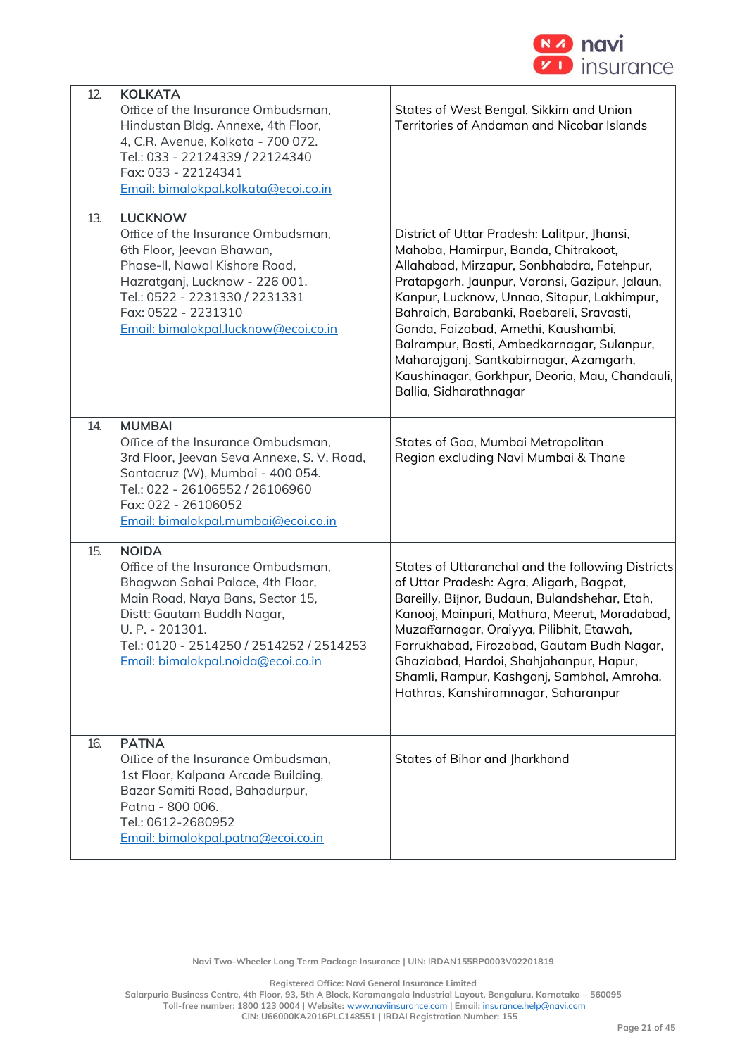| | | |
|---|---|---|
| 12. | **KOLKATA**<br>Office of the Insurance Ombudsman,<br>Hindustan Bldg. Annexe, 4th Floor,<br>4, C.R. Avenue, Kolkata - 700 072.<br>Tel.: 033 - 22124339 / 22124340<br>Fax: 033 - 22124341<br>Email: bimalokpal.kolkata@ecoi.co.in | States of West Bengal, Sikkim and Union Territories of Andaman and Nicobar Islands |
| 13. | **LUCKNOW**<br>Office of the Insurance Ombudsman,<br>6th Floor, Jeevan Bhawan,<br>Phase-II, Nawal Kishore Road,<br>Hazratganj, Lucknow - 226 001.<br>Tel.: 0522 - 2231330 / 2231331<br>Fax: 0522 - 2231310<br>Email: bimalokpal.lucknow@ecoi.co.in | District of Uttar Pradesh: Lalitpur, Jhansi, Mahoba, Hamirpur, Banda, Chitrakoot, Allahabad, Mirzapur, Sonbhabdra, Fatehpur, Pratapgarh, Jaunpur, Varansi, Gazipur, Jalaun, Kanpur, Lucknow, Unnao, Sitapur, Lakhimpur, Bahraich, Barabanki, Raebareli, Sravasti, Gonda, Faizabad, Amethi, Kaushambi, Balrampur, Basti, Ambedkarnagar, Sulanpur, Maharajganj, Santkabirnagar, Azamgarh, Kaushinagar, Gorkhpur, Deoria, Mau, Chandauli, Ballia, Sidharathnagar |
| 14. | **MUMBAI**<br>Office of the Insurance Ombudsman,<br>3rd Floor, Jeevan Seva Annexe, S. V. Road,<br>Santacruz (W), Mumbai - 400 054.<br>Tel.: 022 - 26106552 / 26106960<br>Fax: 022 - 26106052<br>Email: bimalokpal.mumbai@ecoi.co.in | States of Goa, Mumbai Metropolitan Region excluding Navi Mumbai & Thane |
| 15. | **NOIDA**<br>Office of the Insurance Ombudsman,<br>Bhagwan Sahai Palace, 4th Floor,<br>Main Road, Naya Bans, Sector 15,<br>Distt: Gautam Buddh Nagar,<br>U. P. - 201301.<br>Tel.: 0120 - 2514250 / 2514252 / 2514253<br>Email: bimalokpal.noida@ecoi.co.in | States of Uttaranchal and the following Districts of Uttar Pradesh: Agra, Aligarh, Bagpat, Bareilly, Bijnor, Budaun, Bulandshehar, Etah, Kanooj, Mainpuri, Mathura, Meerut, Moradabad, Muzaffarnagar, Oraiyya, Pilibhit, Etawah, Farrukhabad, Firozabad, Gautam Budh Nagar, Ghaziabad, Hardoi, Shahjahanpur, Hapur, Shamli, Rampur, Kashganj, Sambhal, Amroha, Hathras, Kanshiramnagar, Saharanpur |
| 16. | **PATNA**<br>Office of the Insurance Ombudsman,<br>1st Floor, Kalpana Arcade Building,<br>Bazar Samiti Road, Bahadurpur,<br>Patna - 800 006.<br>Tel.: 0612-2680952<br>Email: bimalokpal.patna@ecoi.co.in | States of Bihar and Jharkhand |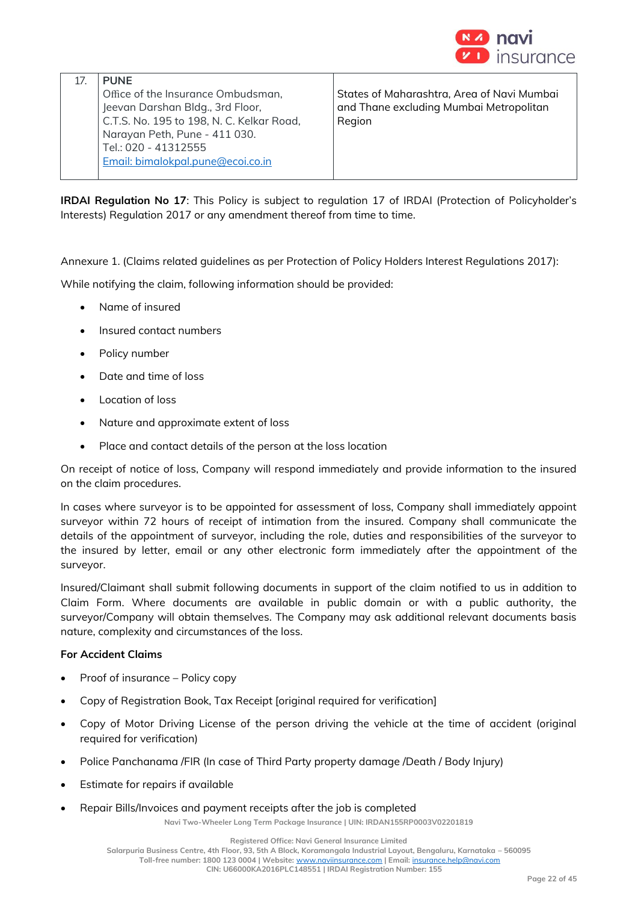| 17. | **PUNE**<br>Office of the Insurance Ombudsman,<br>Jeevan Darshan Bldg., 3rd Floor,<br>C.T.S. No. 195 to 198, N. C. Kelkar Road,<br>Narayan Peth, Pune - 411 030.<br>Tel.: 020 - 41312555<br>Email: bimalokpal.pune@ecoi.co.in | States of Maharashtra, Area of Navi Mumbai and Thane excluding Mumbai Metropolitan Region |
|---|---|---|

**IRDAI Regulation No 17**: This Policy is subject to regulation 17 of IRDAI (Protection of Policyholder's Interests) Regulation 2017 or any amendment thereof from time to time.

Annexure 1. (Claims related guidelines as per Protection of Policy Holders Interest Regulations 2017):

While notifying the claim, following information should be provided:

- Name of insured
- Insured contact numbers
- Policy number
- Date and time of loss
- Location of loss
- Nature and approximate extent of loss
- Place and contact details of the person at the loss location

On receipt of notice of loss, Company will respond immediately and provide information to the insured on the claim procedures.

In cases where surveyor is to be appointed for assessment of loss, Company shall immediately appoint surveyor within 72 hours of receipt of intimation from the insured. Company shall communicate the details of the appointment of surveyor, including the role, duties and responsibilities of the surveyor to the insured by letter, email or any other electronic form immediately after the appointment of the surveyor.

Insured/Claimant shall submit following documents in support of the claim notified to us in addition to Claim Form. Where documents are available in public domain or with a public authority, the surveyor/Company will obtain themselves. The Company may ask additional relevant documents basis nature, complexity and circumstances of the loss.

**For Accident Claims**

- Proof of insurance – Policy copy
- Copy of Registration Book, Tax Receipt [original required for verification]
- Copy of Motor Driving License of the person driving the vehicle at the time of accident (original required for verification)
- Police Panchanama /FIR (In case of Third Party property damage /Death / Body Injury)
- Estimate for repairs if available
- Repair Bills/Invoices and payment receipts after the job is completed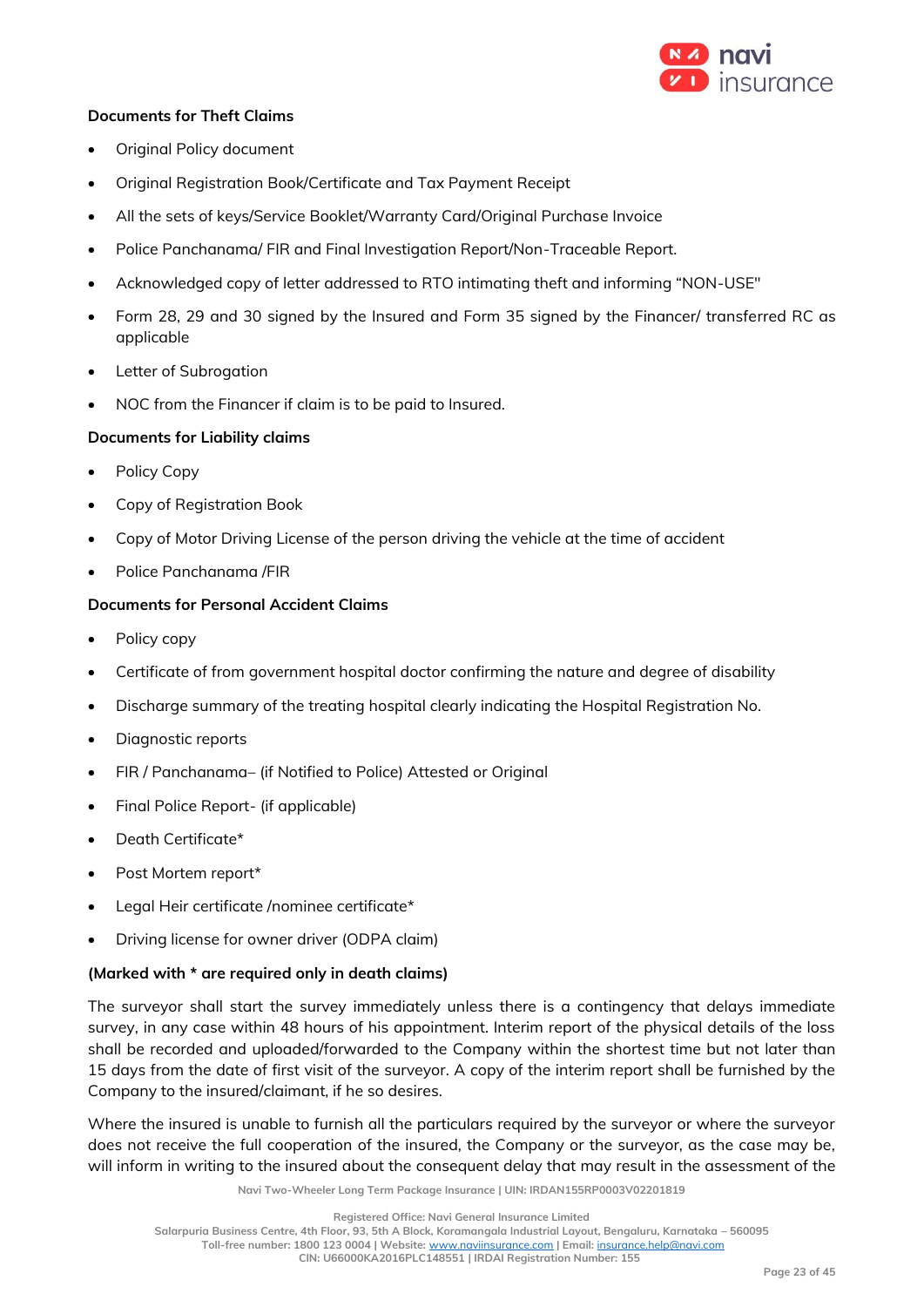**Documents for Theft Claims**

- Original Policy document
- Original Registration Book/Certificate and Tax Payment Receipt
- All the sets of keys/Service Booklet/Warranty Card/Original Purchase Invoice
- Police Panchanama/ FIR and Final Investigation Report/Non-Traceable Report.
- Acknowledged copy of letter addressed to RTO intimating theft and informing "NON-USE"
- Form 28, 29 and 30 signed by the Insured and Form 35 signed by the Financer/ transferred RC as applicable
- Letter of Subrogation
- NOC from the Financer if claim is to be paid to Insured.

**Documents for Liability claims**

- Policy Copy
- Copy of Registration Book
- Copy of Motor Driving License of the person driving the vehicle at the time of accident
- Police Panchanama /FIR

**Documents for Personal Accident Claims**

- Policy copy
- Certificate of from government hospital doctor confirming the nature and degree of disability
- Discharge summary of the treating hospital clearly indicating the Hospital Registration No.
- Diagnostic reports
- FIR / Panchanama– (if Notified to Police) Attested or Original
- Final Police Report- (if applicable)
- Death Certificate*
- Post Mortem report*
- Legal Heir certificate /nominee certificate*
- Driving license for owner driver (ODPA claim)

**(Marked with * are required only in death claims)**

The surveyor shall start the survey immediately unless there is a contingency that delays immediate survey, in any case within 48 hours of his appointment. Interim report of the physical details of the loss shall be recorded and uploaded/forwarded to the Company within the shortest time but not later than 15 days from the date of first visit of the surveyor. A copy of the interim report shall be furnished by the Company to the insured/claimant, if he so desires.

Where the insured is unable to furnish all the particulars required by the surveyor or where the surveyor does not receive the full cooperation of the insured, the Company or the surveyor, as the case may be, will inform in writing to the insured about the consequent delay that may result in the assessment of the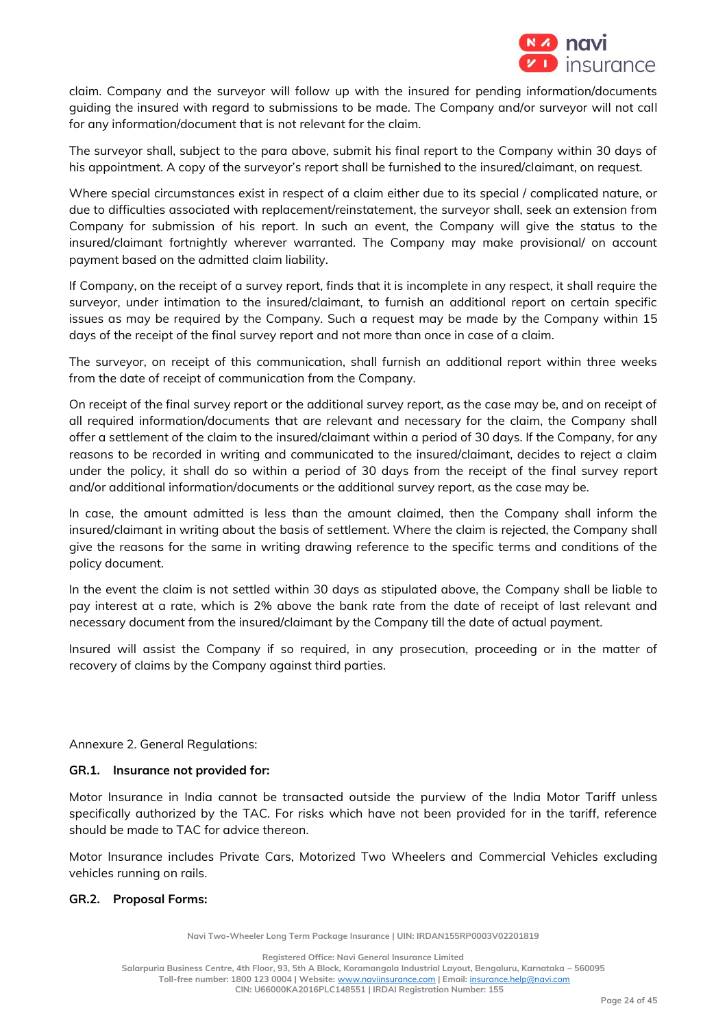claim. Company and the surveyor will follow up with the insured for pending information/documents guiding the insured with regard to submissions to be made. The Company and/or surveyor will not call for any information/document that is not relevant for the claim.

The surveyor shall, subject to the para above, submit his final report to the Company within 30 days of his appointment. A copy of the surveyor's report shall be furnished to the insured/claimant, on request.

Where special circumstances exist in respect of a claim either due to its special / complicated nature, or due to difficulties associated with replacement/reinstatement, the surveyor shall, seek an extension from Company for submission of his report. In such an event, the Company will give the status to the insured/claimant fortnightly wherever warranted. The Company may make provisional/ on account payment based on the admitted claim liability.

If Company, on the receipt of a survey report, finds that it is incomplete in any respect, it shall require the surveyor, under intimation to the insured/claimant, to furnish an additional report on certain specific issues as may be required by the Company. Such a request may be made by the Company within 15 days of the receipt of the final survey report and not more than once in case of a claim.

The surveyor, on receipt of this communication, shall furnish an additional report within three weeks from the date of receipt of communication from the Company.

On receipt of the final survey report or the additional survey report, as the case may be, and on receipt of all required information/documents that are relevant and necessary for the claim, the Company shall offer a settlement of the claim to the insured/claimant within a period of 30 days. If the Company, for any reasons to be recorded in writing and communicated to the insured/claimant, decides to reject a claim under the policy, it shall do so within a period of 30 days from the receipt of the final survey report and/or additional information/documents or the additional survey report, as the case may be.

In case, the amount admitted is less than the amount claimed, then the Company shall inform the insured/claimant in writing about the basis of settlement. Where the claim is rejected, the Company shall give the reasons for the same in writing drawing reference to the specific terms and conditions of the policy document.

In the event the claim is not settled within 30 days as stipulated above, the Company shall be liable to pay interest at a rate, which is 2% above the bank rate from the date of receipt of last relevant and necessary document from the insured/claimant by the Company till the date of actual payment.

Insured will assist the Company if so required, in any prosecution, proceeding or in the matter of recovery of claims by the Company against third parties.

Annexure 2. General Regulations:

**GR.1. Insurance not provided for:**

Motor Insurance in India cannot be transacted outside the purview of the India Motor Tariff unless specifically authorized by the TAC. For risks which have not been provided for in the tariff, reference should be made to TAC for advice thereon.

Motor Insurance includes Private Cars, Motorized Two Wheelers and Commercial Vehicles excluding vehicles running on rails.

**GR.2. Proposal Forms:**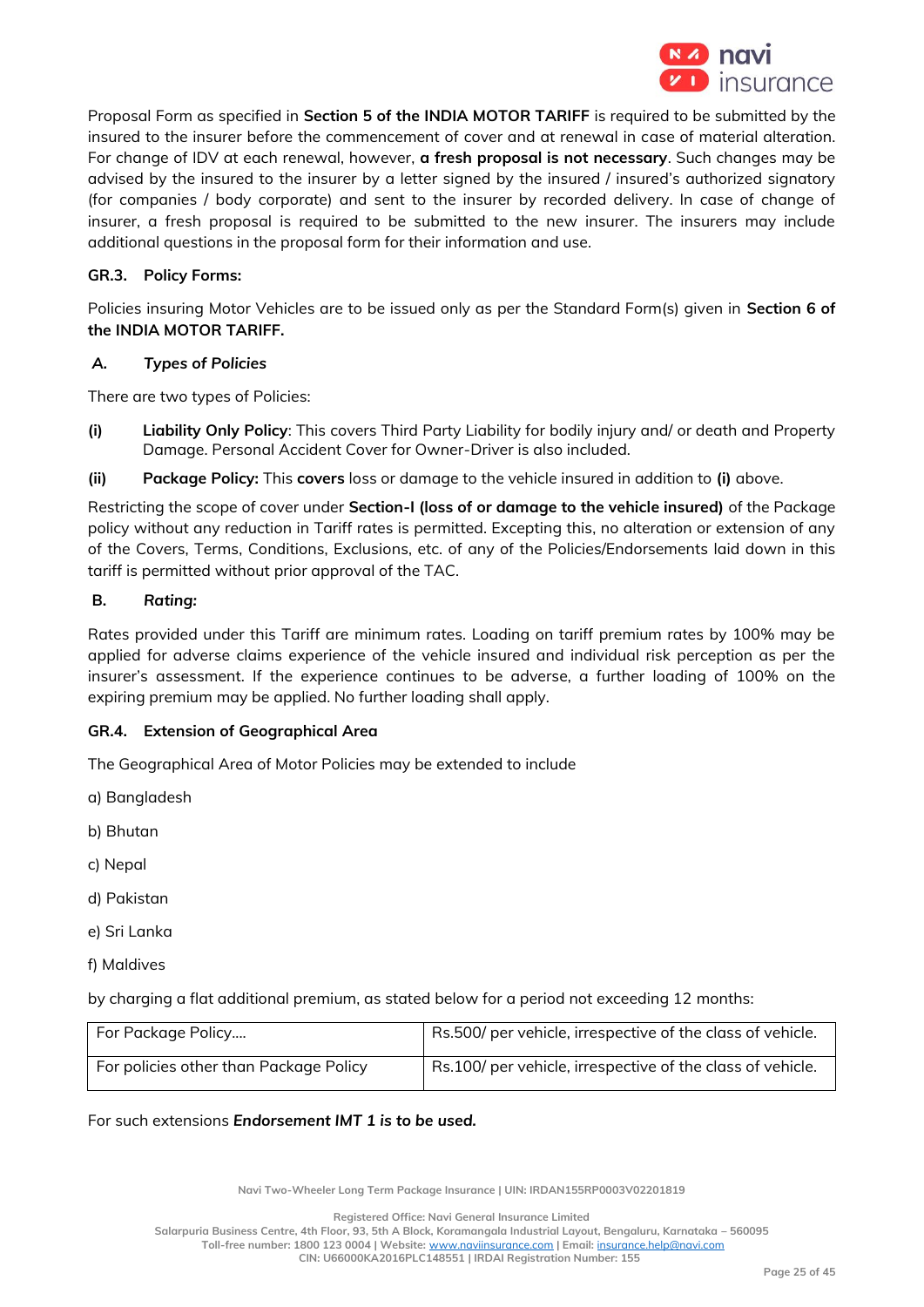Proposal Form as specified in **Section 5 of the INDIA MOTOR TARIFF** is required to be submitted by the insured to the insurer before the commencement of cover and at renewal in case of material alteration. For change of IDV at each renewal, however, **a fresh proposal is not necessary**. Such changes may be advised by the insured to the insurer by a letter signed by the insured / insured's authorized signatory (for companies / body corporate) and sent to the insurer by recorded delivery. In case of change of insurer, a fresh proposal is required to be submitted to the new insurer. The insurers may include additional questions in the proposal form for their information and use.

### GR.3. Policy Forms:

Policies insuring Motor Vehicles are to be issued only as per the Standard Form(s) given in **Section 6 of the INDIA MOTOR TARIFF.**

#### A. *Types of Policies*

There are two types of Policies:

**(i)** **Liability Only Policy**: This covers Third Party Liability for bodily injury and/ or death and Property Damage. Personal Accident Cover for Owner-Driver is also included.

**(ii)** **Package Policy:** This **covers** loss or damage to the vehicle insured in addition to **(i)** above.

Restricting the scope of cover under **Section-I (loss of or damage to the vehicle insured)** of the Package policy without any reduction in Tariff rates is permitted. Excepting this, no alteration or extension of any of the Covers, Terms, Conditions, Exclusions, etc. of any of the Policies/Endorsements laid down in this tariff is permitted without prior approval of the TAC.

#### B. *Rating:*

Rates provided under this Tariff are minimum rates. Loading on tariff premium rates by 100% may be applied for adverse claims experience of the vehicle insured and individual risk perception as per the insurer's assessment. If the experience continues to be adverse, a further loading of 100% on the expiring premium may be applied. No further loading shall apply.

### GR.4. Extension of Geographical Area

The Geographical Area of Motor Policies may be extended to include

a) Bangladesh

b) Bhutan

c) Nepal

d) Pakistan

e) Sri Lanka

f) Maldives

by charging a flat additional premium, as stated below for a period not exceeding 12 months:

| For Package Policy.... | Rs.500/ per vehicle, irrespective of the class of vehicle. |
|---|---|
| For policies other than Package Policy | Rs.100/ per vehicle, irrespective of the class of vehicle. |

For such extensions ***Endorsement IMT 1 is to be used.***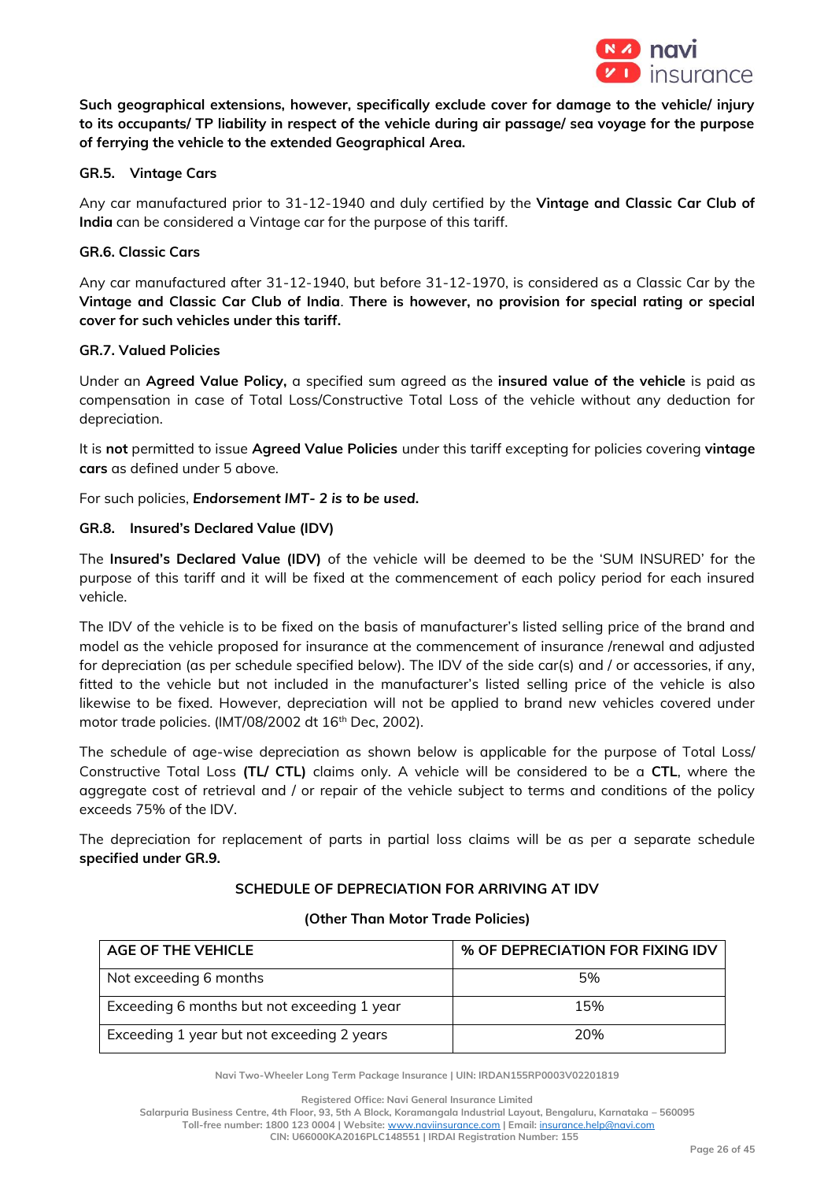**Such geographical extensions, however, specifically exclude cover for damage to the vehicle/ injury to its occupants/ TP liability in respect of the vehicle during air passage/ sea voyage for the purpose of ferrying the vehicle to the extended Geographical Area.**

### GR.5. Vintage Cars

Any car manufactured prior to 31-12-1940 and duly certified by the **Vintage and Classic Car Club of India** can be considered a Vintage car for the purpose of this tariff.

### GR.6. Classic Cars

Any car manufactured after 31-12-1940, but before 31-12-1970, is considered as a Classic Car by the **Vintage and Classic Car Club of India**. **There is however, no provision for special rating or special cover for such vehicles under this tariff.**

### GR.7. Valued Policies

Under an **Agreed Value Policy,** a specified sum agreed as the **insured value of the vehicle** is paid as compensation in case of Total Loss/Constructive Total Loss of the vehicle without any deduction for depreciation.

It is **not** permitted to issue **Agreed Value Policies** under this tariff excepting for policies covering **vintage cars** as defined under 5 above.

For such policies, ***Endorsement IMT- 2 is to be used.***

### GR.8. Insured's Declared Value (IDV)

The **Insured's Declared Value (IDV)** of the vehicle will be deemed to be the 'SUM INSURED' for the purpose of this tariff and it will be fixed at the commencement of each policy period for each insured vehicle.

The IDV of the vehicle is to be fixed on the basis of manufacturer's listed selling price of the brand and model as the vehicle proposed for insurance at the commencement of insurance /renewal and adjusted for depreciation (as per schedule specified below). The IDV of the side car(s) and / or accessories, if any, fitted to the vehicle but not included in the manufacturer's listed selling price of the vehicle is also likewise to be fixed. However, depreciation will not be applied to brand new vehicles covered under motor trade policies. (IMT/08/2002 dt 16th Dec, 2002).

The schedule of age-wise depreciation as shown below is applicable for the purpose of Total Loss/ Constructive Total Loss **(TL/ CTL)** claims only. A vehicle will be considered to be a **CTL**, where the aggregate cost of retrieval and / or repair of the vehicle subject to terms and conditions of the policy exceeds 75% of the IDV.

The depreciation for replacement of parts in partial loss claims will be as per a separate schedule **specified under GR.9.**

**SCHEDULE OF DEPRECIATION FOR ARRIVING AT IDV**

**(Other Than Motor Trade Policies)**

| AGE OF THE VEHICLE | % OF DEPRECIATION FOR FIXING IDV |
|---|---|
| Not exceeding 6 months | 5% |
| Exceeding 6 months but not exceeding 1 year | 15% |
| Exceeding 1 year but not exceeding 2 years | 20% |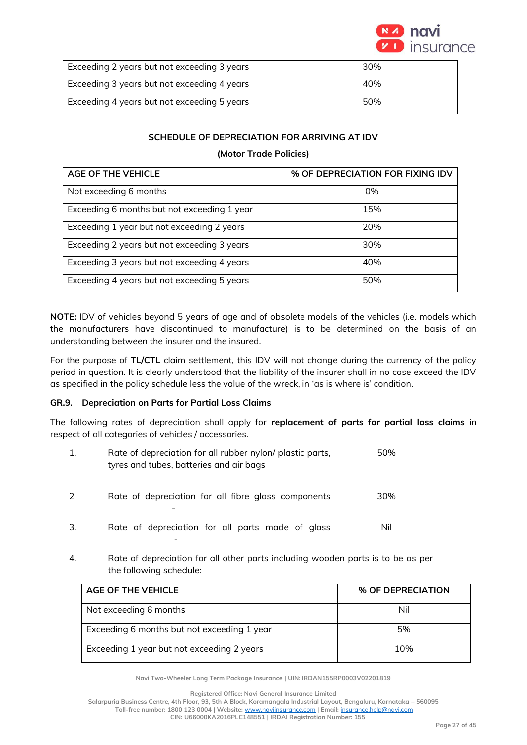| | |
|---|---|
| Exceeding 2 years but not exceeding 3 years | 30% |
| Exceeding 3 years but not exceeding 4 years | 40% |
| Exceeding 4 years but not exceeding 5 years | 50% |

**SCHEDULE OF DEPRECIATION FOR ARRIVING AT IDV**

**(Motor Trade Policies)**

| AGE OF THE VEHICLE | % OF DEPRECIATION FOR FIXING IDV |
|---|---|
| Not exceeding 6 months | 0% |
| Exceeding 6 months but not exceeding 1 year | 15% |
| Exceeding 1 year but not exceeding 2 years | 20% |
| Exceeding 2 years but not exceeding 3 years | 30% |
| Exceeding 3 years but not exceeding 4 years | 40% |
| Exceeding 4 years but not exceeding 5 years | 50% |

**NOTE:** IDV of vehicles beyond 5 years of age and of obsolete models of the vehicles (i.e. models which the manufacturers have discontinued to manufacture) is to be determined on the basis of an understanding between the insurer and the insured.

For the purpose of **TL/CTL** claim settlement, this IDV will not change during the currency of the policy period in question. It is clearly understood that the liability of the insurer shall in no case exceed the IDV as specified in the policy schedule less the value of the wreck, in 'as is where is' condition.

**GR.9. Depreciation on Parts for Partial Loss Claims**

The following rates of depreciation shall apply for **replacement of parts for partial loss claims** in respect of all categories of vehicles / accessories.

1. Rate of depreciation for all rubber nylon/ plastic parts, tyres and tubes, batteries and air bags — 50%

2. Rate of depreciation for all fibre glass components - — 30%

3. Rate of depreciation for all parts made of glass - — Nil

4. Rate of depreciation for all other parts including wooden parts is to be as per the following schedule:

| AGE OF THE VEHICLE | % OF DEPRECIATION |
|---|---|
| Not exceeding 6 months | Nil |
| Exceeding 6 months but not exceeding 1 year | 5% |
| Exceeding 1 year but not exceeding 2 years | 10% |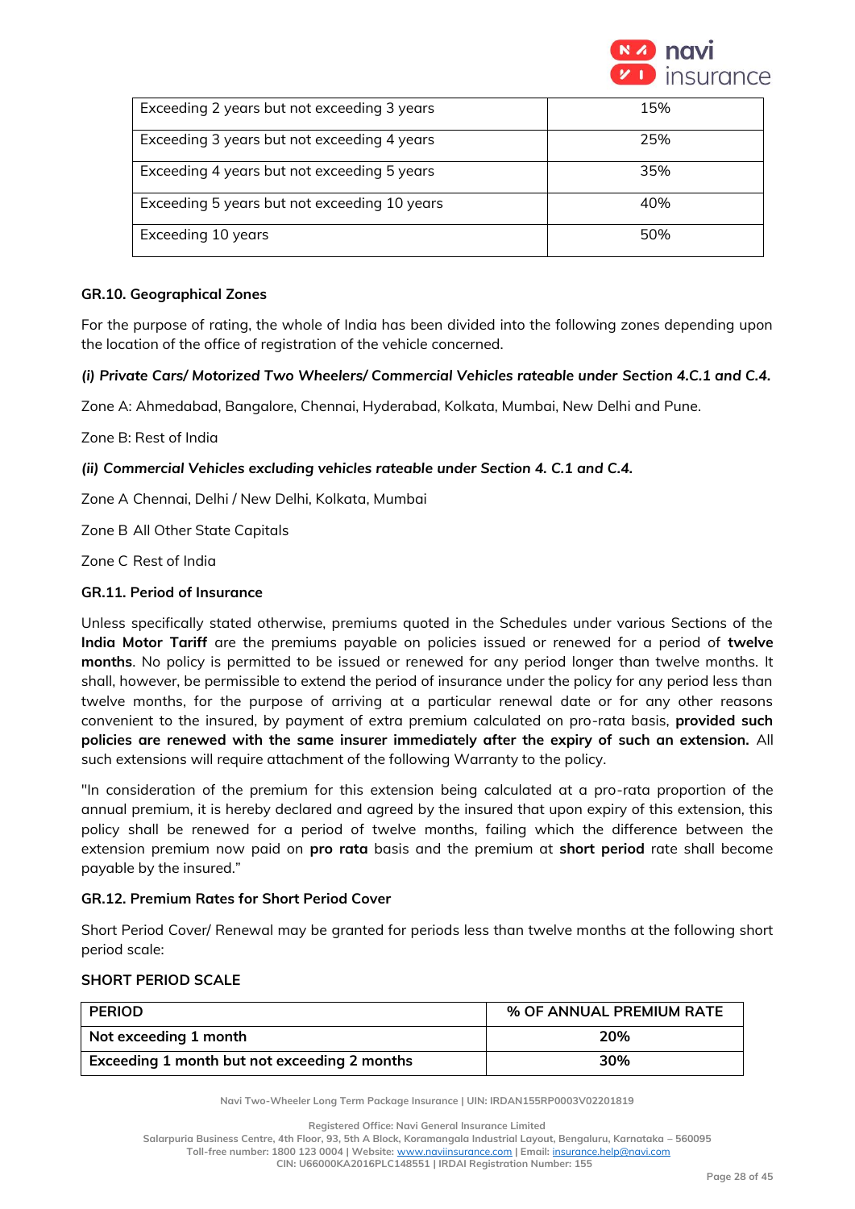| Exceeding 2 years but not exceeding 3 years | 15% |
|---|---|
| Exceeding 3 years but not exceeding 4 years | 25% |
| Exceeding 4 years but not exceeding 5 years | 35% |
| Exceeding 5 years but not exceeding 10 years | 40% |
| Exceeding 10 years | 50% |

### GR.10. Geographical Zones

For the purpose of rating, the whole of India has been divided into the following zones depending upon the location of the office of registration of the vehicle concerned.

***(i) Private Cars/ Motorized Two Wheelers/ Commercial Vehicles rateable under Section 4.C.1 and C.4.***

Zone A: Ahmedabad, Bangalore, Chennai, Hyderabad, Kolkata, Mumbai, New Delhi and Pune.

Zone B: Rest of India

***(ii) Commercial Vehicles excluding vehicles rateable under Section 4. C.1 and C.4.***

Zone A Chennai, Delhi / New Delhi, Kolkata, Mumbai

Zone B All Other State Capitals

Zone C Rest of India

### GR.11. Period of Insurance

Unless specifically stated otherwise, premiums quoted in the Schedules under various Sections of the **India Motor Tariff** are the premiums payable on policies issued or renewed for a period of **twelve months**. No policy is permitted to be issued or renewed for any period longer than twelve months. It shall, however, be permissible to extend the period of insurance under the policy for any period less than twelve months, for the purpose of arriving at a particular renewal date or for any other reasons convenient to the insured, by payment of extra premium calculated on pro-rata basis, **provided such policies are renewed with the same insurer immediately after the expiry of such an extension.** All such extensions will require attachment of the following Warranty to the policy.

"In consideration of the premium for this extension being calculated at a pro-rata proportion of the annual premium, it is hereby declared and agreed by the insured that upon expiry of this extension, this policy shall be renewed for a period of twelve months, failing which the difference between the extension premium now paid on **pro rata** basis and the premium at **short period** rate shall become payable by the insured."

### GR.12. Premium Rates for Short Period Cover

Short Period Cover/ Renewal may be granted for periods less than twelve months at the following short period scale:

**SHORT PERIOD SCALE**

| PERIOD | % OF ANNUAL PREMIUM RATE |
|---|---|
| **Not exceeding 1 month** | **20%** |
| **Exceeding 1 month but not exceeding 2 months** | **30%** |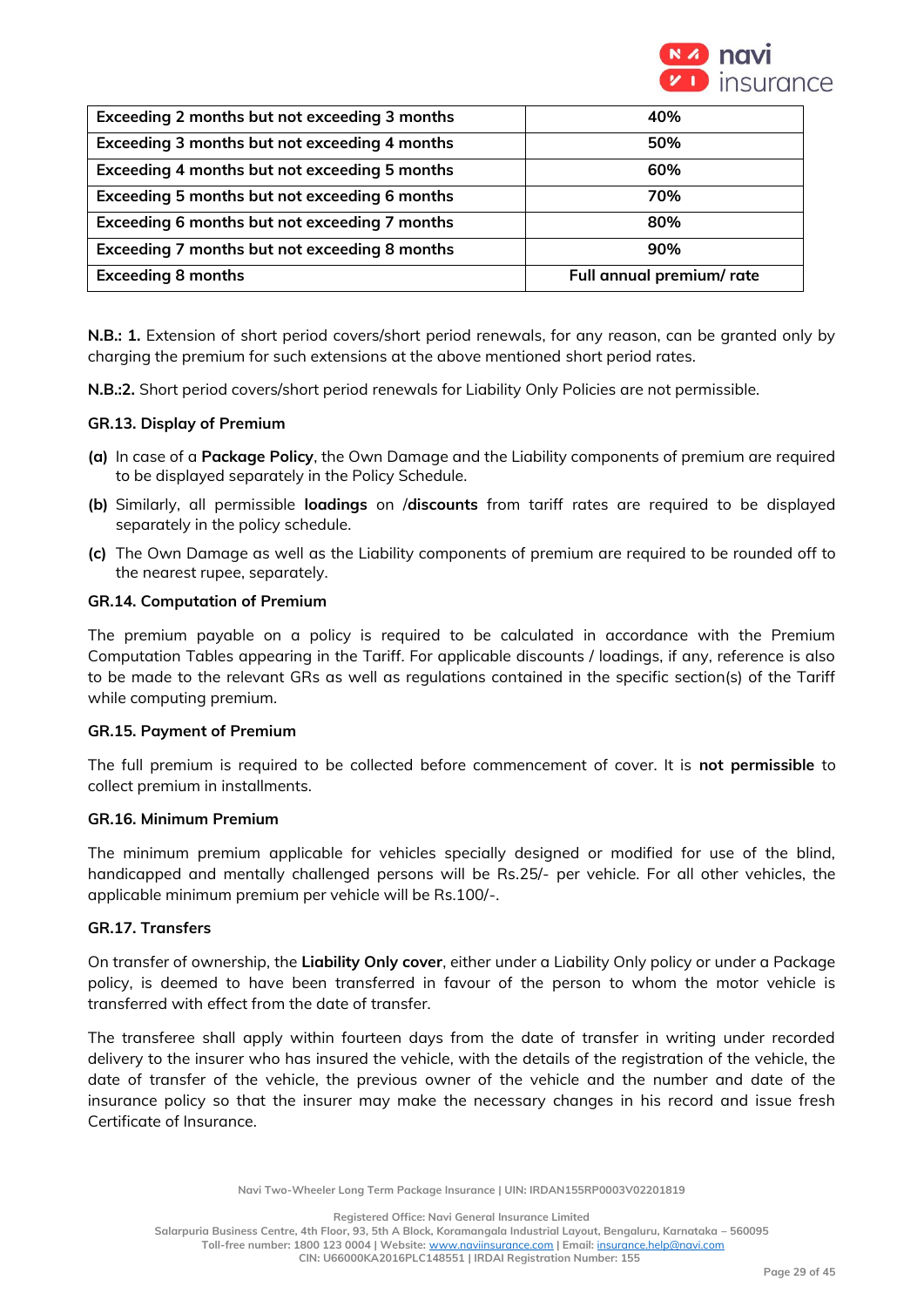| Exceeding 2 months but not exceeding 3 months | 40% |
|---|---|
| Exceeding 3 months but not exceeding 4 months | 50% |
| Exceeding 4 months but not exceeding 5 months | 60% |
| Exceeding 5 months but not exceeding 6 months | 70% |
| Exceeding 6 months but not exceeding 7 months | 80% |
| Exceeding 7 months but not exceeding 8 months | 90% |
| Exceeding 8 months | Full annual premium/ rate |

**N.B.: 1.** Extension of short period covers/short period renewals, for any reason, can be granted only by charging the premium for such extensions at the above mentioned short period rates.

**N.B.:2.** Short period covers/short period renewals for Liability Only Policies are not permissible.

**GR.13. Display of Premium**

**(a)** In case of a **Package Policy**, the Own Damage and the Liability components of premium are required to be displayed separately in the Policy Schedule.

**(b)** Similarly, all permissible **loadings** on /**discounts** from tariff rates are required to be displayed separately in the policy schedule.

**(c)** The Own Damage as well as the Liability components of premium are required to be rounded off to the nearest rupee, separately.

**GR.14. Computation of Premium**

The premium payable on a policy is required to be calculated in accordance with the Premium Computation Tables appearing in the Tariff. For applicable discounts / loadings, if any, reference is also to be made to the relevant GRs as well as regulations contained in the specific section(s) of the Tariff while computing premium.

**GR.15. Payment of Premium**

The full premium is required to be collected before commencement of cover. It is **not permissible** to collect premium in installments.

**GR.16. Minimum Premium**

The minimum premium applicable for vehicles specially designed or modified for use of the blind, handicapped and mentally challenged persons will be Rs.25/- per vehicle. For all other vehicles, the applicable minimum premium per vehicle will be Rs.100/-.

**GR.17. Transfers**

On transfer of ownership, the **Liability Only cover**, either under a Liability Only policy or under a Package policy, is deemed to have been transferred in favour of the person to whom the motor vehicle is transferred with effect from the date of transfer.

The transferee shall apply within fourteen days from the date of transfer in writing under recorded delivery to the insurer who has insured the vehicle, with the details of the registration of the vehicle, the date of transfer of the vehicle, the previous owner of the vehicle and the number and date of the insurance policy so that the insurer may make the necessary changes in his record and issue fresh Certificate of Insurance.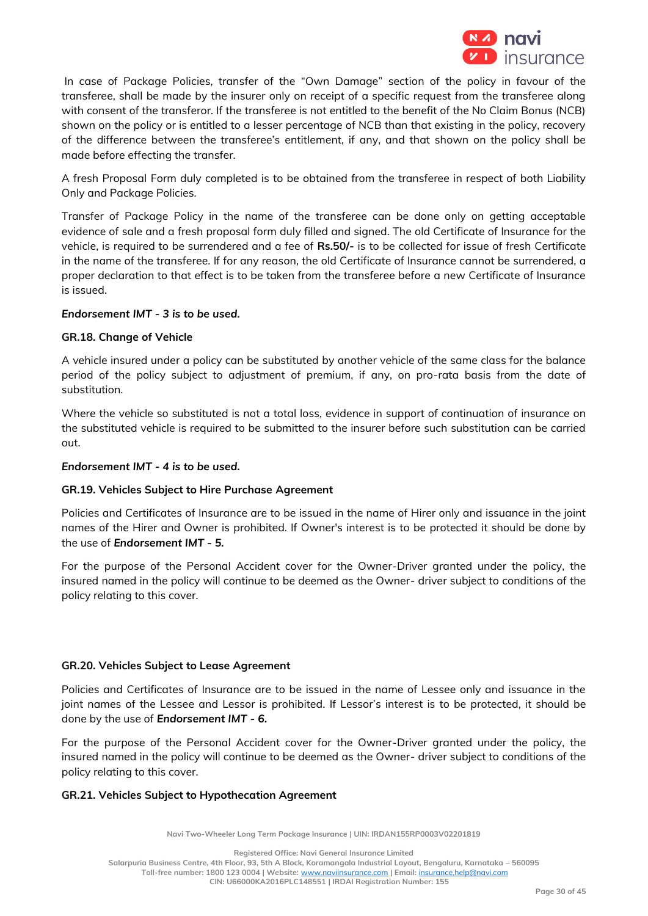In case of Package Policies, transfer of the "Own Damage" section of the policy in favour of the transferee, shall be made by the insurer only on receipt of a specific request from the transferee along with consent of the transferor. If the transferee is not entitled to the benefit of the No Claim Bonus (NCB) shown on the policy or is entitled to a lesser percentage of NCB than that existing in the policy, recovery of the difference between the transferee's entitlement, if any, and that shown on the policy shall be made before effecting the transfer.

A fresh Proposal Form duly completed is to be obtained from the transferee in respect of both Liability Only and Package Policies.

Transfer of Package Policy in the name of the transferee can be done only on getting acceptable evidence of sale and a fresh proposal form duly filled and signed. The old Certificate of Insurance for the vehicle, is required to be surrendered and a fee of **Rs.50/-** is to be collected for issue of fresh Certificate in the name of the transferee. If for any reason, the old Certificate of Insurance cannot be surrendered, a proper declaration to that effect is to be taken from the transferee before a new Certificate of Insurance is issued.

***Endorsement IMT - 3 is to be used.***

**GR.18. Change of Vehicle**

A vehicle insured under a policy can be substituted by another vehicle of the same class for the balance period of the policy subject to adjustment of premium, if any, on pro-rata basis from the date of substitution.

Where the vehicle so substituted is not a total loss, evidence in support of continuation of insurance on the substituted vehicle is required to be submitted to the insurer before such substitution can be carried out.

***Endorsement IMT - 4 is to be used.***

**GR.19. Vehicles Subject to Hire Purchase Agreement**

Policies and Certificates of Insurance are to be issued in the name of Hirer only and issuance in the joint names of the Hirer and Owner is prohibited. If Owner's interest is to be protected it should be done by the use of ***Endorsement IMT - 5.***

For the purpose of the Personal Accident cover for the Owner-Driver granted under the policy, the insured named in the policy will continue to be deemed as the Owner- driver subject to conditions of the policy relating to this cover.

**GR.20. Vehicles Subject to Lease Agreement**

Policies and Certificates of Insurance are to be issued in the name of Lessee only and issuance in the joint names of the Lessee and Lessor is prohibited. If Lessor's interest is to be protected, it should be done by the use of ***Endorsement IMT - 6.***

For the purpose of the Personal Accident cover for the Owner-Driver granted under the policy, the insured named in the policy will continue to be deemed as the Owner- driver subject to conditions of the policy relating to this cover.

**GR.21. Vehicles Subject to Hypothecation Agreement**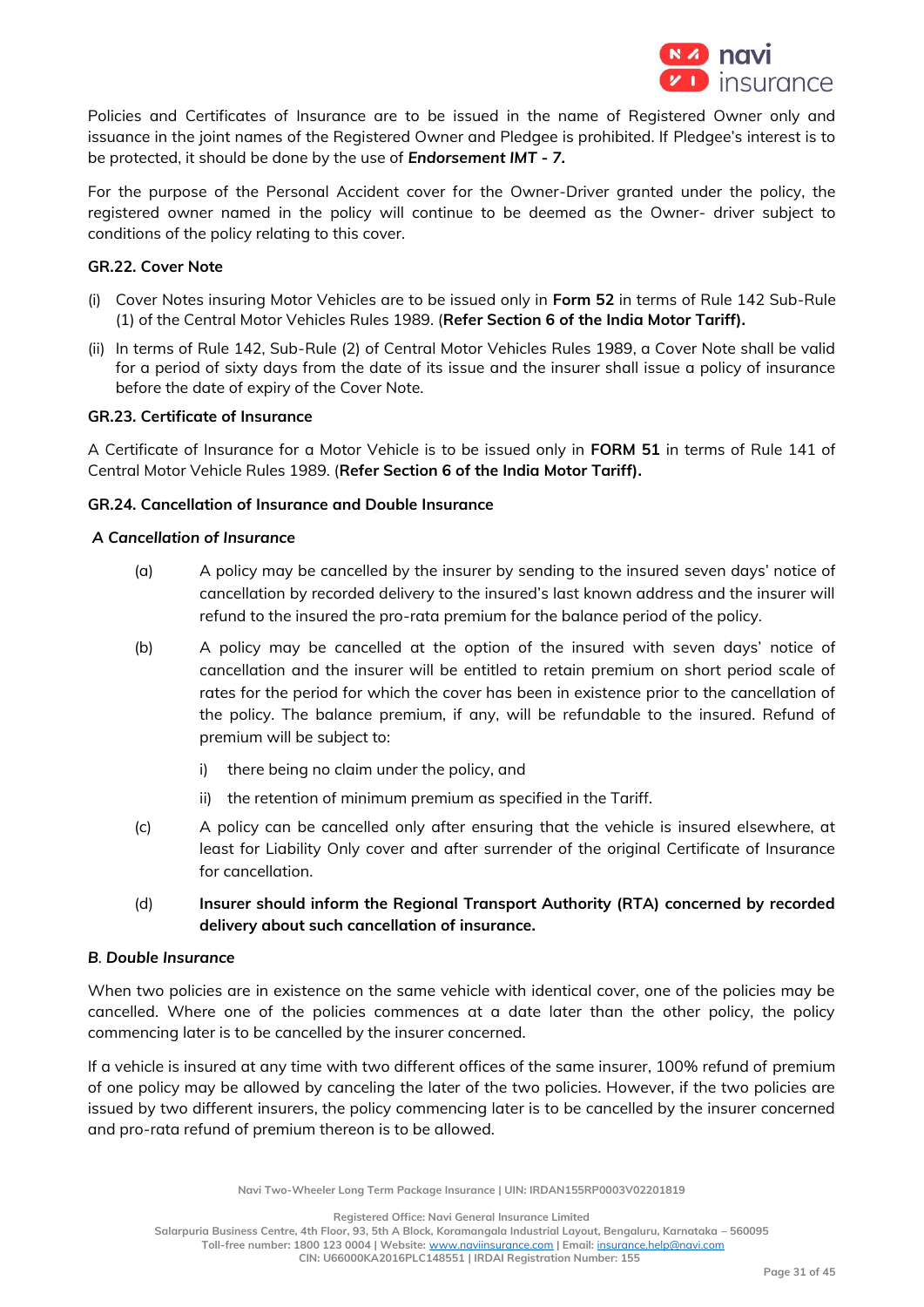Policies and Certificates of Insurance are to be issued in the name of Registered Owner only and issuance in the joint names of the Registered Owner and Pledgee is prohibited. If Pledgee's interest is to be protected, it should be done by the use of ***Endorsement IMT - 7.***

For the purpose of the Personal Accident cover for the Owner-Driver granted under the policy, the registered owner named in the policy will continue to be deemed as the Owner- driver subject to conditions of the policy relating to this cover.

### GR.22. Cover Note

(i) Cover Notes insuring Motor Vehicles are to be issued only in **Form 52** in terms of Rule 142 Sub-Rule (1) of the Central Motor Vehicles Rules 1989. (**Refer Section 6 of the India Motor Tariff).**

(ii) In terms of Rule 142, Sub-Rule (2) of Central Motor Vehicles Rules 1989, a Cover Note shall be valid for a period of sixty days from the date of its issue and the insurer shall issue a policy of insurance before the date of expiry of the Cover Note.

### GR.23. Certificate of Insurance

A Certificate of Insurance for a Motor Vehicle is to be issued only in **FORM 51** in terms of Rule 141 of Central Motor Vehicle Rules 1989. (**Refer Section 6 of the India Motor Tariff).**

### GR.24. Cancellation of Insurance and Double Insurance

***A Cancellation of Insurance***

(a) A policy may be cancelled by the insurer by sending to the insured seven days' notice of cancellation by recorded delivery to the insured's last known address and the insurer will refund to the insured the pro-rata premium for the balance period of the policy.

(b) A policy may be cancelled at the option of the insured with seven days' notice of cancellation and the insurer will be entitled to retain premium on short period scale of rates for the period for which the cover has been in existence prior to the cancellation of the policy. The balance premium, if any, will be refundable to the insured. Refund of premium will be subject to:

   i) there being no claim under the policy, and

   ii) the retention of minimum premium as specified in the Tariff.

(c) A policy can be cancelled only after ensuring that the vehicle is insured elsewhere, at least for Liability Only cover and after surrender of the original Certificate of Insurance for cancellation.

(d) **Insurer should inform the Regional Transport Authority (RTA) concerned by recorded delivery about such cancellation of insurance.**

***B. Double Insurance***

When two policies are in existence on the same vehicle with identical cover, one of the policies may be cancelled. Where one of the policies commences at a date later than the other policy, the policy commencing later is to be cancelled by the insurer concerned.

If a vehicle is insured at any time with two different offices of the same insurer, 100% refund of premium of one policy may be allowed by canceling the later of the two policies. However, if the two policies are issued by two different insurers, the policy commencing later is to be cancelled by the insurer concerned and pro-rata refund of premium thereon is to be allowed.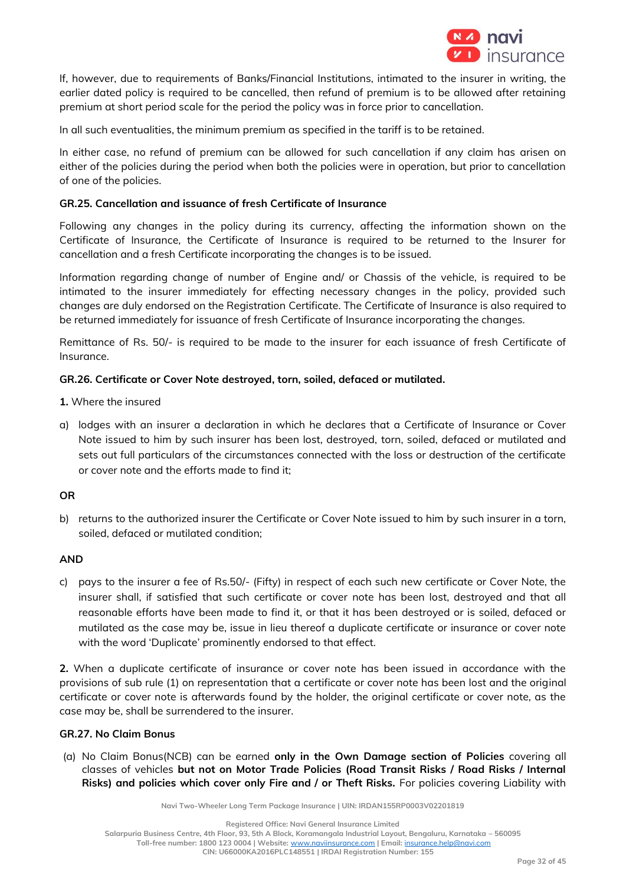If, however, due to requirements of Banks/Financial Institutions, intimated to the insurer in writing, the earlier dated policy is required to be cancelled, then refund of premium is to be allowed after retaining premium at short period scale for the period the policy was in force prior to cancellation.

In all such eventualities, the minimum premium as specified in the tariff is to be retained.

In either case, no refund of premium can be allowed for such cancellation if any claim has arisen on either of the policies during the period when both the policies were in operation, but prior to cancellation of one of the policies.

**GR.25. Cancellation and issuance of fresh Certificate of Insurance**

Following any changes in the policy during its currency, affecting the information shown on the Certificate of Insurance, the Certificate of Insurance is required to be returned to the Insurer for cancellation and a fresh Certificate incorporating the changes is to be issued.

Information regarding change of number of Engine and/ or Chassis of the vehicle, is required to be intimated to the insurer immediately for effecting necessary changes in the policy, provided such changes are duly endorsed on the Registration Certificate. The Certificate of Insurance is also required to be returned immediately for issuance of fresh Certificate of Insurance incorporating the changes.

Remittance of Rs. 50/- is required to be made to the insurer for each issuance of fresh Certificate of Insurance.

**GR.26. Certificate or Cover Note destroyed, torn, soiled, defaced or mutilated.**

**1.** Where the insured

a) lodges with an insurer a declaration in which he declares that a Certificate of Insurance or Cover Note issued to him by such insurer has been lost, destroyed, torn, soiled, defaced or mutilated and sets out full particulars of the circumstances connected with the loss or destruction of the certificate or cover note and the efforts made to find it;

**OR**

b) returns to the authorized insurer the Certificate or Cover Note issued to him by such insurer in a torn, soiled, defaced or mutilated condition;

**AND**

c) pays to the insurer a fee of Rs.50/- (Fifty) in respect of each such new certificate or Cover Note, the insurer shall, if satisfied that such certificate or cover note has been lost, destroyed and that all reasonable efforts have been made to find it, or that it has been destroyed or is soiled, defaced or mutilated as the case may be, issue in lieu thereof a duplicate certificate or insurance or cover note with the word 'Duplicate' prominently endorsed to that effect.

**2.** When a duplicate certificate of insurance or cover note has been issued in accordance with the provisions of sub rule (1) on representation that a certificate or cover note has been lost and the original certificate or cover note is afterwards found by the holder, the original certificate or cover note, as the case may be, shall be surrendered to the insurer.

**GR.27. No Claim Bonus**

(a) No Claim Bonus(NCB) can be earned **only in the Own Damage section of Policies** covering all classes of vehicles **but not on Motor Trade Policies (Road Transit Risks / Road Risks / Internal Risks) and policies which cover only Fire and / or Theft Risks.** For policies covering Liability with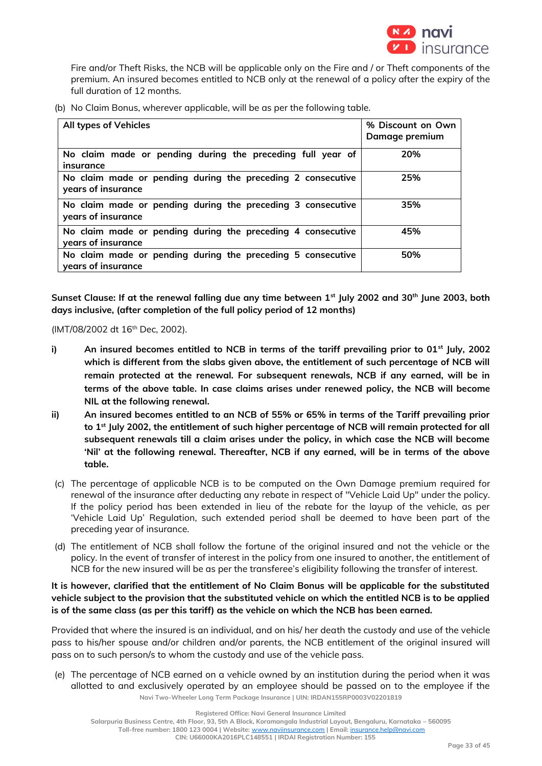Fire and/or Theft Risks, the NCB will be applicable only on the Fire and / or Theft components of the premium. An insured becomes entitled to NCB only at the renewal of a policy after the expiry of the full duration of 12 months.

(b) No Claim Bonus, wherever applicable, will be as per the following table.

| All types of Vehicles | % Discount on Own Damage premium |
|---|---|
| No claim made or pending during the preceding full year of insurance | 20% |
| No claim made or pending during the preceding 2 consecutive years of insurance | 25% |
| No claim made or pending during the preceding 3 consecutive years of insurance | 35% |
| No claim made or pending during the preceding 4 consecutive years of insurance | 45% |
| No claim made or pending during the preceding 5 consecutive years of insurance | 50% |

**Sunset Clause: If at the renewal falling due any time between 1st July 2002 and 30th June 2003, both days inclusive, (after completion of the full policy period of 12 months)**

(IMT/08/2002 dt 16th Dec, 2002).

**i) An insured becomes entitled to NCB in terms of the tariff prevailing prior to 01st July, 2002 which is different from the slabs given above, the entitlement of such percentage of NCB will remain protected at the renewal. For subsequent renewals, NCB if any earned, will be in terms of the above table. In case claims arises under renewed policy, the NCB will become NIL at the following renewal.**

**ii) An insured becomes entitled to an NCB of 55% or 65% in terms of the Tariff prevailing prior to 1st July 2002, the entitlement of such higher percentage of NCB will remain protected for all subsequent renewals till a claim arises under the policy, in which case the NCB will become 'Nil' at the following renewal. Thereafter, NCB if any earned, will be in terms of the above table.**

(c) The percentage of applicable NCB is to be computed on the Own Damage premium required for renewal of the insurance after deducting any rebate in respect of "Vehicle Laid Up" under the policy. If the policy period has been extended in lieu of the rebate for the layup of the vehicle, as per 'Vehicle Laid Up' Regulation, such extended period shall be deemed to have been part of the preceding year of insurance.

(d) The entitlement of NCB shall follow the fortune of the original insured and not the vehicle or the policy. In the event of transfer of interest in the policy from one insured to another, the entitlement of NCB for the new insured will be as per the transferee's eligibility following the transfer of interest.

**It is however, clarified that the entitlement of No Claim Bonus will be applicable for the substituted vehicle subject to the provision that the substituted vehicle on which the entitled NCB is to be applied is of the same class (as per this tariff) as the vehicle on which the NCB has been earned.**

Provided that where the insured is an individual, and on his/ her death the custody and use of the vehicle pass to his/her spouse and/or children and/or parents, the NCB entitlement of the original insured will pass on to such person/s to whom the custody and use of the vehicle pass.

(e) The percentage of NCB earned on a vehicle owned by an institution during the period when it was allotted to and exclusively operated by an employee should be passed on to the employee if the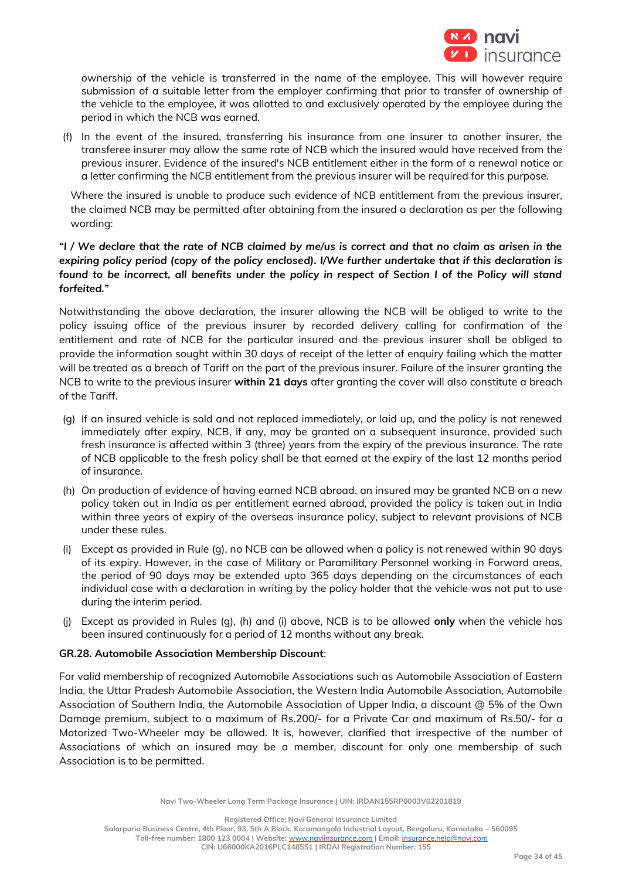ownership of the vehicle is transferred in the name of the employee. This will however require submission of a suitable letter from the employer confirming that prior to transfer of ownership of the vehicle to the employee, it was allotted to and exclusively operated by the employee during the period in which the NCB was earned.

(f) In the event of the insured, transferring his insurance from one insurer to another insurer, the transferee insurer may allow the same rate of NCB which the insured would have received from the previous insurer. Evidence of the insured's NCB entitlement either in the form of a renewal notice or a letter confirming the NCB entitlement from the previous insurer will be required for this purpose.

Where the insured is unable to produce such evidence of NCB entitlement from the previous insurer, the claimed NCB may be permitted after obtaining from the insured a declaration as per the following wording:

***"I / We declare that the rate of NCB claimed by me/us is correct and that no claim as arisen in the expiring policy period (copy of the policy enclosed). I/We further undertake that if this declaration is found to be incorrect, all benefits under the policy in respect of Section I of the Policy will stand forfeited."***

Notwithstanding the above declaration, the insurer allowing the NCB will be obliged to write to the policy issuing office of the previous insurer by recorded delivery calling for confirmation of the entitlement and rate of NCB for the particular insured and the previous insurer shall be obliged to provide the information sought within 30 days of receipt of the letter of enquiry failing which the matter will be treated as a breach of Tariff on the part of the previous insurer. Failure of the insurer granting the NCB to write to the previous insurer **within 21 days** after granting the cover will also constitute a breach of the Tariff.

(g) If an insured vehicle is sold and not replaced immediately, or laid up, and the policy is not renewed immediately after expiry, NCB, if any, may be granted on a subsequent insurance, provided such fresh insurance is affected within 3 (three) years from the expiry of the previous insurance. The rate of NCB applicable to the fresh policy shall be that earned at the expiry of the last 12 months period of insurance.

(h) On production of evidence of having earned NCB abroad, an insured may be granted NCB on a new policy taken out in India as per entitlement earned abroad, provided the policy is taken out in India within three years of expiry of the overseas insurance policy, subject to relevant provisions of NCB under these rules.

(i) Except as provided in Rule (g), no NCB can be allowed when a policy is not renewed within 90 days of its expiry. However, in the case of Military or Paramilitary Personnel working in Forward areas, the period of 90 days may be extended upto 365 days depending on the circumstances of each individual case with a declaration in writing by the policy holder that the vehicle was not put to use during the interim period.

(j) Except as provided in Rules (g), (h) and (i) above, NCB is to be allowed **only** when the vehicle has been insured continuously for a period of 12 months without any break.

**GR.28. Automobile Association Membership Discount**:

For valid membership of recognized Automobile Associations such as Automobile Association of Eastern India, the Uttar Pradesh Automobile Association, the Western India Automobile Association, Automobile Association of Southern India, the Automobile Association of Upper India, a discount @ 5% of the Own Damage premium, subject to a maximum of Rs.200/- for a Private Car and maximum of Rs.50/- for a Motorized Two-Wheeler may be allowed. It is, however, clarified that irrespective of the number of Associations of which an insured may be a member, discount for only one membership of such Association is to be permitted.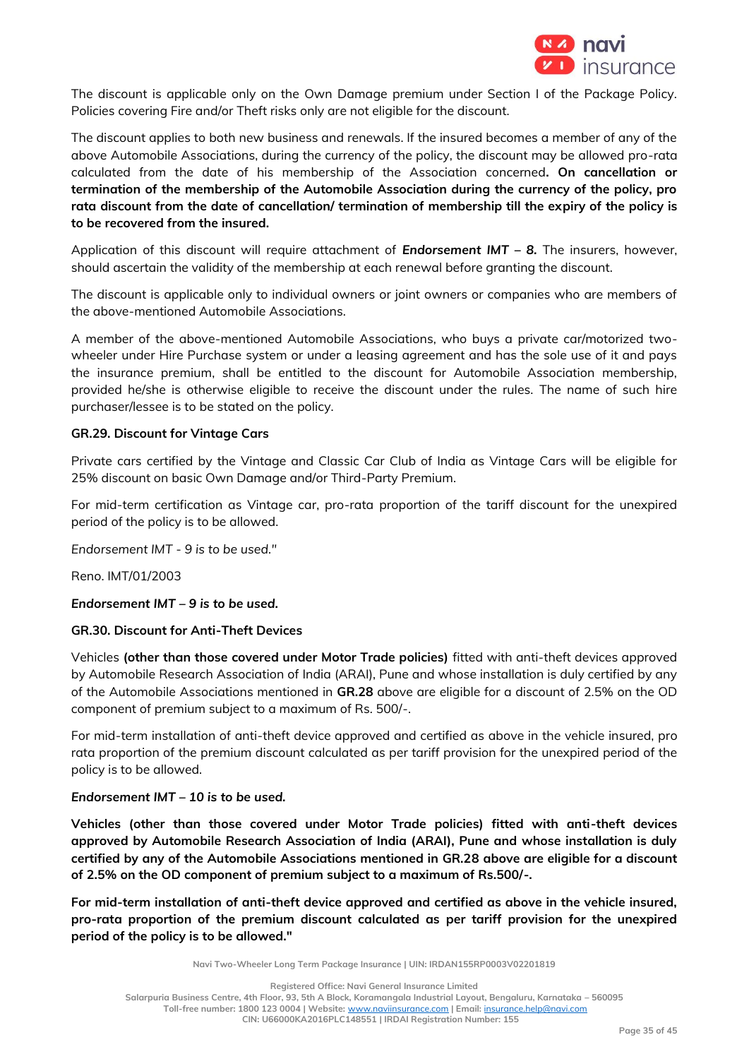The discount is applicable only on the Own Damage premium under Section I of the Package Policy. Policies covering Fire and/or Theft risks only are not eligible for the discount.

The discount applies to both new business and renewals. If the insured becomes a member of any of the above Automobile Associations, during the currency of the policy, the discount may be allowed pro-rata calculated from the date of his membership of the Association concerned**. On cancellation or termination of the membership of the Automobile Association during the currency of the policy, pro rata discount from the date of cancellation/ termination of membership till the expiry of the policy is to be recovered from the insured.**

Application of this discount will require attachment of ***Endorsement IMT – 8.*** The insurers, however, should ascertain the validity of the membership at each renewal before granting the discount.

The discount is applicable only to individual owners or joint owners or companies who are members of the above-mentioned Automobile Associations.

A member of the above-mentioned Automobile Associations, who buys a private car/motorized two-wheeler under Hire Purchase system or under a leasing agreement and has the sole use of it and pays the insurance premium, shall be entitled to the discount for Automobile Association membership, provided he/she is otherwise eligible to receive the discount under the rules. The name of such hire purchaser/lessee is to be stated on the policy.

**GR.29. Discount for Vintage Cars**

Private cars certified by the Vintage and Classic Car Club of India as Vintage Cars will be eligible for 25% discount on basic Own Damage and/or Third-Party Premium.

For mid-term certification as Vintage car, pro-rata proportion of the tariff discount for the unexpired period of the policy is to be allowed.

*Endorsement IMT - 9 is to be used."*

Reno. IMT/01/2003

***Endorsement IMT – 9 is to be used.***

**GR.30. Discount for Anti-Theft Devices**

Vehicles **(other than those covered under Motor Trade policies)** fitted with anti-theft devices approved by Automobile Research Association of India (ARAI), Pune and whose installation is duly certified by any of the Automobile Associations mentioned in **GR.28** above are eligible for a discount of 2.5% on the OD component of premium subject to a maximum of Rs. 500/-.

For mid-term installation of anti-theft device approved and certified as above in the vehicle insured, pro rata proportion of the premium discount calculated as per tariff provision for the unexpired period of the policy is to be allowed.

***Endorsement IMT – 10 is to be used.***

**Vehicles (other than those covered under Motor Trade policies) fitted with anti-theft devices approved by Automobile Research Association of India (ARAI), Pune and whose installation is duly certified by any of the Automobile Associations mentioned in GR.28 above are eligible for a discount of 2.5% on the OD component of premium subject to a maximum of Rs.500/-.**

**For mid-term installation of anti-theft device approved and certified as above in the vehicle insured, pro-rata proportion of the premium discount calculated as per tariff provision for the unexpired period of the policy is to be allowed."**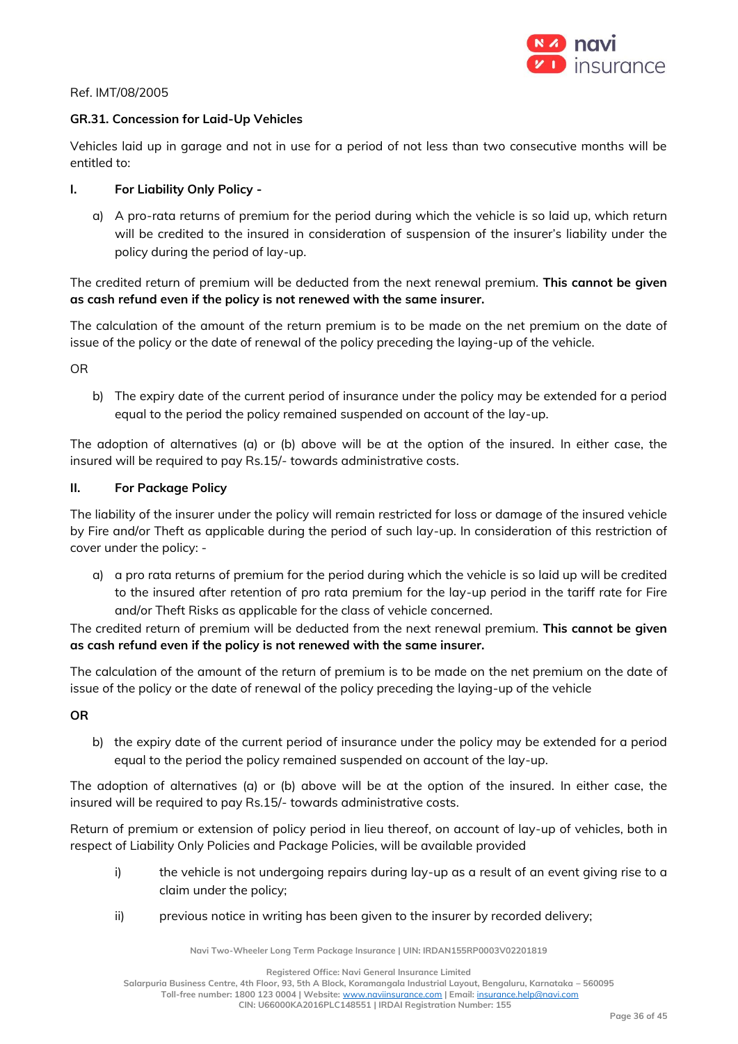Ref. IMT/08/2005

**GR.31. Concession for Laid-Up Vehicles**

Vehicles laid up in garage and not in use for a period of not less than two consecutive months will be entitled to:

**I. For Liability Only Policy -**

a) A pro-rata returns of premium for the period during which the vehicle is so laid up, which return will be credited to the insured in consideration of suspension of the insurer's liability under the policy during the period of lay-up.

The credited return of premium will be deducted from the next renewal premium. **This cannot be given as cash refund even if the policy is not renewed with the same insurer.**

The calculation of the amount of the return premium is to be made on the net premium on the date of issue of the policy or the date of renewal of the policy preceding the laying-up of the vehicle.

OR

b) The expiry date of the current period of insurance under the policy may be extended for a period equal to the period the policy remained suspended on account of the lay-up.

The adoption of alternatives (a) or (b) above will be at the option of the insured. In either case, the insured will be required to pay Rs.15/- towards administrative costs.

**II. For Package Policy**

The liability of the insurer under the policy will remain restricted for loss or damage of the insured vehicle by Fire and/or Theft as applicable during the period of such lay-up. In consideration of this restriction of cover under the policy: -

a) a pro rata returns of premium for the period during which the vehicle is so laid up will be credited to the insured after retention of pro rata premium for the lay-up period in the tariff rate for Fire and/or Theft Risks as applicable for the class of vehicle concerned.

The credited return of premium will be deducted from the next renewal premium. **This cannot be given as cash refund even if the policy is not renewed with the same insurer.**

The calculation of the amount of the return of premium is to be made on the net premium on the date of issue of the policy or the date of renewal of the policy preceding the laying-up of the vehicle

**OR**

b) the expiry date of the current period of insurance under the policy may be extended for a period equal to the period the policy remained suspended on account of the lay-up.

The adoption of alternatives (a) or (b) above will be at the option of the insured. In either case, the insured will be required to pay Rs.15/- towards administrative costs.

Return of premium or extension of policy period in lieu thereof, on account of lay-up of vehicles, both in respect of Liability Only Policies and Package Policies, will be available provided

i) the vehicle is not undergoing repairs during lay-up as a result of an event giving rise to a claim under the policy;

ii) previous notice in writing has been given to the insurer by recorded delivery;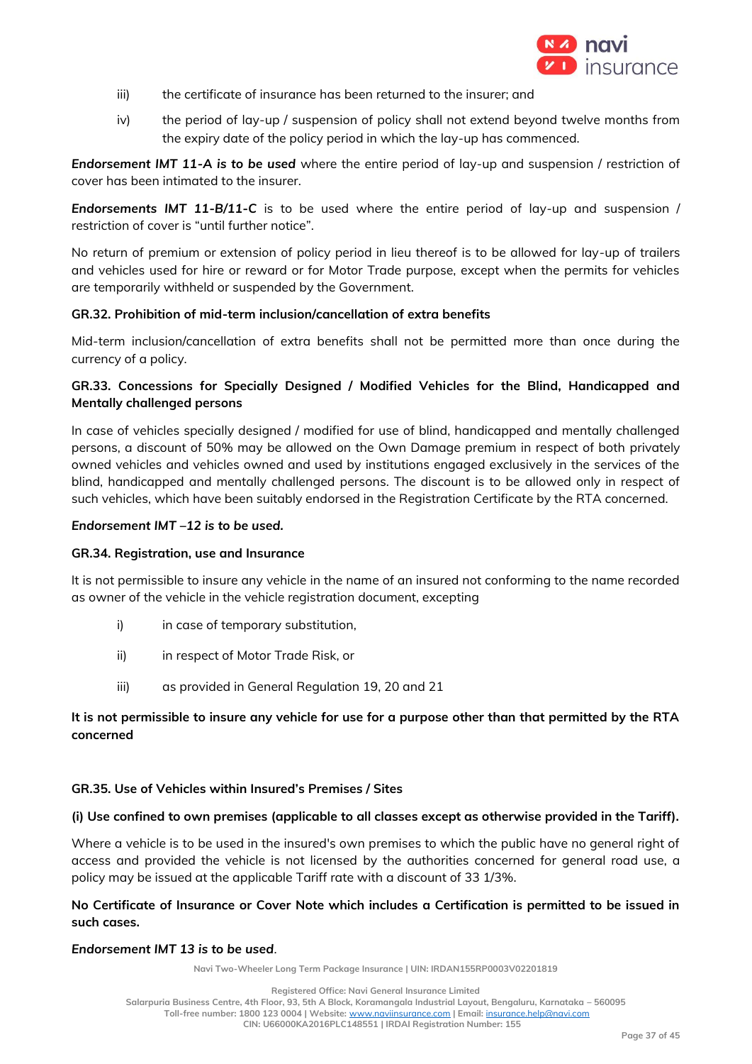iii) the certificate of insurance has been returned to the insurer; and

iv) the period of lay-up / suspension of policy shall not extend beyond twelve months from the expiry date of the policy period in which the lay-up has commenced.

***Endorsement IMT 11-A is to be used*** where the entire period of lay-up and suspension / restriction of cover has been intimated to the insurer.

***Endorsements IMT 11-B/11-C*** is to be used where the entire period of lay-up and suspension / restriction of cover is "until further notice".

No return of premium or extension of policy period in lieu thereof is to be allowed for lay-up of trailers and vehicles used for hire or reward or for Motor Trade purpose, except when the permits for vehicles are temporarily withheld or suspended by the Government.

### GR.32. Prohibition of mid-term inclusion/cancellation of extra benefits

Mid-term inclusion/cancellation of extra benefits shall not be permitted more than once during the currency of a policy.

### GR.33. Concessions for Specially Designed / Modified Vehicles for the Blind, Handicapped and Mentally challenged persons

In case of vehicles specially designed / modified for use of blind, handicapped and mentally challenged persons, a discount of 50% may be allowed on the Own Damage premium in respect of both privately owned vehicles and vehicles owned and used by institutions engaged exclusively in the services of the blind, handicapped and mentally challenged persons. The discount is to be allowed only in respect of such vehicles, which have been suitably endorsed in the Registration Certificate by the RTA concerned.

***Endorsement IMT –12 is to be used.***

### GR.34. Registration, use and Insurance

It is not permissible to insure any vehicle in the name of an insured not conforming to the name recorded as owner of the vehicle in the vehicle registration document, excepting

i) in case of temporary substitution,

ii) in respect of Motor Trade Risk, or

iii) as provided in General Regulation 19, 20 and 21

**It is not permissible to insure any vehicle for use for a purpose other than that permitted by the RTA concerned**

### GR.35. Use of Vehicles within Insured's Premises / Sites

**(i) Use confined to own premises (applicable to all classes except as otherwise provided in the Tariff).**

Where a vehicle is to be used in the insured's own premises to which the public have no general right of access and provided the vehicle is not licensed by the authorities concerned for general road use, a policy may be issued at the applicable Tariff rate with a discount of 33 1/3%.

**No Certificate of Insurance or Cover Note which includes a Certification is permitted to be issued in such cases.**

***Endorsement IMT 13 is to be used***.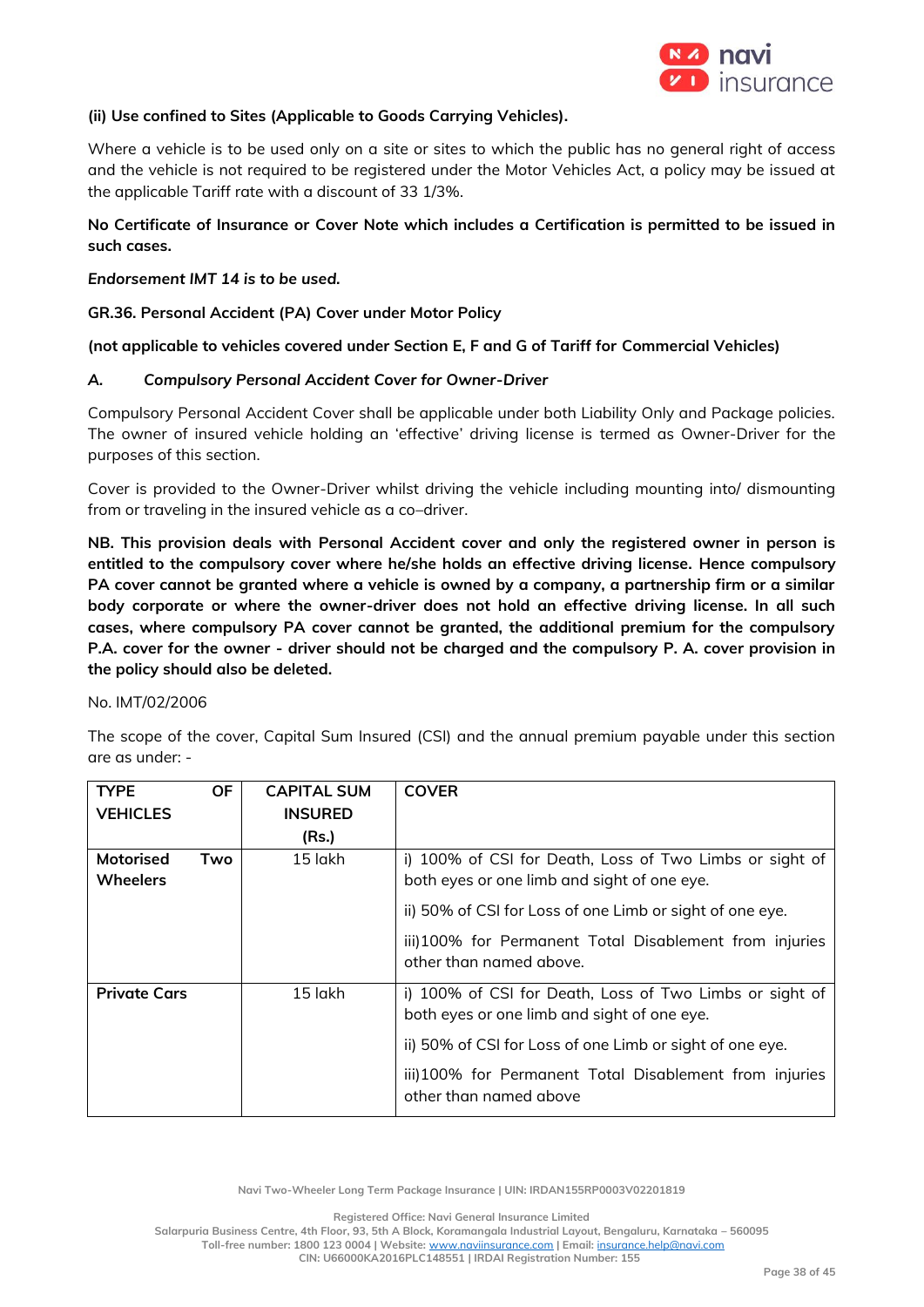**(ii) Use confined to Sites (Applicable to Goods Carrying Vehicles).**

Where a vehicle is to be used only on a site or sites to which the public has no general right of access and the vehicle is not required to be registered under the Motor Vehicles Act, a policy may be issued at the applicable Tariff rate with a discount of 33 1/3%.

**No Certificate of Insurance or Cover Note which includes a Certification is permitted to be issued in such cases.**

***Endorsement IMT 14 is to be used.***

**GR.36. Personal Accident (PA) Cover under Motor Policy**

**(not applicable to vehicles covered under Section E, F and G of Tariff for Commercial Vehicles)**

***A. Compulsory Personal Accident Cover for Owner-Driver***

Compulsory Personal Accident Cover shall be applicable under both Liability Only and Package policies. The owner of insured vehicle holding an 'effective' driving license is termed as Owner-Driver for the purposes of this section.

Cover is provided to the Owner-Driver whilst driving the vehicle including mounting into/ dismounting from or traveling in the insured vehicle as a co–driver.

**NB. This provision deals with Personal Accident cover and only the registered owner in person is entitled to the compulsory cover where he/she holds an effective driving license. Hence compulsory PA cover cannot be granted where a vehicle is owned by a company, a partnership firm or a similar body corporate or where the owner-driver does not hold an effective driving license. In all such cases, where compulsory PA cover cannot be granted, the additional premium for the compulsory P.A. cover for the owner - driver should not be charged and the compulsory P. A. cover provision in the policy should also be deleted.**

No. IMT/02/2006

The scope of the cover, Capital Sum Insured (CSI) and the annual premium payable under this section are as under: -

| TYPE OF VEHICLES | CAPITAL SUM INSURED (Rs.) | COVER |
|---|---|---|
| **Motorised Two Wheelers** | 15 lakh | i) 100% of CSI for Death, Loss of Two Limbs or sight of both eyes or one limb and sight of one eye.<br>ii) 50% of CSI for Loss of one Limb or sight of one eye.<br>iii)100% for Permanent Total Disablement from injuries other than named above. |
| **Private Cars** | 15 lakh | i) 100% of CSI for Death, Loss of Two Limbs or sight of both eyes or one limb and sight of one eye.<br>ii) 50% of CSI for Loss of one Limb or sight of one eye.<br>iii)100% for Permanent Total Disablement from injuries other than named above |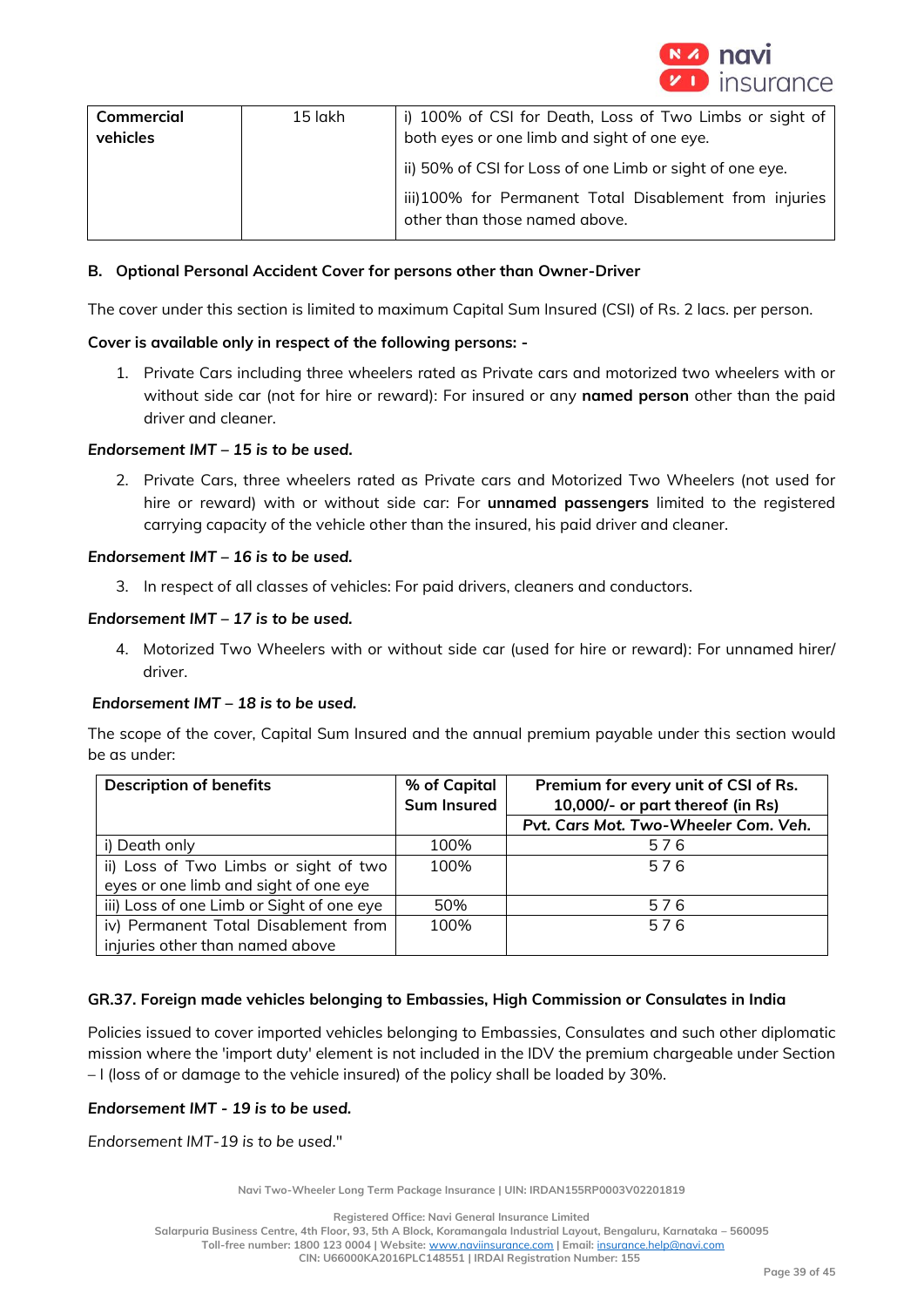| Commercial vehicles | 15 lakh | i) 100% of CSI for Death, Loss of Two Limbs or sight of both eyes or one limb and sight of one eye.<br>ii) 50% of CSI for Loss of one Limb or sight of one eye.<br>iii)100% for Permanent Total Disablement from injuries other than those named above. |
|---|---|---|

**B. Optional Personal Accident Cover for persons other than Owner-Driver**

The cover under this section is limited to maximum Capital Sum Insured (CSI) of Rs. 2 lacs. per person.

**Cover is available only in respect of the following persons: -**

1. Private Cars including three wheelers rated as Private cars and motorized two wheelers with or without side car (not for hire or reward): For insured or any **named person** other than the paid driver and cleaner.

***Endorsement IMT – 15 is to be used.***

2. Private Cars, three wheelers rated as Private cars and Motorized Two Wheelers (not used for hire or reward) with or without side car: For **unnamed passengers** limited to the registered carrying capacity of the vehicle other than the insured, his paid driver and cleaner.

***Endorsement IMT – 16 is to be used.***

3. In respect of all classes of vehicles: For paid drivers, cleaners and conductors.

***Endorsement IMT – 17 is to be used.***

4. Motorized Two Wheelers with or without side car (used for hire or reward): For unnamed hirer/ driver.

***Endorsement IMT – 18 is to be used.***

The scope of the cover, Capital Sum Insured and the annual premium payable under this section would be as under:

| Description of benefits | % of Capital Sum Insured | Premium for every unit of CSI of Rs. 10,000/- or part thereof (in Rs) | | |
|---|---|---|---|---|
| | | Pvt. Cars | Mot. Two-Wheeler | Com. Veh. |
| i) Death only | 100% | 5 | 7 | 6 |
| ii) Loss of Two Limbs or sight of two eyes or one limb and sight of one eye | 100% | 5 | 7 | 6 |
| iii) Loss of one Limb or Sight of one eye | 50% | 5 | 7 | 6 |
| iv) Permanent Total Disablement from injuries other than named above | 100% | 5 | 7 | 6 |

**GR.37. Foreign made vehicles belonging to Embassies, High Commission or Consulates in India**

Policies issued to cover imported vehicles belonging to Embassies, Consulates and such other diplomatic mission where the 'import duty' element is not included in the IDV the premium chargeable under Section – I (loss of or damage to the vehicle insured) of the policy shall be loaded by 30%.

***Endorsement IMT - 19 is to be used.***

*Endorsement IMT-19 is to be used."*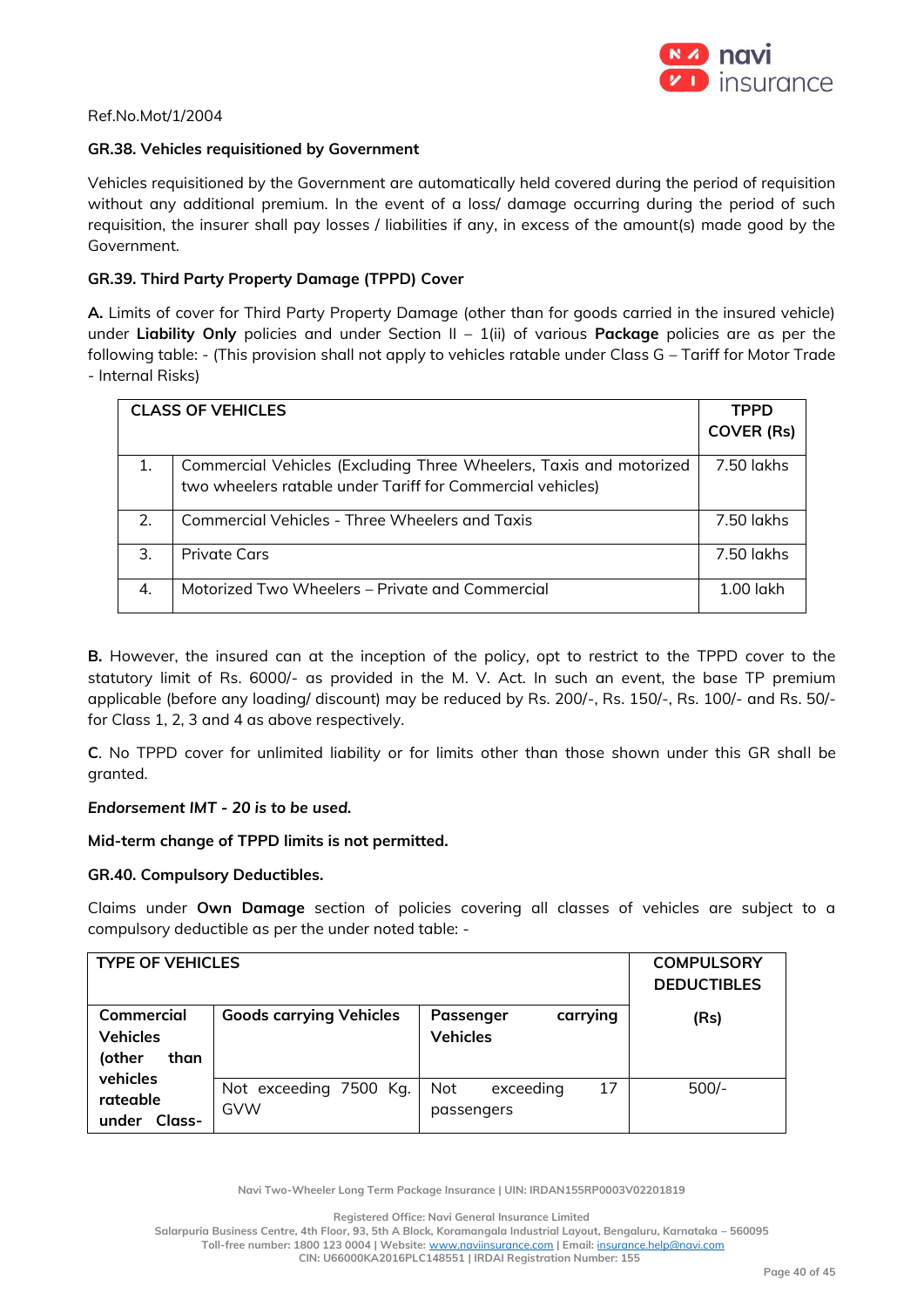Ref.No.Mot/1/2004

**GR.38. Vehicles requisitioned by Government**

Vehicles requisitioned by the Government are automatically held covered during the period of requisition without any additional premium. In the event of a loss/ damage occurring during the period of such requisition, the insurer shall pay losses / liabilities if any, in excess of the amount(s) made good by the Government.

**GR.39. Third Party Property Damage (TPPD) Cover**

**A.** Limits of cover for Third Party Property Damage (other than for goods carried in the insured vehicle) under **Liability Only** policies and under Section II – 1(ii) of various **Package** policies are as per the following table: - (This provision shall not apply to vehicles ratable under Class G – Tariff for Motor Trade - Internal Risks)

| CLASS OF VEHICLES | | TPPD COVER (Rs) |
|---|---|---|
| 1. | Commercial Vehicles (Excluding Three Wheelers, Taxis and motorized two wheelers ratable under Tariff for Commercial vehicles) | 7.50 lakhs |
| 2. | Commercial Vehicles - Three Wheelers and Taxis | 7.50 lakhs |
| 3. | Private Cars | 7.50 lakhs |
| 4. | Motorized Two Wheelers – Private and Commercial | 1.00 lakh |

**B.** However, the insured can at the inception of the policy, opt to restrict to the TPPD cover to the statutory limit of Rs. 6000/- as provided in the M. V. Act. In such an event, the base TP premium applicable (before any loading/ discount) may be reduced by Rs. 200/-, Rs. 150/-, Rs. 100/- and Rs. 50/- for Class 1, 2, 3 and 4 as above respectively.

**C**. No TPPD cover for unlimited liability or for limits other than those shown under this GR shall be granted.

***Endorsement IMT - 20 is to be used.***

**Mid-term change of TPPD limits is not permitted.**

**GR.40. Compulsory Deductibles.**

Claims under **Own Damage** section of policies covering all classes of vehicles are subject to a compulsory deductible as per the under noted table: -

| TYPE OF VEHICLES | | | COMPULSORY DEDUCTIBLES |
|---|---|---|---|
| **Commercial Vehicles (other than vehicles rateable under Class-** | **Goods carrying Vehicles** | **Passenger carrying Vehicles** | **(Rs)** |
| | Not exceeding 7500 Kg. GVW | Not exceeding 17 passengers | 500/- |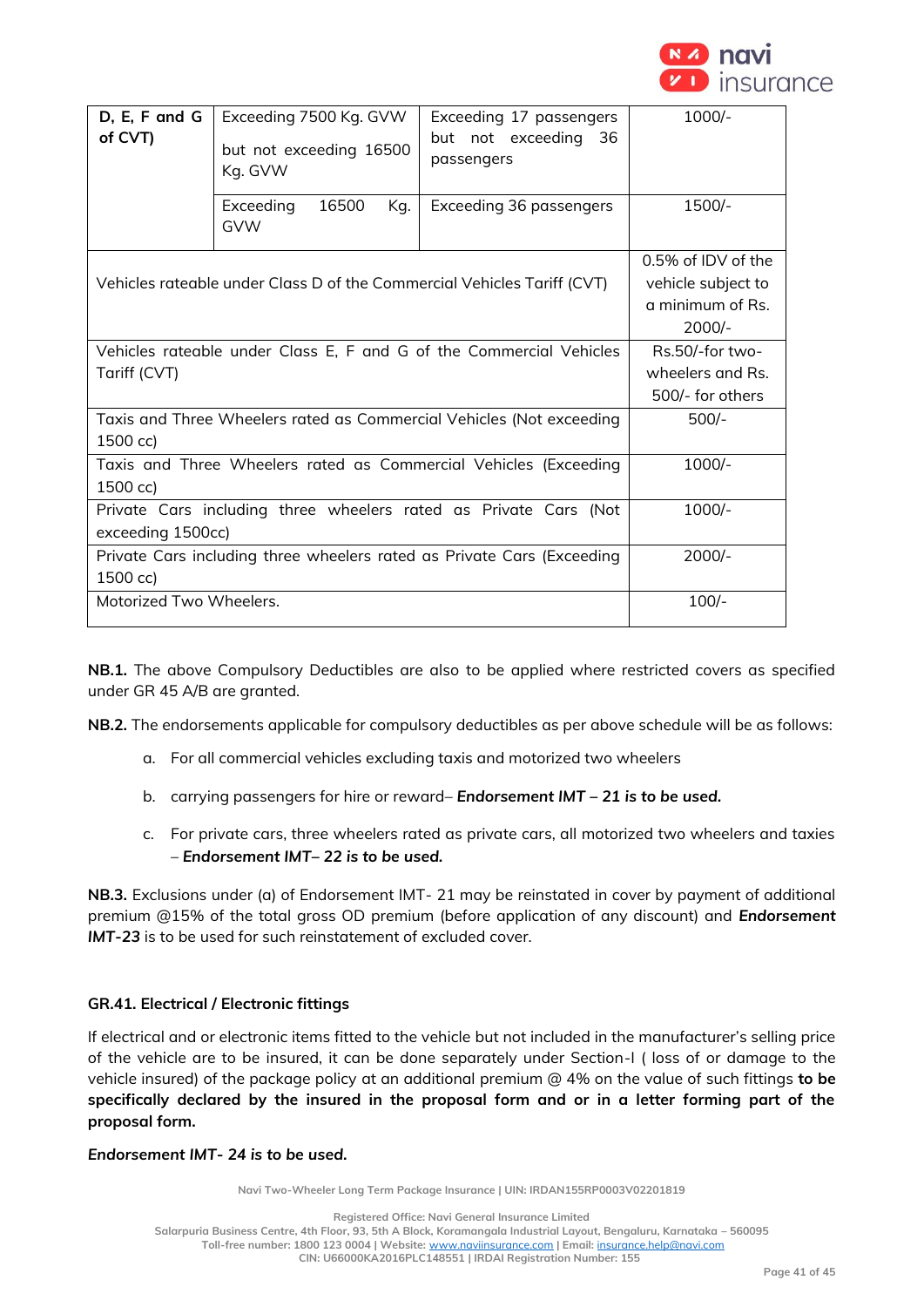| D, E, F and G of CVT) | Exceeding 7500 Kg. GVW but not exceeding 16500 Kg. GVW | Exceeding 17 passengers but not exceeding 36 passengers | 1000/- |
|---|---|---|---|
| | Exceeding 16500 Kg. GVW | Exceeding 36 passengers | 1500/- |
| Vehicles rateable under Class D of the Commercial Vehicles Tariff (CVT) | | | 0.5% of IDV of the vehicle subject to a minimum of Rs. 2000/- |
| Vehicles rateable under Class E, F and G of the Commercial Vehicles Tariff (CVT) | | | Rs.50/-for two-wheelers and Rs. 500/- for others |
| Taxis and Three Wheelers rated as Commercial Vehicles (Not exceeding 1500 cc) | | | 500/- |
| Taxis and Three Wheelers rated as Commercial Vehicles (Exceeding 1500 cc) | | | 1000/- |
| Private Cars including three wheelers rated as Private Cars (Not exceeding 1500cc) | | | 1000/- |
| Private Cars including three wheelers rated as Private Cars (Exceeding 1500 cc) | | | 2000/- |
| Motorized Two Wheelers. | | | 100/- |

**NB.1.** The above Compulsory Deductibles are also to be applied where restricted covers as specified under GR 45 A/B are granted.

**NB.2.** The endorsements applicable for compulsory deductibles as per above schedule will be as follows:

a. For all commercial vehicles excluding taxis and motorized two wheelers

b. carrying passengers for hire or reward– ***Endorsement IMT – 21 is to be used.***

c. For private cars, three wheelers rated as private cars, all motorized two wheelers and taxies – ***Endorsement IMT– 22 is to be used.***

**NB.3.** Exclusions under (a) of Endorsement IMT- 21 may be reinstated in cover by payment of additional premium @15% of the total gross OD premium (before application of any discount) and ***Endorsement IMT-23*** is to be used for such reinstatement of excluded cover.

### GR.41. Electrical / Electronic fittings

If electrical and or electronic items fitted to the vehicle but not included in the manufacturer's selling price of the vehicle are to be insured, it can be done separately under Section-I ( loss of or damage to the vehicle insured) of the package policy at an additional premium @ 4% on the value of such fittings **to be specifically declared by the insured in the proposal form and or in a letter forming part of the proposal form.**

***Endorsement IMT- 24 is to be used.***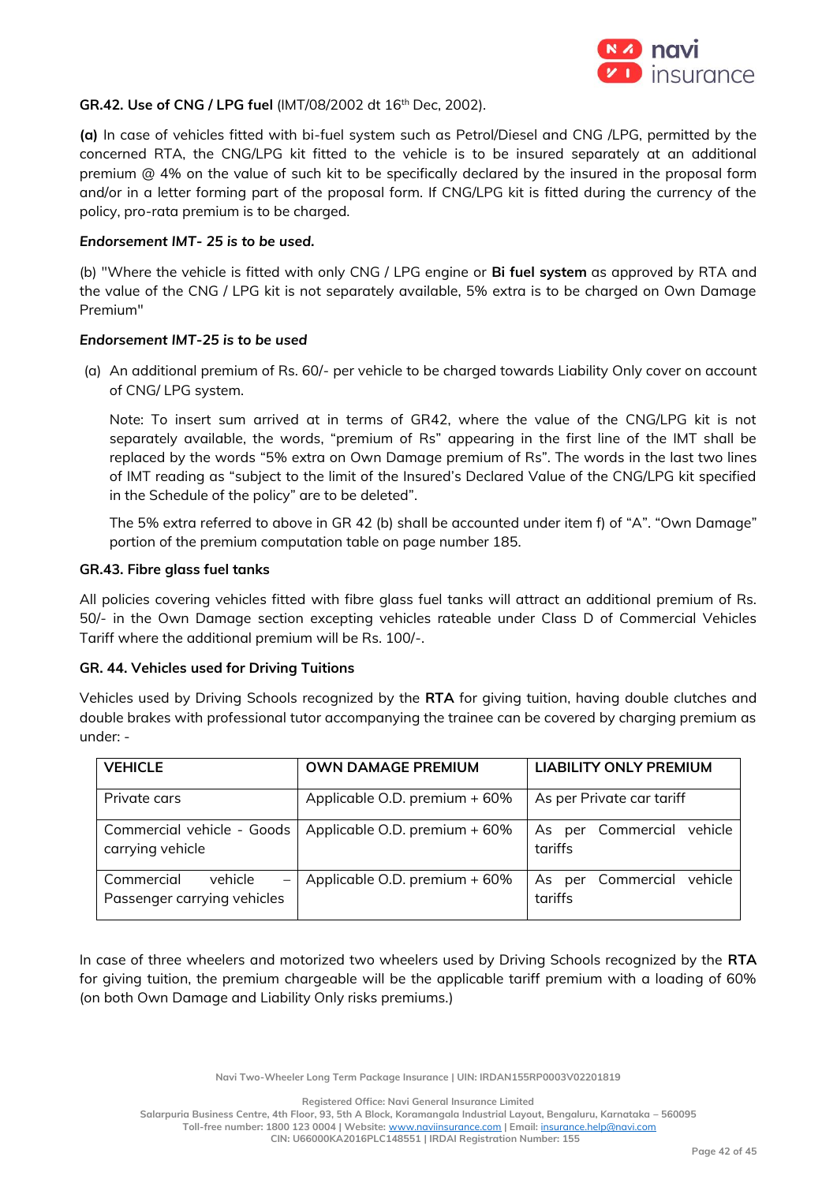**GR.42. Use of CNG / LPG fuel** (IMT/08/2002 dt 16th Dec, 2002).

**(a)** In case of vehicles fitted with bi-fuel system such as Petrol/Diesel and CNG /LPG, permitted by the concerned RTA, the CNG/LPG kit fitted to the vehicle is to be insured separately at an additional premium @ 4% on the value of such kit to be specifically declared by the insured in the proposal form and/or in a letter forming part of the proposal form. If CNG/LPG kit is fitted during the currency of the policy, pro-rata premium is to be charged.

***Endorsement IMT- 25 is to be used.***

(b) "Where the vehicle is fitted with only CNG / LPG engine or **Bi fuel system** as approved by RTA and the value of the CNG / LPG kit is not separately available, 5% extra is to be charged on Own Damage Premium"

***Endorsement IMT-25 is to be used***

(a) An additional premium of Rs. 60/- per vehicle to be charged towards Liability Only cover on account of CNG/ LPG system.

Note: To insert sum arrived at in terms of GR42, where the value of the CNG/LPG kit is not separately available, the words, "premium of Rs" appearing in the first line of the IMT shall be replaced by the words "5% extra on Own Damage premium of Rs". The words in the last two lines of IMT reading as "subject to the limit of the Insured's Declared Value of the CNG/LPG kit specified in the Schedule of the policy" are to be deleted".

The 5% extra referred to above in GR 42 (b) shall be accounted under item f) of "A". "Own Damage" portion of the premium computation table on page number 185.

**GR.43. Fibre glass fuel tanks**

All policies covering vehicles fitted with fibre glass fuel tanks will attract an additional premium of Rs. 50/- in the Own Damage section excepting vehicles rateable under Class D of Commercial Vehicles Tariff where the additional premium will be Rs. 100/-.

**GR. 44. Vehicles used for Driving Tuitions**

Vehicles used by Driving Schools recognized by the **RTA** for giving tuition, having double clutches and double brakes with professional tutor accompanying the trainee can be covered by charging premium as under: -

| VEHICLE | OWN DAMAGE PREMIUM | LIABILITY ONLY PREMIUM |
|---|---|---|
| Private cars | Applicable O.D. premium + 60% | As per Private car tariff |
| Commercial vehicle - Goods carrying vehicle | Applicable O.D. premium + 60% | As per Commercial vehicle tariffs |
| Commercial vehicle – Passenger carrying vehicles | Applicable O.D. premium + 60% | As per Commercial vehicle tariffs |

In case of three wheelers and motorized two wheelers used by Driving Schools recognized by the **RTA** for giving tuition, the premium chargeable will be the applicable tariff premium with a loading of 60% (on both Own Damage and Liability Only risks premiums.)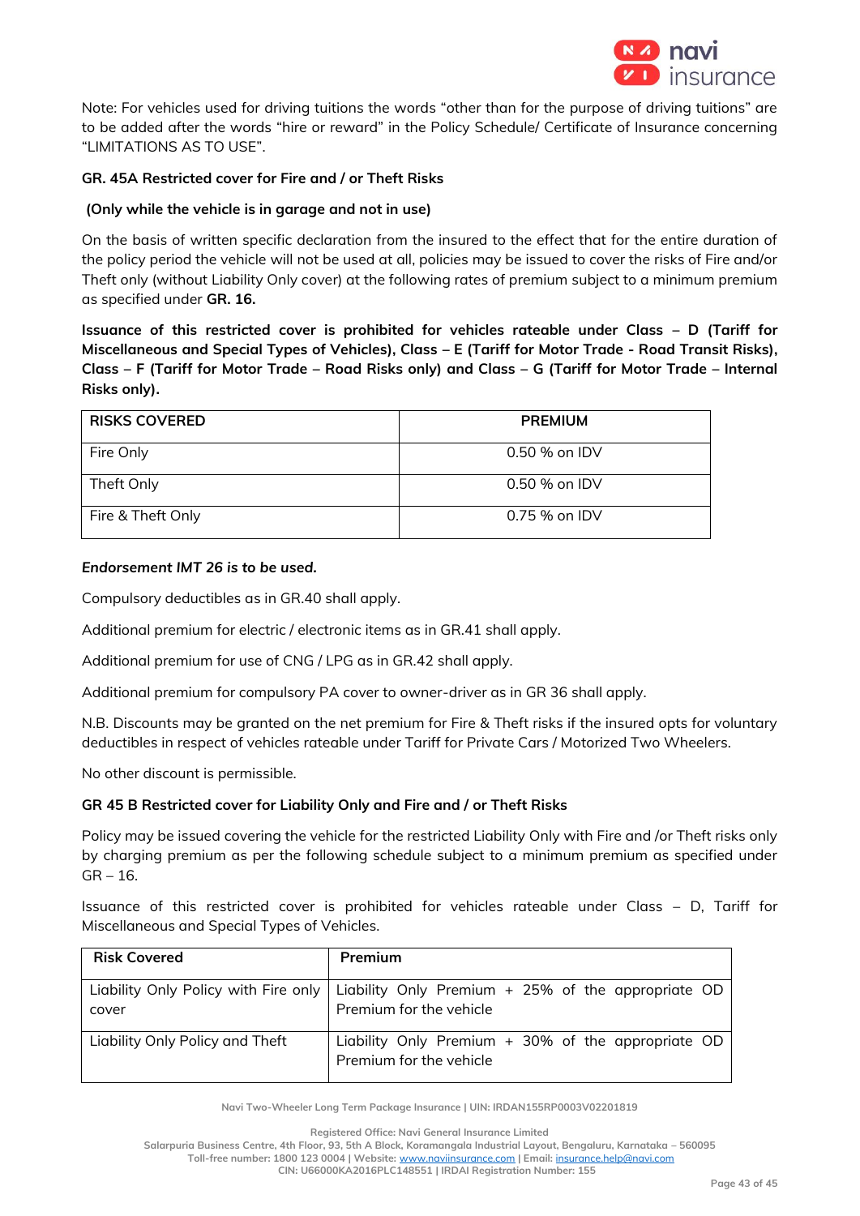Note: For vehicles used for driving tuitions the words "other than for the purpose of driving tuitions" are to be added after the words "hire or reward" in the Policy Schedule/ Certificate of Insurance concerning "LIMITATIONS AS TO USE".

**GR. 45A Restricted cover for Fire and / or Theft Risks**

**(Only while the vehicle is in garage and not in use)**

On the basis of written specific declaration from the insured to the effect that for the entire duration of the policy period the vehicle will not be used at all, policies may be issued to cover the risks of Fire and/or Theft only (without Liability Only cover) at the following rates of premium subject to a minimum premium as specified under **GR. 16.**

**Issuance of this restricted cover is prohibited for vehicles rateable under Class – D (Tariff for Miscellaneous and Special Types of Vehicles), Class – E (Tariff for Motor Trade - Road Transit Risks), Class – F (Tariff for Motor Trade – Road Risks only) and Class – G (Tariff for Motor Trade – Internal Risks only).**

| RISKS COVERED | PREMIUM |
|---|---|
| Fire Only | 0.50 % on IDV |
| Theft Only | 0.50 % on IDV |
| Fire & Theft Only | 0.75 % on IDV |

***Endorsement IMT 26 is to be used.***

Compulsory deductibles as in GR.40 shall apply.

Additional premium for electric / electronic items as in GR.41 shall apply.

Additional premium for use of CNG / LPG as in GR.42 shall apply.

Additional premium for compulsory PA cover to owner-driver as in GR 36 shall apply.

N.B. Discounts may be granted on the net premium for Fire & Theft risks if the insured opts for voluntary deductibles in respect of vehicles rateable under Tariff for Private Cars / Motorized Two Wheelers.

No other discount is permissible.

**GR 45 B Restricted cover for Liability Only and Fire and / or Theft Risks**

Policy may be issued covering the vehicle for the restricted Liability Only with Fire and /or Theft risks only by charging premium as per the following schedule subject to a minimum premium as specified under GR – 16.

Issuance of this restricted cover is prohibited for vehicles rateable under Class – D, Tariff for Miscellaneous and Special Types of Vehicles.

| Risk Covered | Premium |
|---|---|
| Liability Only Policy with Fire only cover | Liability Only Premium + 25% of the appropriate OD Premium for the vehicle |
| Liability Only Policy and Theft | Liability Only Premium + 30% of the appropriate OD Premium for the vehicle |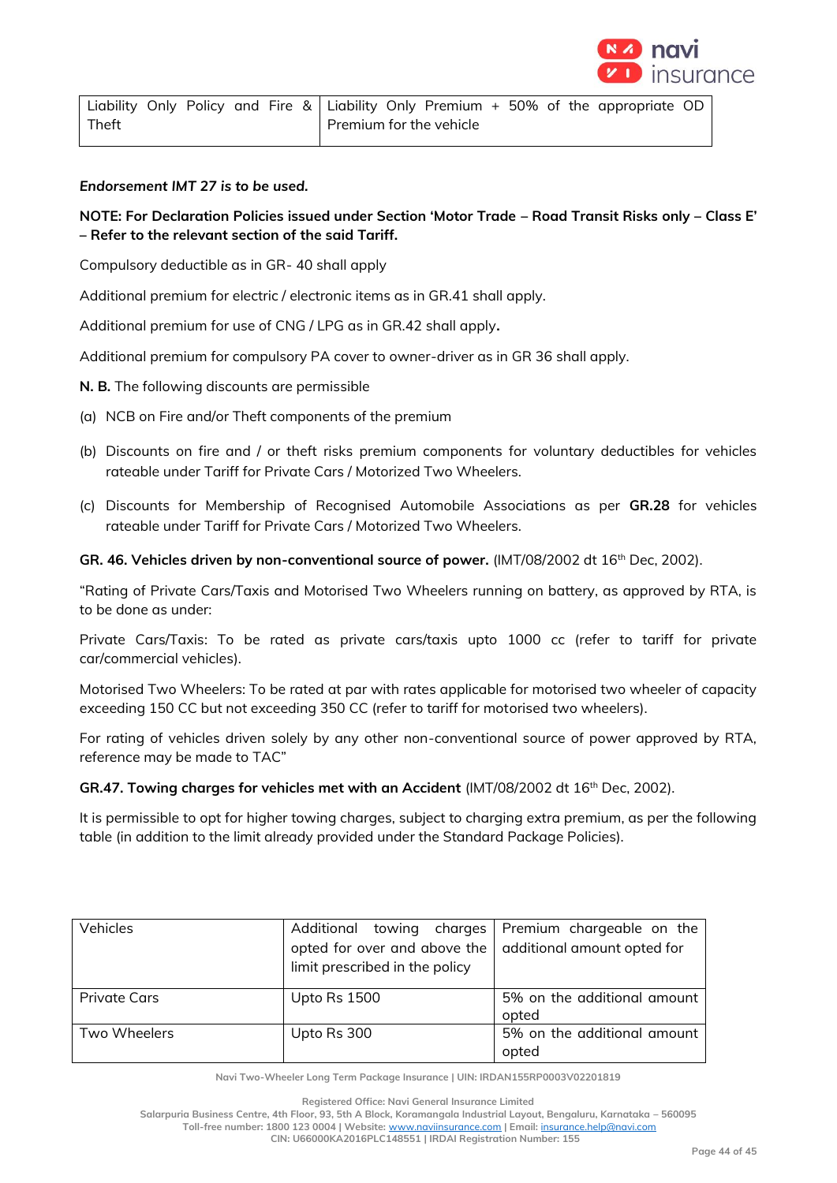| Liability Only Policy and Fire & Theft | Liability Only Premium + 50% of the appropriate OD Premium for the vehicle |
|---|---|

***Endorsement IMT 27 is to be used.***

**NOTE: For Declaration Policies issued under Section 'Motor Trade – Road Transit Risks only – Class E' – Refer to the relevant section of the said Tariff.**

Compulsory deductible as in GR- 40 shall apply

Additional premium for electric / electronic items as in GR.41 shall apply.

Additional premium for use of CNG / LPG as in GR.42 shall apply**.**

Additional premium for compulsory PA cover to owner-driver as in GR 36 shall apply.

**N. B.** The following discounts are permissible

(a) NCB on Fire and/or Theft components of the premium

(b) Discounts on fire and / or theft risks premium components for voluntary deductibles for vehicles rateable under Tariff for Private Cars / Motorized Two Wheelers.

(c) Discounts for Membership of Recognised Automobile Associations as per **GR.28** for vehicles rateable under Tariff for Private Cars / Motorized Two Wheelers.

**GR. 46. Vehicles driven by non-conventional source of power.** (IMT/08/2002 dt 16th Dec, 2002).

"Rating of Private Cars/Taxis and Motorised Two Wheelers running on battery, as approved by RTA, is to be done as under:

Private Cars/Taxis: To be rated as private cars/taxis upto 1000 cc (refer to tariff for private car/commercial vehicles).

Motorised Two Wheelers: To be rated at par with rates applicable for motorised two wheeler of capacity exceeding 150 CC but not exceeding 350 CC (refer to tariff for motorised two wheelers).

For rating of vehicles driven solely by any other non-conventional source of power approved by RTA, reference may be made to TAC"

**GR.47. Towing charges for vehicles met with an Accident** (IMT/08/2002 dt 16th Dec, 2002).

It is permissible to opt for higher towing charges, subject to charging extra premium, as per the following table (in addition to the limit already provided under the Standard Package Policies).

| Vehicles | Additional towing charges opted for over and above the limit prescribed in the policy | Premium chargeable on the additional amount opted for |
|---|---|---|
| Private Cars | Upto Rs 1500 | 5% on the additional amount opted |
| Two Wheelers | Upto Rs 300 | 5% on the additional amount opted |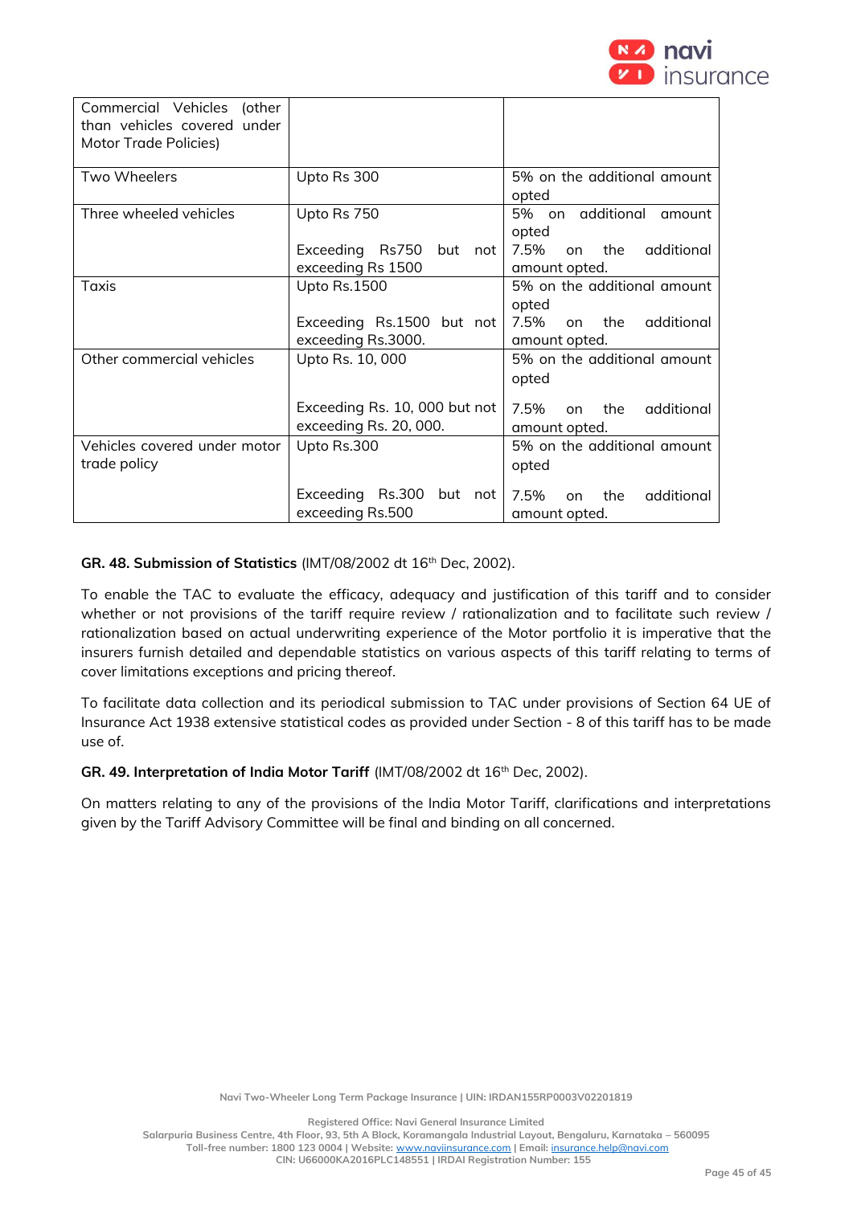| | | |
|---|---|---|
| Commercial Vehicles (other than vehicles covered under Motor Trade Policies) | | |
| Two Wheelers | Upto Rs 300 | 5% on the additional amount opted |
| Three wheeled vehicles | Upto Rs 750<br><br>Exceeding Rs750 but not exceeding Rs 1500 | 5% on additional amount opted<br>7.5% on the additional amount opted. |
| Taxis | Upto Rs.1500<br><br>Exceeding Rs.1500 but not exceeding Rs.3000. | 5% on the additional amount opted<br>7.5% on the additional amount opted. |
| Other commercial vehicles | Upto Rs. 10, 000<br><br>Exceeding Rs. 10, 000 but not exceeding Rs. 20, 000. | 5% on the additional amount opted<br><br>7.5% on the additional amount opted. |
| Vehicles covered under motor trade policy | Upto Rs.300<br><br>Exceeding Rs.300 but not exceeding Rs.500 | 5% on the additional amount opted<br><br>7.5% on the additional amount opted. |

**GR. 48. Submission of Statistics** (IMT/08/2002 dt 16th Dec, 2002).

To enable the TAC to evaluate the efficacy, adequacy and justification of this tariff and to consider whether or not provisions of the tariff require review / rationalization and to facilitate such review / rationalization based on actual underwriting experience of the Motor portfolio it is imperative that the insurers furnish detailed and dependable statistics on various aspects of this tariff relating to terms of cover limitations exceptions and pricing thereof.

To facilitate data collection and its periodical submission to TAC under provisions of Section 64 UE of Insurance Act 1938 extensive statistical codes as provided under Section - 8 of this tariff has to be made use of.

**GR. 49. Interpretation of India Motor Tariff** (IMT/08/2002 dt 16th Dec, 2002).

On matters relating to any of the provisions of the India Motor Tariff, clarifications and interpretations given by the Tariff Advisory Committee will be final and binding on all concerned.